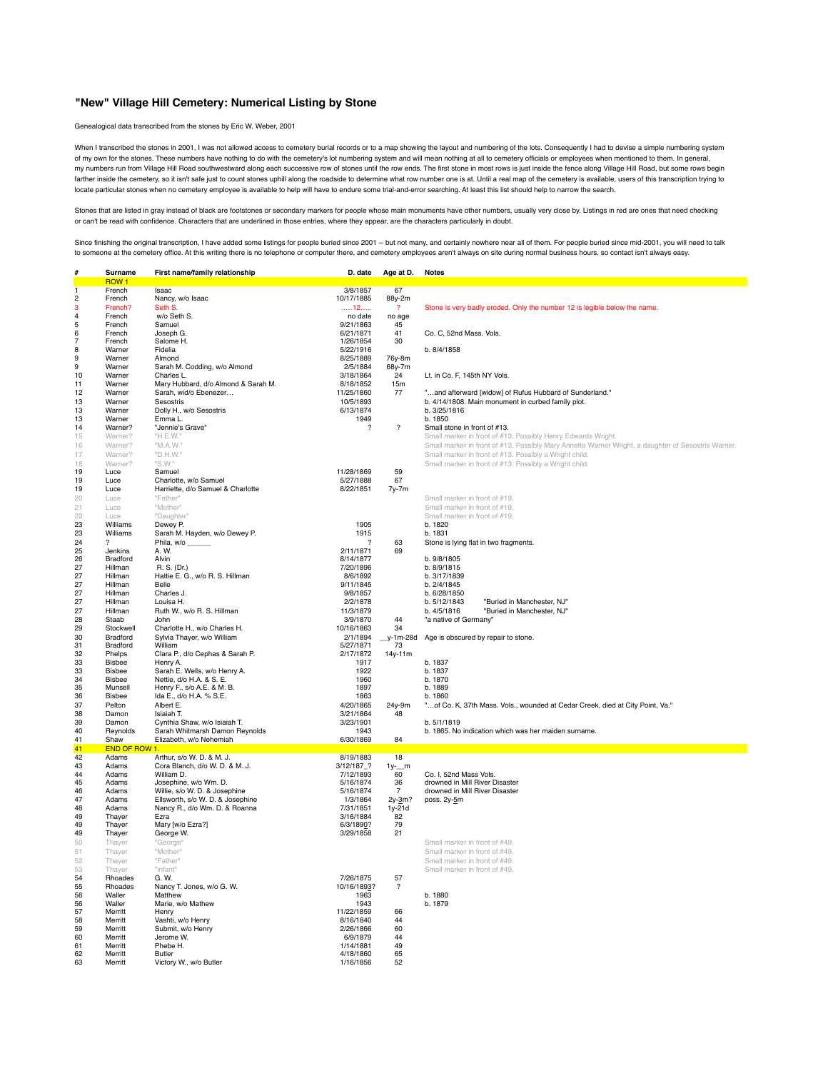## "New" Village Hill Cemetery: Numerical Listing by Stone

Genealogical data transcribed from the stones by Eric W. Weber, 2001

When I transcribed the stones in 2001, I was not allowed access to cemetery burial records or to a map showing the layout and numbering of the lots. Consequently I had to devise a simple numbering system of my own for the stones. These numbers have nothing to do with the cemetery's lot numbering system and will mean nothing at all to cemetery officials or employees when mentioned to them. In general, my numbers run from Village Hill Road southwestward along each successive row of stones until the row ends. The first stone in most rows is just inside the fence along Village Hill Road, but some rows begin farther inside the cemetery, so it isn't safe just to count stones uphill along the roadside to determine what row number one is at. Until a real map of the cemetery is available, users of this transcription trying to locate particular stones when no cemetery employee is available to help will have to endure some trial-and-error searching. At least this list should help to narrow the search.

Stones that are listed in gray instead of black are footstones or secondary markers for people whose main monuments have other numbers, usually very close by. Listings in red are ones that need checking or can't be read with confidence. Characters that are underlined in those entries, where they appear, are the characters particularly in doubt.

Since finishing the original transcription, I have added some listings for people buried since 2001 -- but not many, and certainly nowhere near all of them. For people buried since mid-2001, you will need to talk to someone at the cemetery office. At this writing there is no telephone or computer there, and cemetery employees aren't always on site during normal business hours, so contact isn't always easy.

| # | Surname | First name/family relationship | D. date | Age at D. | Notes |
|---|---|---|---|---|---|
| | ROW 1 | | | | |
| 1 | French | Isaac | 3/8/1857 | 67 | |
| 2 | French | Nancy, w/o Isaac | 10/17/1885 | 88y-2m | |
| 3 | French? | Seth S. | .....12..... | ? | Stone is very badly eroded. Only the number 12 is legible below the name. |
| 4 | French | w/o Seth S. | no date | no age | |
| 5 | French | Samuel | 9/21/1863 | 45 | |
| 6 | French | Joseph G. | 6/21/1871 | 41 | Co. C, 52nd Mass. Vols. |
| 7 | French | Salome H. | 1/26/1854 | 30 | |
| 8 | Warner | Fidelia | 5/22/1916 | | b. 8/4/1858 |
| 9 | Warner | Almond | 8/25/1889 | 76y-8m | |
| 9 | Warner | Sarah M. Codding, w/o Almond | 2/5/1884 | 68y-7m | |
| 10 | Warner | Charles L. | 3/18/1864 | 24 | Lt. in Co. F, 145th NY Vols. |
| 11 | Warner | Mary Hubbard, d/o Almond & Sarah M. | 8/18/1852 | 15m | |
| 12 | Warner | Sarah, wid/o Ebenezer… | 11/25/1860 | 77 | "…and afterward [widow] of Rufus Hubbard of Sunderland." |
| 13 | Warner | Sesostris | 10/5/1893 | | b. 4/14/1808. Main monument in curbed family plot. |
| 13 | Warner | Dolly H., w/o Sesostris | 6/13/1874 | | b. 3/25/1816 |
| 13 | Warner | Emma L. | 1949 | | b. 1850 |
| 14 | Warner? | "Jennie's Grave" | ? | ? | Small stone in front of #13. |
| 15 | Warner? | "H.E.W." | | | Small marker in front of #13. Possibly Henry Edwards Wright. |
| 16 | Warner? | "M.A.W." | | | Small marker in front of #13. Possibly Mary Annette Warner Wright, a daughter of Sesostris Warner. |
| 17 | Warner? | "D.H.W." | | | Small marker in front of #13. Possibly a Wright child. |
| 18 | Warner? | "S.W." | | | Small marker in front of #13. Possibly a Wright child. |
| 19 | Luce | Samuel | 11/28/1869 | 59 | |
| 19 | Luce | Charlotte, w/o Samuel | 5/27/1888 | 67 | |
| 19 | Luce | Harriette, d/o Samuel & Charlotte | 8/22/1851 | 7y-7m | |
| 20 | Luce | "Father" | | | Small marker in front of #19. |
| 21 | Luce | "Mother" | | | Small marker in front of #19. |
| 22 | Luce | "Daughter" | | | Small marker in front of #19. |
| 23 | Williams | Dewey P. | 1905 | | b. 1820 |
| 23 | Williams | Sarah M. Hayden, w/o Dewey P. | 1915 | | b. 1831 |
| 24 | ? | Phila, w/o ______ | ? | 63 | Stone is lying flat in two fragments. |
| 25 | Jenkins | A. W. | 2/11/1871 | 69 | |
| 26 | Bradford | Alvin | 8/14/1877 | | b. 9/8/1805 |
| 27 | Hillman | R. S. (Dr.) | 7/20/1896 | | b. 8/9/1815 |
| 27 | Hillman | Hattie E. G., w/o R. S. Hillman | 8/6/1892 | | b. 3/17/1839 |
| 27 | Hillman | Belle | 9/11/1845 | | b. 2/4/1845 |
| 27 | Hillman | Charles J. | 9/8/1857 | | b. 6/28/1850 |
| 27 | Hillman | Louisa H. | 2/2/1878 | | b. 5/12/1843 "Buried in Manchester, NJ" |
| 27 | Hillman | Ruth W., w/o R. S. Hillman | 11/3/1879 | | b. 4/5/1816 "Buried in Manchester, NJ" |
| 28 | Staab | John | 3/9/1870 | 44 | "a native of Germany" |
| 29 | Stockwell | Charlotte H., w/o Charles H. | 10/16/1863 | 34 | |
| 30 | Bradford | Sylvia Thayer, w/o William | 2/1/1894 | __y-1m-28d | Age is obscured by repair to stone. |
| 31 | Bradford | William | 5/27/1871 | 73 | |
| 32 | Phelps | Clara P., d/o Cephas & Sarah P. | 2/17/1872 | 14y-11m | |
| 33 | Bisbee | Henry A. | 1917 | | b. 1837 |
| 33 | Bisbee | Sarah E. Wells, w/o Henry A. | 1922 | | b. 1837 |
| 34 | Bisbee | Nettie, d/o H.A. & S. E. | 1960 | | b. 1870 |
| 35 | Munsell | Henry F., s/o A.E. & M. B. | 1897 | | b. 1889 |
| 36 | Bisbee | Ida E., d/o H.A. % S.E. | 1863 | | b. 1860 |
| 37 | Pelton | Albert E. | 4/20/1865 | 24y-9m | "…of Co. K, 37th Mass. Vols., wounded at Cedar Creek, died at City Point, Va." |
| 38 | Damon | Isiaiah T. | 3/21/1864 | 48 | |
| 39 | Damon | Cynthia Shaw, w/o Isiaiah T. | 3/23/1901 | | b. 5/1/1819 |
| 40 | Reynolds | Sarah Whitmarsh Damon Reynolds | 1943 | | b. 1865. No indication which was her maiden surname. |
| 41 | Shaw | Elizabeth, w/o Nehemiah | 6/30/1869 | 84 | |
| 41 | END OF ROW 1. | | | | |
| 42 | Adams | Arthur, s/o W. D. & M. J. | 8/19/1883 | 18 | |
| 43 | Adams | Cora Blanch, d/o W. D. & M. J. | 3/12/187_? | 1y-__m | |
| 44 | Adams | William D. | 7/12/1893 | 60 | Co. I, 52nd Mass Vols. |
| 45 | Adams | Josephine, w/o Wm. D. | 5/16/1874 | 36 | drowned in Mill River Disaster |
| 46 | Adams | Willie, s/o W. D. & Josephine | 5/16/1874 | 7 | drowned in Mill River Disaster |
| 47 | Adams | Ellsworth, s/o W. D. & Josephine | 1/3/1864 | 2y-3m? | poss. 2y-5m |
| 48 | Adams | Nancy R., d/o Wm. D. & Roanna | 7/31/1851 | 1y-21d | |
| 49 | Thayer | Ezra | 3/16/1884 | 82 | |
| 49 | Thayer | Mary [w/o Ezra?] | 6/3/1890? | 79 | |
| 49 | Thayer | George W. | 3/29/1858 | 21 | |
| 50 | Thayer | "George" | | | Small marker in front of #49. |
| 51 | Thayer | "Mother" | | | Small marker in front of #49. |
| 52 | Thayer | "Father" | | | Small marker in front of #49. |
| 53 | Thayer | "infant" | | | Small marker in front of #49. |
| 54 | Rhoades | G. W. | 7/26/1875 | 57 | |
| 55 | Rhoades | Nancy T. Jones, w/o G. W. | 10/16/1893? | ? | |
| 56 | Waller | Matthew | 1963 | | b. 1880 |
| 56 | Waller | Marie, w/o Mathew | 1943 | | b. 1879 |
| 57 | Merritt | Henry | 11/22/1859 | 66 | |
| 58 | Merritt | Vashti, w/o Henry | 8/16/1840 | 44 | |
| 59 | Merritt | Submit, w/o Henry | 2/26/1866 | 60 | |
| 60 | Merritt | Jerome W. | 6/9/1879 | 44 | |
| 61 | Merritt | Phebe H. | 1/14/1881 | 49 | |
| 62 | Merritt | Butler | 4/18/1860 | 65 | |
| 63 | Merritt | Victory W., w/o Butler | 1/16/1856 | 52 | |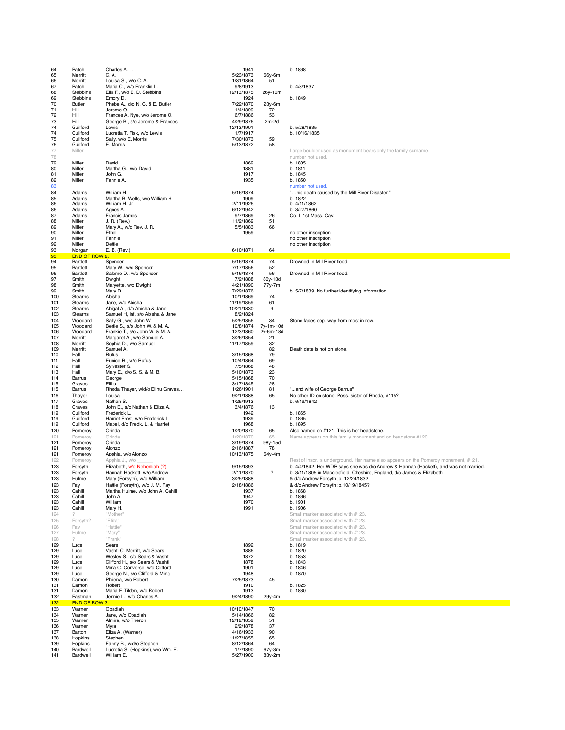| | | | | | |
|---|---|---|---|---|---|
| 64 | Patch | Charles A. L. | 1941 | | b. 1868 |
| 65 | Merritt | C. A. | 5/23/1873 | 66y-6m | |
| 66 | Merritt | Louisa S., w/o C. A. | 1/31/1864 | 51 | |
| 67 | Patch | Maria C., w/o Franklin L. | 9/8/1913 | | b. 4/8/1837 |
| 68 | Stebbins | Ella F., w/o E. D. Stebbins | 12/13/1875 | 26y-10m | |
| 69 | Stebbins | Emory D. | 1924 | | b. 1849 |
| 70 | Butler | Phebe A., d/o N. C. & E. Butler | 7/22/1870 | 23y-6m | |
| 71 | Hill | Jerome O. | 1/4/1899 | 72 | |
| 72 | Hill | Frances A. Nye, w/o Jerome O. | 6/7/1886 | 53 | |
| 73 | Hill | George B., s/o Jerome & Frances | 4/29/1876 | 2m-2d | |
| 74 | Guilford | Lewis | 12/13/1901 | | b. 5/28/1835 |
| 74 | Guilford | Lucretia T. Fisk, w/o Lewis | 1/7/1917 | | b. 10/16/1835 |
| 75 | Guilford | Sally, w/o E. Morris | 7/30/1873 | 59 | |
| 76 | Guilford | E. Morris | 5/13/1872 | 58 | |
| 77 | Miller | | | | Large boulder used as monument bears only the family surname. |
| 78 | | | | | number not used. |
| 79 | Miller | David | 1869 | | b. 1805 |
| 80 | Miller | Martha G., w/o David | 1881 | | b. 1811 |
| 81 | Miller | John G. | 1917 | | b. 1845 |
| 82 | Miller | Fannie A. | 1935 | | b. 1850 |
| 83 | | | | | number not used. |
| 84 | Adams | William H. | 5/16/1874 | | "…his death caused by the Mill River Disaster." |
| 85 | Adams | Martha B. Wells, w/o William H. | 1909 | | b. 1822 |
| 86 | Adams | William H. Jr. | 2/11/1926 | | b. 4/11/1862 |
| 86 | Adams | Agnes A. | 6/12/1942 | | b. 3/27/1860 |
| 87 | Adams | Francis James | 9/7/1869 | 26 | Co. I, 1st Mass. Cav. |
| 88 | Miller | J. R. (Rev.) | 11/2/1869 | 51 | |
| 89 | Miller | Mary A., w/o Rev. J. R. | 5/5/1883 | 66 | |
| 90 | Miller | Ethel | 1959 | | no other inscription |
| 91 | Miller | Fannie | | | no other inscription |
| 92 | Miller | Dettie | | | no other inscription |
| 93 | Morgan | E. B. (Rev.) | 6/10/1871 | 64 | |
| 93 | END OF ROW 2. | | | | |
| 94 | Bartlett | Spencer | 5/16/1874 | 74 | Drowned in Mill River flood. |
| 95 | Bartlett | Mary W., w/o Spencer | 7/17/1856 | 52 | |
| 96 | Bartlett | Salome D., w/o Spencer | 5/16/1874 | 56 | Drowned in Mill River flood. |
| 97 | Smith | Dwight | 7/2/1888 | 80y-13d | |
| 98 | Smith | Maryette, w/o Dwight | 4/21/1890 | 77y-7m | |
| 99 | Smith | Mary D. | 7/29/1876 | | b. 5/7/1839. No further identifying information. |
| 100 | Stearns | Abisha | 10/1/1869 | 74 | |
| 101 | Stearns | Jane, w/o Abisha | 11/19/1859 | 61 | |
| 102 | Stearns | Abigal A., d/o Abisha & Jane | 10/21/1830 | 9 | |
| 103 | Stearns | Samuel H, inf. s/o Abisha & Jane | 8/2/1824 | | |
| 104 | Woodard | Sally G., w/o John W. | 5/25/1856 | 34 | Stone faces opp. way from most in row. |
| 105 | Woodard | Bertie S., s/o John W. & M. A. | 10/8/1874 | 7y-1m-10d | |
| 106 | Woodard | Frankie T., s/o John W. & M. A. | 12/3/1860 | 2y-6m-18d | |
| 107 | Merritt | Margaret A., w/o Samuel A. | 3/26/1854 | 21 | |
| 108 | Merritt | Sophia D., w/o Samuel | 11/17/1859 | 32 | |
| 109 | Merritt | Samuel A. | | 82 | Death date is not on stone. |
| 110 | Hall | Rufus | 3/15/1868 | 79 | |
| 111 | Hall | Eunice R., w/o Rufus | 10/4/1864 | 69 | |
| 112 | Hall | Sylvester S. | 7/5/1868 | 48 | |
| 113 | Hall | Mary E., d/o S. S. & M. B. | 5/10/1873 | 23 | |
| 114 | Barrus | George | 5/15/1868 | 70 | |
| 115 | Graves | Elihu | 3/17/1845 | 28 | |
| 115 | Barrus | Rhoda Thayer, wid/o Elihu Graves… | 1/26/1901 | 81 | "...and wife of George Barrus" |
| 116 | Thayer | Louisa | 9/21/1888 | 65 | No other ID on stone. Poss. sister of Rhoda, #115? |
| 117 | Graves | Nathan S. | 1/25/1913 | | b. 6/19/1842 |
| 118 | Graves | John E., s/o Nathan & Eliza A. | 3/4/1876 | 13 | |
| 119 | Guilford | Frederick L. | 1942 | | b. 1865 |
| 119 | Guilford | Harriet Frost, w/o Frederick L. | 1939 | | b. 1865 |
| 119 | Guilford | Mabel, d/o Fredk. L. & Harriet | 1968 | | b. 1895 |
| 120 | Pomeroy | Orinda | 1/20/1870 | 65 | Also named on #121. This is her headstone. |
| 121 | Pomeroy | Orinda | 1/20/1870 | 65 | Name appears on this family monument and on headstone #120. |
| 121 | Pomeroy | Orinda | 3/19/1874 | 98y-15d | |
| 121 | Pomeroy | Alonzo | 2/16/1887 | 78 | |
| 121 | Pomeroy | Apphia, w/o Alonzo | 10/13/1875 | 64y-4m | |
| 122 | Pomeroy | Apphia J., w/o ______ | | | Rest of inscr. Is underground. Her name also appears on the Pomeroy monument, #121. |
| 123 | Forsyth | Elizabeth, w/o Nehemiah (?) | 9/15/1893 | | b. 4/4/1842. Her WDR says she was d/o Andrew & Hannah (Hackett), and was not married. |
| 123 | Forsyth | Hannah Hackett, w/o Andrew | 2/11/1870 | ? | b. 3/11/1805 in Macclesfield, Cheshire, England, d/o James & Elizabeth |
| 123 | Hulme | Mary (Forsyth), w/o William | 3/25/1888 | | & d/o Andrew Forsyth; b. 12/24/1832. |
| 123 | Fay | Hattie (Forsyth), w/o J. M. Fay | 2/18/1886 | | & d/o Andrew Forsyth; b.10/19/1845? |
| 123 | Cahill | Martha Hulme, w/o John A. Cahill | 1937 | | b. 1868 |
| 123 | Cahill | John A. | 1947 | | b. 1866 |
| 123 | Cahill | William | 1970 | | b. 1901 |
| 123 | Cahill | Mary H. | 1991 | | b. 1906 |
| 124 | ? | "Mother" | | | Small marker associated with #123. |
| 125 | Forsyth? | "Eliza" | | | Small marker associated with #123. |
| 126 | Fay | "Hattie" | | | Small marker associated with #123. |
| 127 | Hulme | "Mary" | | | Small marker associated with #123. |
| 128 | ? | "Frank" | | | Small marker associated with #123. |
| 129 | Luce | Sears | 1892 | | b. 1819 |
| 129 | Luce | Vashti C. Merritt, w/o Sears | 1886 | | b. 1820 |
| 129 | Luce | Wesley S., s/o Sears & Vashti | 1872 | | b. 1853 |
| 129 | Luce | Clifford H., s/o Sears & Vashti | 1878 | | b. 1843 |
| 129 | Luce | Mina C. Converse, w/o Clifford | 1901 | | b. 1846 |
| 129 | Luce | George N., s/o Clifford & Mina | 1948 | | b. 1870 |
| 130 | Damon | Philena, w/o Robert | 7/25/1873 | 45 | |
| 131 | Damon | Robert | 1910 | | b. 1825 |
| 131 | Damon | Maria F. Tilden, w/o Robert | 1913 | | b. 1830 |
| 132 | Eastman | Jennie L., w/o Charles A. | 9/24/1890 | 29y-4m | |
| 132 | END OF ROW 3. | | | | |
| 133 | Warner | Obadiah | 10/10/1847 | 70 | |
| 134 | Warner | Jane, w/o Obadiah | 5/14/1866 | 82 | |
| 135 | Warner | Almira, w/o Theron | 12/12/1859 | 51 | |
| 136 | Warner | Myra | 2/2/1878 | 37 | |
| 137 | Barton | Eliza A. (Warner) | 4/16/1933 | 90 | |
| 138 | Hopkins | Stephen | 11/27/1855 | 65 | |
| 139 | Hopkins | Fanny B., wid/o Stephen | 8/12/1864 | 64 | |
| 140 | Bardwell | Lucretia S. (Hopkins), w/o Wm. E. | 1/7/1890 | 67y-3m | |
| 141 | Bardwell | William E. | 5/27/1900 | 83y-2m | |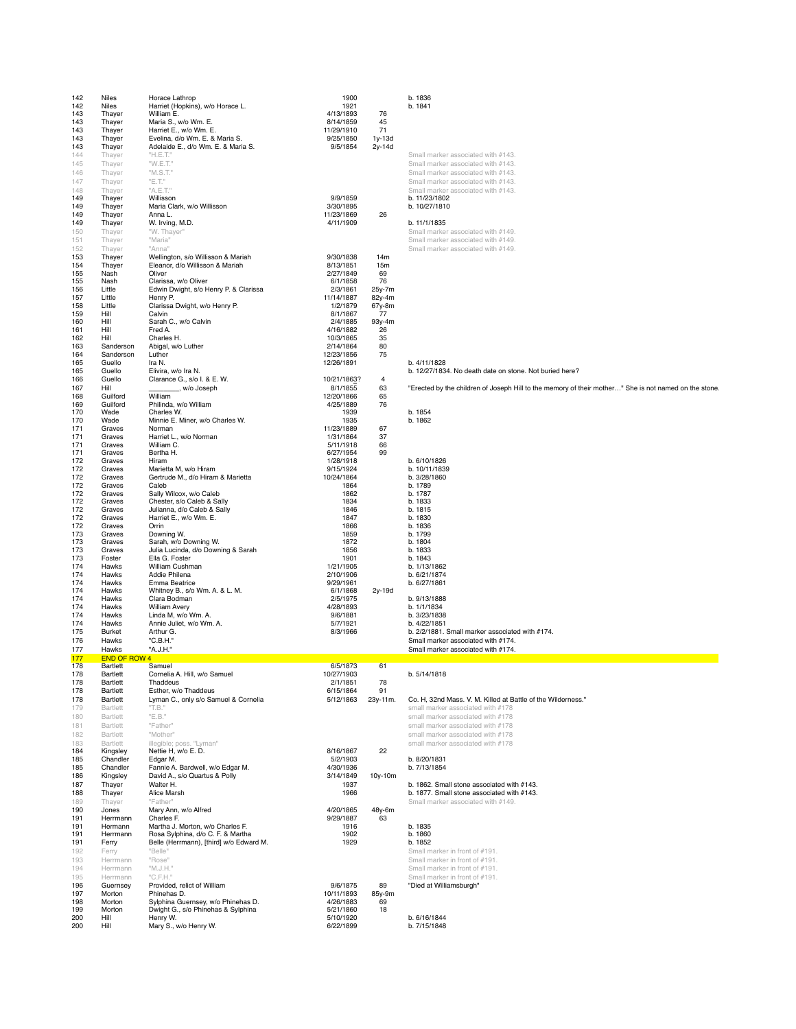| | | | | | |
|---|---|---|---|---|---|
| 142 | Niles | Horace Lathrop | 1900 | | b. 1836 |
| 142 | Niles | Harriet (Hopkins), w/o Horace L. | 1921 | | b. 1841 |
| 143 | Thayer | William E. | 4/13/1893 | 76 | |
| 143 | Thayer | Maria S., w/o Wm. E. | 8/14/1859 | 45 | |
| 143 | Thayer | Harriet E., w/o Wm. E. | 11/29/1910 | 71 | |
| 143 | Thayer | Evelina, d/o Wm. E. & Maria S. | 9/25/1850 | 1y-13d | |
| 143 | Thayer | Adelaide E., d/o Wm. E. & Maria S. | 9/5/1854 | 2y-14d | |
| 144 | Thayer | "H.E.T." | | | Small marker associated with #143. |
| 145 | Thayer | "W.E.T." | | | Small marker associated with #143. |
| 146 | Thayer | "M.S.T." | | | Small marker associated with #143. |
| 147 | Thayer | "E.T." | | | Small marker associated with #143. |
| 148 | Thayer | "A.E.T." | | | Small marker associated with #143. |
| 149 | Thayer | Willisson | 9/9/1859 | | b. 11/23/1802 |
| 149 | Thayer | Maria Clark, w/o Willisson | 3/30/1895 | | b. 10/27/1810 |
| 149 | Thayer | Anna L. | 11/23/1869 | 26 | |
| 149 | Thayer | W. Irving, M.D. | 4/11/1909 | | b. 11/1/1835 |
| 150 | Thayer | "W. Thayer" | | | Small marker associated with #149. |
| 151 | Thayer | "Maria" | | | Small marker associated with #149. |
| 152 | Thayer | "Anna" | | | Small marker associated with #149. |
| 153 | Thayer | Wellington, s/o Willisson & Mariah | 9/30/1838 | 14m | |
| 154 | Thayer | Eleanor, d/o Willisson & Mariah | 8/13/1851 | 15m | |
| 155 | Nash | Oliver | 2/27/1849 | 69 | |
| 155 | Nash | Clarissa, w/o Oliver | 6/1/1858 | 76 | |
| 156 | Little | Edwin Dwight, s/o Henry P. & Clarissa | 2/3/1861 | 25y-7m | |
| 157 | Little | Henry P. | 11/14/1887 | 82y-4m | |
| 158 | Little | Clarissa Dwight, w/o Henry P. | 1/2/1879 | 67y-8m | |
| 159 | Hill | Calvin | 8/1/1867 | 77 | |
| 160 | Hill | Sarah C., w/o Calvin | 2/4/1885 | 93y-4m | |
| 161 | Hill | Fred A. | 4/16/1882 | 26 | |
| 162 | Hill | Charles H. | 10/3/1865 | 35 | |
| 163 | Sanderson | Abigal, w/o Luther | 2/14/1864 | 80 | |
| 164 | Sanderson | Luther | 12/23/1856 | 75 | |
| 165 | Guello | Ira N. | 12/26/1891 | | b. 4/11/1828 |
| 165 | Guello | Elivira, w/o Ira N. | | | b. 12/27/1834. No death date on stone. Not buried here? |
| 166 | Guello | Clarance G., s/o I. & E. W. | 10/21/1863? | 4 | |
| 167 | Hill | ________, w/o Joseph | 8/1/1855 | 63 | "Erected by the children of Joseph Hill to the memory of their mother…" She is not named on the stone. |
| 168 | Guilford | William | 12/20/1866 | 65 | |
| 169 | Guilford | Philinda, w/o William | 4/25/1889 | 76 | |
| 170 | Wade | Charles W. | 1939 | | b. 1854 |
| 170 | Wade | Minnie E. Miner, w/o Charles W. | 1935 | | b. 1862 |
| 171 | Graves | Norman | 11/23/1889 | 67 | |
| 171 | Graves | Harriet L., w/o Norman | 1/31/1864 | 37 | |
| 171 | Graves | William C. | 5/11/1918 | 66 | |
| 171 | Graves | Bertha H. | 6/27/1954 | 99 | |
| 172 | Graves | Hiram | 1/28/1918 | | b. 6/10/1826 |
| 172 | Graves | Marietta M, w/o Hiram | 9/15/1924 | | b. 10/11/1839 |
| 172 | Graves | Gertrude M., d/o Hiram & Marietta | 10/24/1864 | | b. 3/28/1860 |
| 172 | Graves | Caleb | 1864 | | b. 1789 |
| 172 | Graves | Sally Wilcox, w/o Caleb | 1862 | | b. 1787 |
| 172 | Graves | Chester, s/o Caleb & Sally | 1834 | | b. 1833 |
| 172 | Graves | Julianna, d/o Caleb & Sally | 1846 | | b. 1815 |
| 172 | Graves | Harriet E., w/o Wm. E. | 1847 | | b. 1830 |
| 172 | Graves | Orrin | 1866 | | b. 1836 |
| 173 | Graves | Downing W. | 1859 | | b. 1799 |
| 173 | Graves | Sarah, w/o Downing W. | 1872 | | b. 1804 |
| 173 | Graves | Julia Lucinda, d/o Downing & Sarah | 1856 | | b. 1833 |
| 173 | Foster | Ella G. Foster | 1901 | | b. 1843 |
| 174 | Hawks | William Cushman | 1/21/1905 | | b. 1/13/1862 |
| 174 | Hawks | Addie Philena | 2/10/1906 | | b. 6/21/1874 |
| 174 | Hawks | Emma Beatrice | 9/29/1961 | | b. 6/27/1861 |
| 174 | Hawks | Whitney B., s/o Wm. A. & L. M. | 6/1/1868 | 2y-19d | |
| 174 | Hawks | Clara Bodman | 2/5/1975 | | b. 9/13/1888 |
| 174 | Hawks | William Avery | 4/28/1893 | | b. 1/1/1834 |
| 174 | Hawks | Linda M, w/o Wm. A. | 9/6/1881 | | b. 3/23/1838 |
| 174 | Hawks | Annie Juliet, w/o Wm. A. | 5/7/1921 | | b. 4/22/1851 |
| 175 | Burket | Arthur G. | 8/3/1966 | | b. 2/2/1881. Small marker associated with #174. |
| 176 | Hawks | "C.B.H." | | | Small marker associated with #174. |
| 177 | Hawks | "A.J.H." | | | Small marker associated with #174. |
| 177 | END OF ROW 4 | | | | |
| 178 | Bartlett | Samuel | 6/5/1873 | 61 | |
| 178 | Bartlett | Cornelia A. Hill, w/o Samuel | 10/27/1903 | | b. 5/14/1818 |
| 178 | Bartlett | Thaddeus | 2/1/1851 | 78 | |
| 178 | Bartlett | Esther, w/o Thaddeus | 6/15/1864 | 91 | |
| 178 | Bartlett | Lyman C., only s/o Samuel & Cornelia | 5/12/1863 | 23y-11m. | Co. H, 32nd Mass. V. M. Killed at Battle of the Wilderness." |
| 179 | Bartlett | "T.B." | | | small marker associated with #178 |
| 180 | Bartlett | "E.B." | | | small marker associated with #178 |
| 181 | Bartlett | "Father" | | | small marker associated with #178 |
| 182 | Bartlett | "Mother" | | | small marker associated with #178 |
| 183 | Bartlett | illegible: poss. "Lyman" | | | small marker associated with #178 |
| 184 | Kingsley | Nettie H, w/o E. D. | 8/16/1867 | 22 | |
| 185 | Chandler | Edgar M. | 5/2/1903 | | b. 8/20/1831 |
| 185 | Chandler | Fannie A. Bardwell, w/o Edgar M. | 4/30/1936 | | b. 7/13/1854 |
| 186 | Kingsley | David A., s/o Quartus & Polly | 3/14/1849 | 10y-10m | |
| 187 | Thayer | Walter H. | 1937 | | b. 1862. Small stone associated with #143. |
| 188 | Thayer | Alice Marsh | 1966 | | b. 1877. Small stone associated with #143. |
| 189 | Thayer | "Father" | | | Small marker associated with #149. |
| 190 | Jones | Mary Ann, w/o Alfred | 4/20/1865 | 48y-6m | |
| 191 | Herrmann | Charles F. | 9/29/1887 | 63 | |
| 191 | Hermann | Martha J. Morton, w/o Charles F. | 1916 | | b. 1835 |
| 191 | Herrmann | Rosa Sylphina, d/o C. F. & Martha | 1902 | | b. 1860 |
| 191 | Ferry | Belle (Herrmann), [third] w/o Edward M. | 1929 | | b. 1852 |
| 192 | Ferry | "Belle" | | | Small marker in front of #191. |
| 193 | Herrmann | "Rose" | | | Small marker in front of #191. |
| 194 | Herrmann | "M.J.H." | | | Small marker in front of #191. |
| 195 | Herrmann | "C.F.H." | | | Small marker in front of #191. |
| 196 | Guernsey | Provided, relict of William | 9/6/1875 | 89 | "Died at Williamsburgh" |
| 197 | Morton | Phinehas D. | 10/11/1893 | 85y-9m | |
| 198 | Morton | Sylphina Guernsey, w/o Phinehas D. | 4/26/1883 | 69 | |
| 199 | Morton | Dwight G., s/o Phinehas & Sylphina | 5/21/1860 | 18 | |
| 200 | Hill | Henry W. | 5/10/1920 | | b. 6/16/1844 |
| 200 | Hill | Mary S., w/o Henry W. | 6/22/1899 | | b. 7/15/1848 |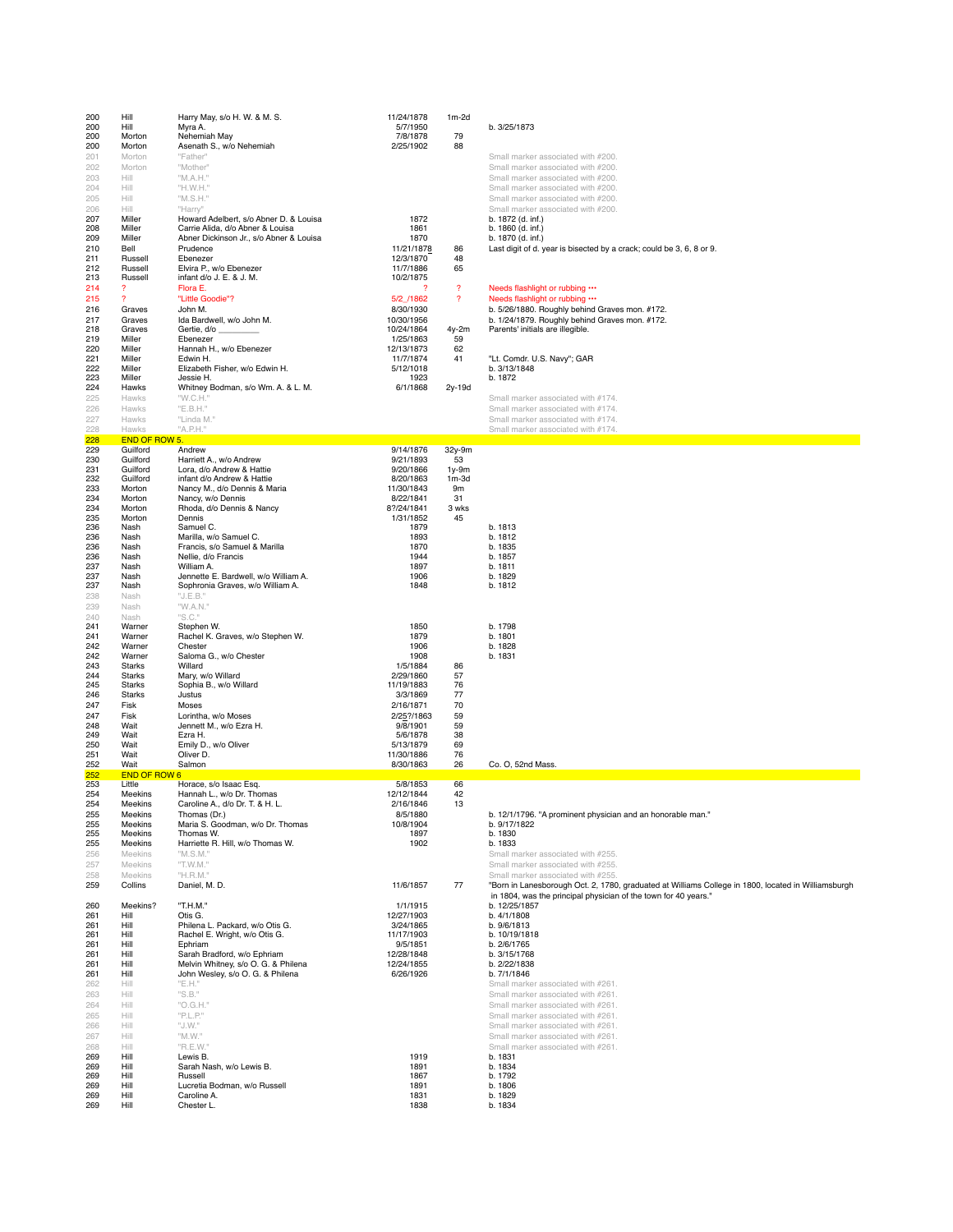| | | | | | |
|---|---|---|---|---|---|
| 200 | Hill | Harry May, s/o H. W. & M. S. | 11/24/1878 | 1m-2d | |
| 200 | Hill | Myra A. | 5/7/1950 | | b. 3/25/1873 |
| 200 | Morton | Nehemiah May | 7/8/1878 | 79 | |
| 200 | Morton | Asenath S., w/o Nehemiah | 2/25/1902 | 88 | |
| 201 | Morton | "Father" | | | Small marker associated with #200. |
| 202 | Morton | "Mother" | | | Small marker associated with #200. |
| 203 | Hill | "M.A.H." | | | Small marker associated with #200. |
| 204 | Hill | "H.W.H." | | | Small marker associated with #200. |
| 205 | Hill | "M.S.H." | | | Small marker associated with #200. |
| 206 | Hill | "Harry" | | | Small marker associated with #200. |
| 207 | Miller | Howard Adelbert, s/o Abner D. & Louisa | 1872 | | b. 1872 (d. inf.) |
| 208 | Miller | Carrie Alida, d/o Abner & Louisa | 1861 | | b. 1860 (d. inf.) |
| 209 | Miller | Abner Dickinson Jr., s/o Abner & Louisa | 1870 | | b. 1870 (d. inf.) |
| 210 | Bell | Prudence | 11/21/1878 | 86 | Last digit of d. year is bisected by a crack; could be 3, 6, 8 or 9. |
| 211 | Russell | Ebenezer | 12/3/1870 | 48 | |
| 212 | Russell | Elvira P., w/o Ebenezer | 11/7/1886 | 65 | |
| 213 | Russell | infant d/o J. E. & J. M. | 10/2/1875 | | |
| 214 | ? | Flora E. | ? | ? | Needs flashlight or rubbing ••• |
| 215 | ? | "Little Goodie"? | 5/2_/1862 | ? | Needs flashlight or rubbing ••• |
| 216 | Graves | John M. | 8/30/1930 | | b. 5/26/1880. Roughly behind Graves mon. #172. |
| 217 | Graves | Ida Bardwell, w/o John M. | 10/30/1956 | | b. 1/24/1879. Roughly behind Graves mon. #172. |
| 218 | Graves | Gertie, d/o ________ | 10/24/1864 | 4y-2m | Parents' initials are illegible. |
| 219 | Miller | Ebenezer | 1/25/1863 | 59 | |
| 220 | Miller | Hannah H., w/o Ebenezer | 12/13/1873 | 62 | |
| 221 | Miller | Edwin H. | 11/7/1874 | 41 | "Lt. Comdr. U.S. Navy"; GAR |
| 222 | Miller | Elizabeth Fisher, w/o Edwin H. | 5/12/1018 | | b. 3/13/1848 |
| 223 | Miller | Jessie H. | 1923 | | b. 1872 |
| 224 | Hawks | Whitney Bodman, s/o Wm. A. & L. M. | 6/1/1868 | 2y-19d | |
| 225 | Hawks | "W.C.H." | | | Small marker associated with #174. |
| 226 | Hawks | "E.B.H." | | | Small marker associated with #174. |
| 227 | Hawks | "Linda M." | | | Small marker associated with #174. |
| 228 | Hawks | "A.P.H." | | | Small marker associated with #174. |
| **228** | **END OF ROW 5.** | | | | |
| 229 | Guilford | Andrew | 9/14/1876 | 32y-9m | |
| 230 | Guilford | Harriett A., w/o Andrew | 9/21/1893 | 53 | |
| 231 | Guilford | Lora, d/o Andrew & Hattie | 9/20/1866 | 1y-9m | |
| 232 | Guilford | infant d/o Andrew & Hattie | 8/20/1863 | 1m-3d | |
| 233 | Morton | Nancy M., d/o Dennis & Maria | 11/30/1843 | 9m | |
| 234 | Morton | Nancy, w/o Dennis | 8/22/1841 | 31 | |
| 234 | Morton | Rhoda, d/o Dennis & Nancy | 8?/24/1841 | 3 wks | |
| 235 | Morton | Dennis | 1/31/1852 | 45 | |
| 236 | Nash | Samuel C. | 1879 | | b. 1813 |
| 236 | Nash | Marilla, w/o Samuel C. | 1893 | | b. 1812 |
| 236 | Nash | Francis, s/o Samuel & Marilla | 1870 | | b. 1835 |
| 236 | Nash | Nellie, d/o Francis | 1944 | | b. 1857 |
| 237 | Nash | William A. | 1897 | | b. 1811 |
| 237 | Nash | Jennette E. Bardwell, w/o William A. | 1906 | | b. 1829 |
| 237 | Nash | Sophronia Graves, w/o William A. | 1848 | | b. 1812 |
| 238 | Nash | "J.E.B." | | | |
| 239 | Nash | "W.A.N." | | | |
| 240 | Nash | "S.C." | | | |
| 241 | Warner | Stephen W. | 1850 | | b. 1798 |
| 241 | Warner | Rachel K. Graves, w/o Stephen W. | 1879 | | b. 1801 |
| 242 | Warner | Chester | 1906 | | b. 1828 |
| 242 | Warner | Saloma G., w/o Chester | 1908 | | b. 1831 |
| 243 | Starks | Willard | 1/5/1884 | 86 | |
| 244 | Starks | Mary, w/o Willard | 2/29/1860 | 57 | |
| 245 | Starks | Sophia B., w/o Willard | 11/19/1883 | 76 | |
| 246 | Starks | Justus | 3/3/1869 | 77 | |
| 247 | Fisk | Moses | 2/16/1871 | 70 | |
| 247 | Fisk | Lorintha, w/o Moses | 2/25?/1863 | 59 | |
| 248 | Wait | Jennett M., w/o Ezra H. | 9/8/1901 | 59 | |
| 249 | Wait | Ezra H. | 5/6/1878 | 38 | |
| 250 | Wait | Emily D., w/o Oliver | 5/13/1879 | 69 | |
| 251 | Wait | Oliver D. | 11/30/1886 | 76 | |
| 252 | Wait | Salmon | 8/30/1863 | 26 | Co. O, 52nd Mass. |
| **252** | **END OF ROW 6** | | | | |
| 253 | Little | Horace, s/o Isaac Esq. | 5/8/1853 | 66 | |
| 254 | Meekins | Hannah L., w/o Dr. Thomas | 12/12/1844 | 42 | |
| 254 | Meekins | Caroline A., d/o Dr. T. & H. L. | 2/16/1846 | 13 | |
| 255 | Meekins | Thomas (Dr.) | 8/5/1880 | | b. 12/1/1796. "A prominent physician and an honorable man." |
| 255 | Meekins | Maria S. Goodman, w/o Dr. Thomas | 10/8/1904 | | b. 9/17/1822 |
| 255 | Meekins | Thomas W. | 1897 | | b. 1830 |
| 255 | Meekins | Harriette R. Hill, w/o Thomas W. | 1902 | | b. 1833 |
| 256 | Meekins | "M.S.M." | | | Small marker associated with #255. |
| 257 | Meekins | "T.W.M." | | | Small marker associated with #255. |
| 258 | Meekins | "H.R.M." | | | Small marker associated with #255. |
| 259 | Collins | Daniel, M. D. | 11/6/1857 | 77 | "Born in Lanesborough Oct. 2, 1780, graduated at Williams College in 1800, located in Williamsburgh in 1804, was the principal physician of the town for 40 years." |
| 260 | Meekins? | "T.H.M." | 1/1/1915 | | b. 12/25/1857 |
| 261 | Hill | Otis G. | 12/27/1903 | | b. 4/1/1808 |
| 261 | Hill | Philena L. Packard, w/o Otis G. | 3/24/1865 | | b. 9/6/1813 |
| 261 | Hill | Rachel E. Wright, w/o Otis G. | 11/17/1903 | | b. 10/19/1818 |
| 261 | Hill | Ephriam | 9/5/1851 | | b. 2/6/1765 |
| 261 | Hill | Sarah Bradford, w/o Ephriam | 12/28/1848 | | b. 3/15/1768 |
| 261 | Hill | Melvin Whitney, s/o O. G. & Philena | 12/24/1855 | | b. 2/22/1838 |
| 261 | Hill | John Wesley, s/o O. G. & Philena | 6/26/1926 | | b. 7/1/1846 |
| 262 | Hill | "E.H." | | | Small marker associated with #261. |
| 263 | Hill | "S.B." | | | Small marker associated with #261. |
| 264 | Hill | "O.G.H." | | | Small marker associated with #261. |
| 265 | Hill | "P.L.P." | | | Small marker associated with #261. |
| 266 | Hill | "J.W." | | | Small marker associated with #261. |
| 267 | Hill | "M.W." | | | Small marker associated with #261. |
| 268 | Hill | "R.E.W." | | | Small marker associated with #261. |
| 269 | Hill | Lewis B. | 1919 | | b. 1831 |
| 269 | Hill | Sarah Nash, w/o Lewis B. | 1891 | | b. 1834 |
| 269 | Hill | Russell | 1867 | | b. 1792 |
| 269 | Hill | Lucretia Bodman, w/o Russell | 1891 | | b. 1806 |
| 269 | Hill | Caroline A. | 1831 | | b. 1829 |
| 269 | Hill | Chester L. | 1838 | | b. 1834 |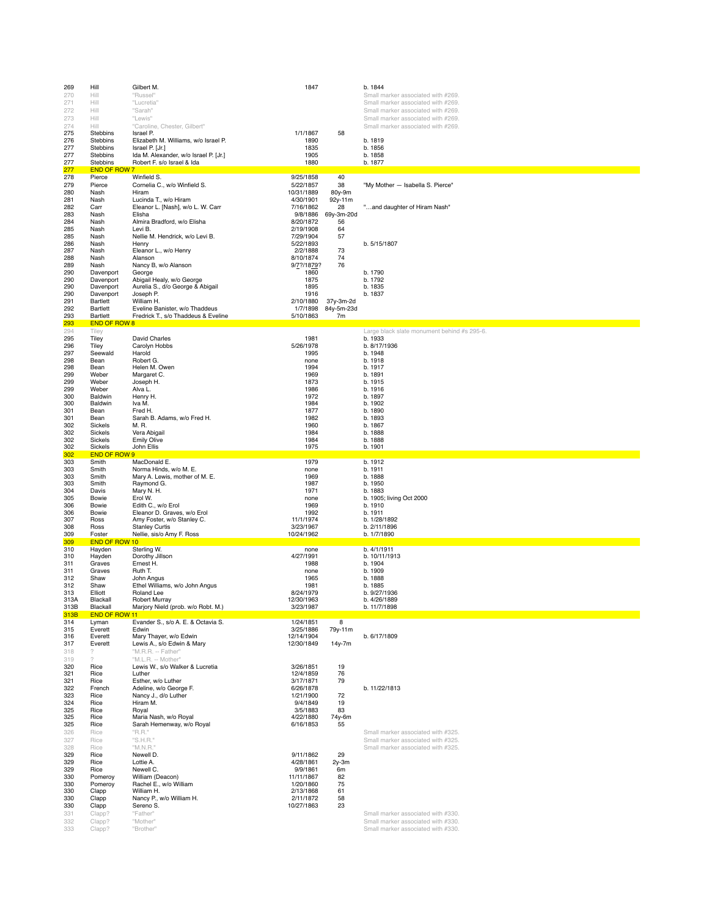| | | | | | |
|---|---|---|---|---|---|
| 269 | Hill | Gilbert M. | 1847 | | b. 1844 |
| 270 | Hill | "Russel" | | | Small marker associated with #269. |
| 271 | Hill | "Lucretia" | | | Small marker associated with #269. |
| 272 | Hill | "Sarah" | | | Small marker associated with #269. |
| 273 | Hill | "Lewis" | | | Small marker associated with #269. |
| 274 | Hill | "Caroline, Chester, Gilbert" | | | Small marker associated with #269. |
| 275 | Stebbins | Israel P. | 1/1/1867 | 58 | |
| 276 | Stebbins | Elizabeth M. Williams, w/o Israel P. | 1890 | | b. 1819 |
| 277 | Stebbins | Israel P. [Jr.] | 1835 | | b. 1856 |
| 277 | Stebbins | Ida M. Alexander, w/o Israel P. [Jr.] | 1905 | | b. 1858 |
| 277 | Stebbins | Robert F. s/o Israel & Ida | 1880 | | b. 1877 |
| 277 | END OF ROW 7 | | | | |
| 278 | Pierce | Winfield S. | 9/25/1858 | 40 | |
| 279 | Pierce | Cornelia C., w/o Winfield S. | 5/22/1857 | 38 | "My Mother — Isabella S. Pierce" |
| 280 | Nash | Hiram | 10/31/1889 | 80y-9m | |
| 281 | Nash | Lucinda T., w/o Hiram | 4/30/1901 | 92y-11m | |
| 282 | Carr | Eleanor L. [Nash], w/o L. W. Carr | 7/16/1862 | 28 | "…and daughter of Hiram Nash" |
| 283 | Nash | Elisha | 9/8/1886 | 69y-3m-20d | |
| 284 | Nash | Almira Bradford, w/o Elisha | 8/20/1872 | 56 | |
| 285 | Nash | Levi B. | 2/19/1908 | 64 | |
| 285 | Nash | Nellie M. Hendrick, w/o Levi B. | 7/29/1904 | 57 | |
| 286 | Nash | Henry | 5/22/1893 | | b. 5/15/1807 |
| 287 | Nash | Eleanor L., w/o Henry | 2/2/1888 | 73 | |
| 288 | Nash | Alanson | 8/10/1874 | 74 | |
| 289 | Nash | Nancy B, w/o Alanson | 9/7?/1879? | 76 | |
| 290 | Davenport | George | 1860 | | b. 1790 |
| 290 | Davenport | Abigail Healy, w/o George | 1875 | | b. 1792 |
| 290 | Davenport | Aurelia S., d/o George & Abigail | 1895 | | b. 1835 |
| 290 | Davenport | Joseph P. | 1916 | | b. 1837 |
| 291 | Bartlett | William H. | 2/10/1880 | 37y-3m-2d | |
| 292 | Bartlett | Eveline Banister, w/o Thaddeus | 1/7/1898 | 84y-5m-23d | |
| 293 | Bartlett | Fredrick T., s/o Thaddeus & Eveline | 5/10/1863 | 7m | |
| 293 | END OF ROW 8 | | | | |
| 294 | Tiley | | | | Large black slate monument behind #s 295-6. |
| 295 | Tiley | David Charles | 1981 | | b. 1933 |
| 296 | Tiley | Carolyn Hobbs | 5/26/1978 | | b. 8/17/1936 |
| 297 | Seewald | Harold | 1995 | | b. 1948 |
| 298 | Bean | Robert G. | none | | b. 1918 |
| 298 | Bean | Helen M. Owen | 1994 | | b. 1917 |
| 299 | Weber | Margaret C. | 1969 | | b. 1891 |
| 299 | Weber | Joseph H. | 1873 | | b. 1915 |
| 299 | Weber | Alva L. | 1986 | | b. 1916 |
| 300 | Baldwin | Henry H. | 1972 | | b. 1897 |
| 300 | Baldwin | Iva M. | 1984 | | b. 1902 |
| 301 | Bean | Fred H. | 1877 | | b. 1890 |
| 301 | Bean | Sarah B. Adams, w/o Fred H. | 1982 | | b. 1893 |
| 302 | Sickels | M. R. | 1960 | | b. 1867 |
| 302 | Sickels | Vera Abigail | 1984 | | b. 1888 |
| 302 | Sickels | Emily Olive | 1984 | | b. 1888 |
| 302 | Sickels | John Ellis | 1975 | | b. 1901 |
| 302 | END OF ROW 9 | | | | |
| 303 | Smith | MacDonald E. | 1979 | | b. 1912 |
| 303 | Smith | Norma Hinds, w/o M. E. | none | | b. 1911 |
| 303 | Smith | Mary A. Lewis, mother of M. E. | 1969 | | b. 1888 |
| 303 | Smith | Raymond G. | 1987 | | b. 1950 |
| 304 | Davis | Mary N. H. | 1971 | | b. 1883 |
| 305 | Bowie | Erol W. | none | | b. 1905; living Oct 2000 |
| 306 | Bowie | Edith C., w/o Erol | 1969 | | b. 1910 |
| 306 | Bowie | Eleanor D. Graves, w/o Erol | 1992 | | b. 1911 |
| 307 | Ross | Amy Foster, w/o Stanley C. | 11/1/1974 | | b. 1/28/1892 |
| 308 | Ross | Stanley Curtis | 3/23/1967 | | b. 2/11/1896 |
| 309 | Foster | Nellie, sis/o Amy F. Ross | 10/24/1962 | | b. 1/7/1890 |
| 309 | END OF ROW 10 | | | | |
| 310 | Hayden | Sterling W. | none | | b. 4/1/1911 |
| 310 | Hayden | Dorothy Jillson | 4/27/1991 | | b. 10/11/1913 |
| 311 | Graves | Ernest H. | 1988 | | b. 1904 |
| 311 | Graves | Ruth T. | none | | b. 1909 |
| 312 | Shaw | John Angus | 1965 | | b. 1888 |
| 312 | Shaw | Ethel Williams, w/o John Angus | 1981 | | b. 1885 |
| 313 | Elliott | Roland Lee | 8/24/1979 | | b. 9/27/1936 |
| 313A | Blackall | Robert Murray | 12/30/1963 | | b. 4/26/1889 |
| 313B | Blackall | Marjory Nield (prob. w/o Robt. M.) | 3/23/1987 | | b. 11/7/1898 |
| 313B | END OF ROW 11 | | | | |
| 314 | Lyman | Evander S., s/o A. E. & Octavia S. | 1/24/1851 | 8 | |
| 315 | Everett | Edwin | 3/25/1886 | 79y-11m | |
| 316 | Everett | Mary Thayer, w/o Edwin | 12/14/1904 | | b. 6/17/1809 |
| 317 | Everett | Lewis A., s/o Edwin & Mary | 12/30/1849 | 14y-7m | |
| 318 | ? | "M.R.R. -- Father" | | | |
| 319 | ? | "M.L.R. -- Mother" | | | |
| 320 | Rice | Lewis W., s/o Walker & Lucretia | 3/26/1851 | 19 | |
| 321 | Rice | Luther | 12/4/1859 | 76 | |
| 321 | Rice | Esther, w/o Luther | 3/17/1871 | 79 | |
| 322 | French | Adeline, w/o George F. | 6/26/1878 | | b. 11/22/1813 |
| 323 | Rice | Nancy J., d/o Luther | 1/21/1900 | 72 | |
| 324 | Rice | Hiram M. | 9/4/1849 | 19 | |
| 325 | Rice | Royal | 3/5/1883 | 83 | |
| 325 | Rice | Maria Nash, w/o Royal | 4/22/1880 | 74y-6m | |
| 325 | Rice | Sarah Hemenway, w/o Royal | 6/16/1853 | 55 | |
| 326 | Rice | "R.R." | | | Small marker associated with #325. |
| 327 | Rice | "S.H.R." | | | Small marker associated with #325. |
| 328 | Rice | "M.N.R." | | | Small marker associated with #325. |
| 329 | Rice | Newell D. | 9/11/1862 | 29 | |
| 329 | Rice | Lottie A. | 4/28/1861 | 2y-3m | |
| 329 | Rice | Newell C. | 9/9/1861 | 6m | |
| 330 | Pomeroy | William (Deacon) | 11/11/1867 | 82 | |
| 330 | Pomeroy | Rachel E., w/o William | 1/20/1860 | 75 | |
| 330 | Clapp | William H. | 2/13/1868 | 61 | |
| 330 | Clapp | Nancy P., w/o William H. | 2/11/1872 | 58 | |
| 330 | Clapp | Sereno S. | 10/27/1863 | 23 | |
| 331 | Clapp? | "Father" | | | Small marker associated with #330. |
| 332 | Clapp? | "Mother" | | | Small marker associated with #330. |
| 333 | Clapp? | "Brother" | | | Small marker associated with #330. |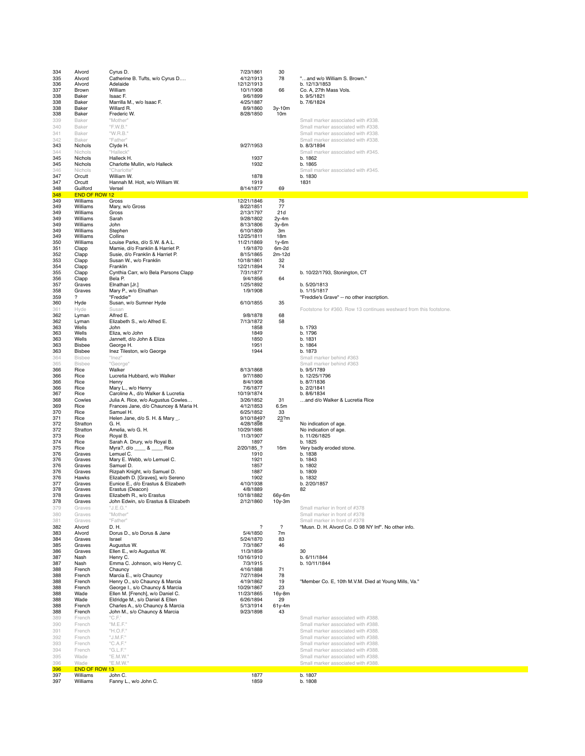| | | | | | |
|---|---|---|---|---|---|
| 334 | Alvord | Cyrus D. | 7/23/1861 | 30 | |
| 335 | Alvord | Catherine B. Tufts, w/o Cyrus D.… | 4/12/1913 | 78 | "…and w/o William S. Brown." |
| 336 | Alvord | Adelaide | 12/12/1913 | | b. 12/13/1853 |
| 337 | Brown | William | 10/1/1908 | 66 | Co. A, 27th Mass Vols. |
| 338 | Baker | Isaac F. | 9/6/1899 | | b. 9/5/1821 |
| 338 | Baker | Marrilla M., w/o Isaac F. | 4/25/1887 | | b. 7/6/1824 |
| 338 | Baker | Willard R. | 8/9/1860 | 3y-10m | |
| 338 | Baker | Frederic W. | 8/28/1850 | 10m | |
| 339 | Baker | "Mother" | | | Small marker associated with #338. |
| 340 | Baker | "F.W.B." | | | Small marker associated with #338. |
| 341 | Baker | "W.R.B." | | | Small marker associated with #338. |
| 342 | Baker | "Father" | | | Small marker associated with #338. |
| 343 | Nichols | Clyde H. | 9/27/1953 | | b. 8/3/1894 |
| 344 | Nichols | "Halleck" | | | Small marker associated with #345. |
| 345 | Nichols | Halleck H. | 1937 | | b. 1862 |
| 345 | Nichols | Charlotte Mullin, w/o Halleck | 1932 | | b. 1865 |
| 346 | Nichols | "Charlotte" | | | Small marker associated with #345. |
| 347 | Orcutt | William W. | 1878 | | b. 1830 |
| 347 | Orcutt | Hannah M. Holt, w/o William W. | 1919 | | 1831 |
| 348 | Guilford | Versel | 8/14/1877 | 69 | |
| 348 | END OF ROW 12 | | | | |
| 349 | Williams | Gross | 12/21/1846 | 76 | |
| 349 | Williams | Mary, w/o Gross | 8/22/1851 | 77 | |
| 349 | Williams | Gross | 2/13/1797 | 21d | |
| 349 | Williams | Sarah | 9/28/1802 | 2y-4m | |
| 349 | Williams | John | 8/13/1806 | 3y-6m | |
| 349 | Williams | Stephen | 6/10/1809 | 3m | |
| 349 | Williams | Collins | 12/25/1811 | 18m | |
| 350 | Williams | Louise Parks, d/o S.W. & A.L. | 11/21/1869 | 1y-6m | |
| 351 | Clapp | Mamie, d/o Franklin & Harriet P. | 1/9/1870 | 6m-2d | |
| 352 | Clapp | Susie, d/o Franklin & Harriet P. | 8/15/1865 | 2m-12d | |
| 353 | Clapp | Susan W., w/o Franklin | 10/18/1861 | 32 | |
| 354 | Clapp | Franklin | 12/21/1894 | 74 | |
| 355 | Clapp | Cynthia Carr, w/o Bela Parsons Clapp | 7/31/1877 | | b. 10/22/1793, Stonington, CT |
| 356 | Clapp | Bela P. | 9/4/1856 | 64 | |
| 357 | Graves | Elnathan [Jr.] | 1/25/1892 | | b. 5/20/1813 |
| 358 | Graves | Mary P., w/o Elnathan | 1/9/1908 | | b. 1/15/1817 |
| 359 | ? | "Freddie" | | | "Freddie's Grave" -- no other inscription. |
| 360 | Hyde | Susan, w/o Sumner Hyde | 6/10/1855 | 35 | |
| 361 | Hyde | Susan | | | Footstone for #360. Row 13 continues westward from this footstone. |
| 362 | Lyman | Alfred E. | 9/8/1878 | 68 | |
| 362 | Lyman | Elizabeth S., w/o Alfred E. | 7/13/1872 | 58 | |
| 363 | Wells | John | 1858 | | b. 1793 |
| 363 | Wells | Eliza, w/o John | 1849 | | b. 1796 |
| 363 | Wells | Jannett, d/o John & Eliza | 1850 | | b. 1831 |
| 363 | Bisbee | George H. | 1951 | | b. 1864 |
| 363 | Bisbee | Inez Tileston, w/o George | 1944 | | b. 1873 |
| 364 | Bisbee | "Inez" | | | Small marker behind #363 |
| 365 | Bisbee | "George" | | | Small marker behind #363 |
| 366 | Rice | Walker | 8/13/1868 | | b. 9/5/1789 |
| 366 | Rice | Lucretia Hubbard, w/o Walker | 9/7/1880 | | b. 12/25/1796 |
| 366 | Rice | Henry | 8/4/1908 | | b. 8/7/1836 |
| 366 | Rice | Mary L., w/o Henry | 7/6/1877 | | b. 2/2/1841 |
| 367 | Rice | Caroline A., d/o Walker & Lucretia | 10/19/1874 | | b. 8/6/1834 |
| 368 | Cowles | Julia A. Rice, w/o Augustus Cowles… | 3/26/1852 | 31 | …and d/o Walker & Lucretia Rice |
| 369 | Rice | Frances Jane, d/o Chauncey & Maria H. | 4/12/1853 | 6.5m | |
| 370 | Rice | Samuel H. | 6/25/1852 | 33 | |
| 371 | Rice | Helen Jane, d/o S. H. & Mary _. | 9/10/1849? | 23?m | |
| 372 | Stratton | G. H. | 4/28/1898 | | No indication of age. |
| 372 | Stratton | Amelia, w/o G. H. | 10/29/1886 | | No indication of age. |
| 373 | Rice | Royal B. | 11/3/1907 | | b. 11/26/1825 |
| 374 | Rice | Sarah A. Drury, w/o Royal B. | 1897 | | b. 1825 |
| 375 | Rice | Myra?, d/o ____ & ____ Rice | 2/20/185_? | 16m | Very badly eroded stone. |
| 376 | Graves | Lemuel C. | 1910 | | b. 1838 |
| 376 | Graves | Mary E. Webb, w/o Lemuel C. | 1921 | | b. 1843 |
| 376 | Graves | Samuel D. | 1857 | | b. 1802 |
| 376 | Graves | Rizpah Knight, w/o Samuel D. | 1887 | | b. 1809 |
| 376 | Hawks | Elizabeth D. [Graves], w/o Sereno | 1902 | | b. 1832 |
| 377 | Graves | Eunice E., d/o Erastus & Elizabeth | 4/10/1938 | | b. 2/20/1857 |
| 378 | Graves | Erastus (Deacon) | 4/8/1889 | | 82 |
| 378 | Graves | Elizabeth R., w/o Erastus | 10/18/1882 | 66y-6m | |
| 378 | Graves | John Edwin, s/o Erastus & Elizabeth | 2/12/1860 | 10y-3m | |
| 379 | Graves | "J.E.G." | | | Small marker in front of #378 |
| 380 | Graves | "Mother" | | | Small marker in front of #378 |
| 381 | Graves | "Father" | | | Small marker in front of #378 |
| 382 | Alvord | D. H. | ? | ? | "Musn. D. H. Alvord Co. D 98 NY Inf". No other info. |
| 383 | Alvord | Dorus D., s/o Dorus & Jane | 5/4/1850 | 7m | |
| 384 | Graves | Israel | 5/24/1870 | 83 | |
| 385 | Graves | Augustus W. | 7/3/1867 | 46 | |
| 386 | Graves | Ellen E., w/o Augustus W. | 11/3/1859 | | 30 |
| 387 | Nash | Henry C. | 10/16/1910 | | b. 6/11/1844 |
| 387 | Nash | Emma C. Johnson, w/o Henry C. | 7/3/1915 | | b. 10/11/1844 |
| 388 | French | Chauncy | 4/16/1888 | 71 | |
| 388 | French | Marcia E., w/o Chauncy | 7/27/1894 | 78 | |
| 388 | French | Henry O., s/o Chauncy & Marcia | 4/19/1862 | 19 | "Member Co. E, 10th M.V.M. Died at Young Mills, Va." |
| 388 | French | George I., s/o Chauncy & Marcia | 10/29/1867 | 23 | |
| 388 | Wade | Ellen M. [French], w/o Daniel C. | 11/23/1865 | 16y-8m | |
| 388 | Wade | Eldridge M., s/o Daniel & Ellen | 6/26/1894 | 29 | |
| 388 | French | Charles A., s/o Chauncy & Marcia | 5/13/1914 | 61y-4m | |
| 388 | French | John M., s/o Chauncy & Marcia | 9/23/1898 | 43 | |
| 389 | French | "C.F." | | | Small marker associated with #388. |
| 390 | French | "M.E.F." | | | Small marker associated with #388. |
| 391 | French | "H.O.F." | | | Small marker associated with #388. |
| 392 | French | "J.M.F." | | | Small marker associated with #388. |
| 393 | French | "C.A.F." | | | Small marker associated with #388. |
| 394 | French | "G.L.F." | | | Small marker associated with #388. |
| 395 | Wade | "E.M.W." | | | Small marker associated with #388. |
| 396 | Wade | "E.M.W." | | | Small marker associated with #388. |
| 396 | END OF ROW 13 | | | | |
| 397 | Williams | John C. | 1877 | | b. 1807 |
| 397 | Williams | Fanny L., w/o John C. | 1859 | | b. 1808 |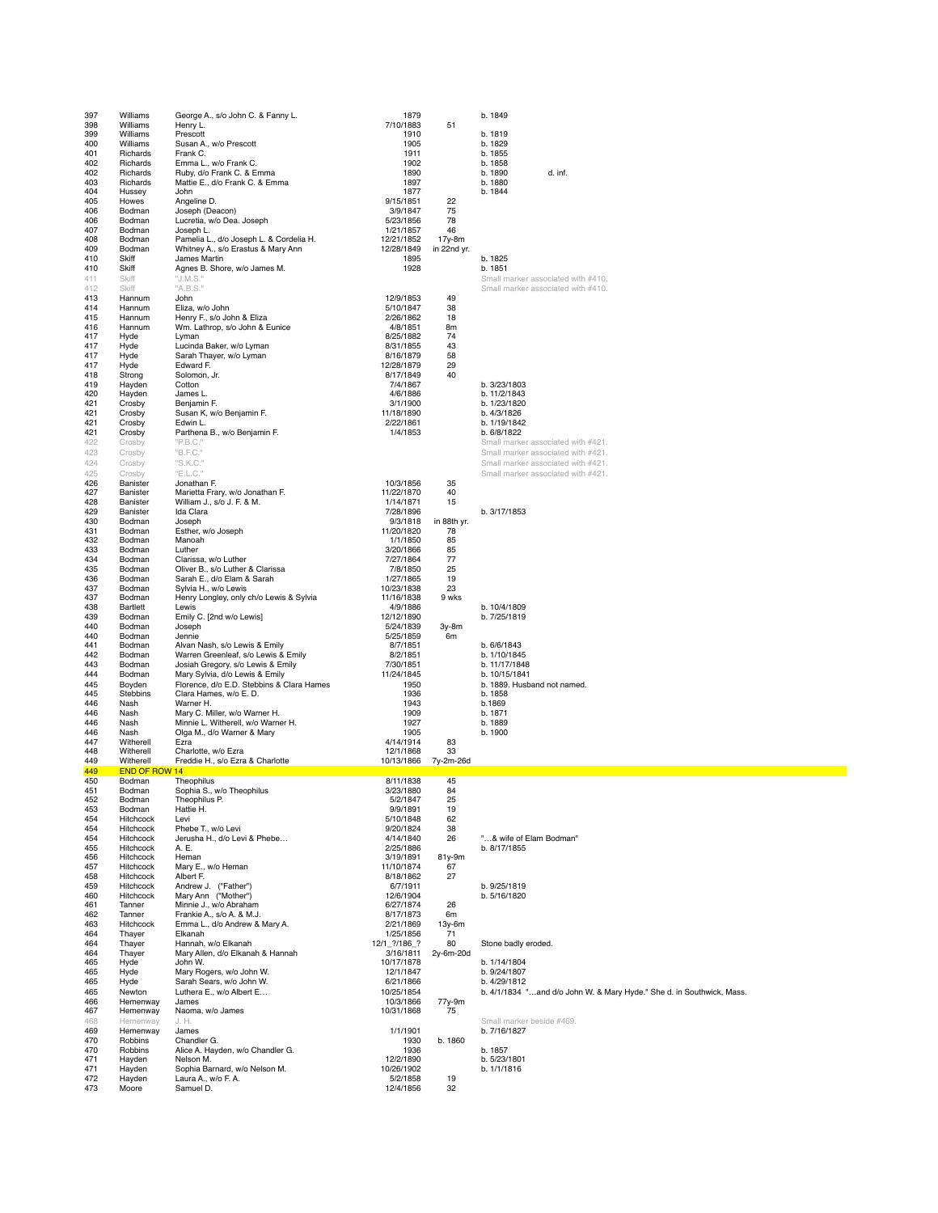| | | | | | |
|---|---|---|---|---|---|
| 397 | Williams | George A., s/o John C. & Fanny L. | 1879 | | b. 1849 |
| 398 | Williams | Henry L. | 7/10/1883 | 51 | |
| 399 | Williams | Prescott | 1910 | | b. 1819 |
| 400 | Williams | Susan A., w/o Prescott | 1905 | | b. 1829 |
| 401 | Richards | Frank C. | 1911 | | b. 1855 |
| 402 | Richards | Emma L., w/o Frank C. | 1902 | | b. 1858 |
| 402 | Richards | Ruby, d/o Frank C. & Emma | 1890 | | b. 1890 d. inf. |
| 403 | Richards | Mattie E., d/o Frank C. & Emma | 1897 | | b. 1880 |
| 404 | Hussey | John | 1877 | | b. 1844 |
| 405 | Howes | Angeline D. | 9/15/1851 | 22 | |
| 406 | Bodman | Joseph (Deacon) | 3/9/1847 | 75 | |
| 406 | Bodman | Lucretia, w/o Dea. Joseph | 5/23/1856 | 78 | |
| 407 | Bodman | Joseph L. | 1/21/1857 | 46 | |
| 408 | Bodman | Pamelia L., d/o Joseph L. & Cordelia H. | 12/21/1852 | 17y-8m | |
| 409 | Bodman | Whitney A., s/o Erastus & Mary Ann | 12/28/1849 | in 22nd yr. | |
| 410 | Skiff | James Martin | 1895 | | b. 1825 |
| 410 | Skiff | Agnes B. Shore, w/o James M. | 1928 | | b. 1851 |
| 411 | Skiff | "J.M.S." | | | Small marker associated with #410. |
| 412 | Skiff | "A.B.S." | | | Small marker associated with #410. |
| 413 | Hannum | John | 12/9/1853 | 49 | |
| 414 | Hannum | Eliza, w/o John | 5/10/1847 | 38 | |
| 415 | Hannum | Henry F., s/o John & Eliza | 2/26/1862 | 18 | |
| 416 | Hannum | Wm. Lathrop, s/o John & Eunice | 4/8/1851 | 8m | |
| 417 | Hyde | Lyman | 8/25/1882 | 74 | |
| 417 | Hyde | Lucinda Baker, w/o Lyman | 8/31/1855 | 43 | |
| 417 | Hyde | Sarah Thayer, w/o Lyman | 8/16/1879 | 58 | |
| 417 | Hyde | Edward F. | 12/28/1879 | 29 | |
| 418 | Strong | Solomon, Jr. | 8/17/1849 | 40 | |
| 419 | Hayden | Cotton | 7/4/1867 | | b. 3/23/1803 |
| 420 | Hayden | James L. | 4/6/1886 | | b. 11/2/1843 |
| 421 | Crosby | Benjamin F. | 3/1/1900 | | b. 1/23/1820 |
| 421 | Crosby | Susan K, w/o Benjamin F. | 11/18/1890 | | b. 4/3/1826 |
| 421 | Crosby | Edwin L. | 2/22/1861 | | b. 1/19/1842 |
| 421 | Crosby | Parthena B., w/o Benjamin F. | 1/4/1853 | | b. 6/8/1822 |
| 422 | Crosby | "P.B.C." | | | Small marker associated with #421. |
| 423 | Crosby | "B.F.C." | | | Small marker associated with #421. |
| 424 | Crosby | "S.K.C." | | | Small marker associated with #421. |
| 425 | Crosby | "E.L.C." | | | Small marker associated with #421. |
| 426 | Banister | Jonathan F. | 10/3/1856 | 35 | |
| 427 | Banister | Marietta Frary, w/o Jonathan F. | 11/22/1870 | 40 | |
| 428 | Banister | William J., s/o J. F. & M. | 1/14/1871 | 15 | |
| 429 | Banister | Ida Clara | 7/28/1896 | | b. 3/17/1853 |
| 430 | Bodman | Joseph | 9/3/1818 | in 88th yr. | |
| 431 | Bodman | Esther, w/o Joseph | 11/20/1820 | 78 | |
| 432 | Bodman | Manoah | 1/1/1850 | 85 | |
| 433 | Bodman | Luther | 3/20/1866 | 85 | |
| 434 | Bodman | Clarissa, w/o Luther | 7/27/1864 | 77 | |
| 435 | Bodman | Oliver B., s/o Luther & Clarissa | 7/8/1850 | 25 | |
| 436 | Bodman | Sarah E., d/o Elam & Sarah | 1/27/1865 | 19 | |
| 437 | Bodman | Sylvia H., w/o Lewis | 10/23/1838 | 23 | |
| 437 | Bodman | Henry Longley, only ch/o Lewis & Sylvia | 11/16/1838 | 9 wks | |
| 438 | Bartlett | Lewis | 4/9/1886 | | b. 10/4/1809 |
| 439 | Bodman | Emily C. [2nd w/o Lewis] | 12/12/1890 | | b. 7/25/1819 |
| 440 | Bodman | Joseph | 5/24/1839 | 3y-8m | |
| 440 | Bodman | Jennie | 5/25/1859 | 6m | |
| 441 | Bodman | Alvan Nash, s/o Lewis & Emily | 8/7/1851 | | b. 6/6/1843 |
| 442 | Bodman | Warren Greenleaf, s/o Lewis & Emily | 8/2/1851 | | b. 1/10/1845 |
| 443 | Bodman | Josiah Gregory, s/o Lewis & Emily | 7/30/1851 | | b. 11/17/1848 |
| 444 | Bodman | Mary Sylvia, d/o Lewis & Emily | 11/24/1845 | | b. 10/15/1841 |
| 445 | Boyden | Florence, d/o E.D. Stebbins & Clara Hames | 1950 | | b. 1889. Husband not named. |
| 445 | Stebbins | Clara Hames, w/o E. D. | 1936 | | b. 1858 |
| 446 | Nash | Warner H. | 1943 | | b.1869 |
| 446 | Nash | Mary C. Miller, w/o Warner H. | 1909 | | b. 1871 |
| 446 | Nash | Minnie L. Witherell, w/o Warner H. | 1927 | | b. 1889 |
| 446 | Nash | Olga M., d/o Warner & Mary | 1905 | | b. 1900 |
| 447 | Witherell | Ezra | 4/14/1914 | 83 | |
| 448 | Witherell | Charlotte, w/o Ezra | 12/1/1868 | 33 | |
| 449 | Witherell | Freddie H., s/o Ezra & Charlotte | 10/13/1866 | 7y-2m-26d | |
| 449 | END OF ROW 14 | | | | |
| 450 | Bodman | Theophilus | 8/11/1838 | 45 | |
| 451 | Bodman | Sophia S., w/o Theophilus | 3/23/1880 | 84 | |
| 452 | Bodman | Theophilus P. | 5/2/1847 | 25 | |
| 453 | Bodman | Hattie H. | 9/9/1891 | 19 | |
| 454 | Hitchcock | Levi | 5/10/1848 | 62 | |
| 454 | Hitchcock | Phebe T., w/o Levi | 9/20/1824 | 38 | |
| 454 | Hitchcock | Jerusha H., d/o Levi & Phebe… | 4/14/1840 | 26 | "…& wife of Elam Bodman" |
| 455 | Hitchcock | A. E. | 2/25/1886 | | b. 8/17/1855 |
| 456 | Hitchcock | Heman | 3/19/1891 | 81y-9m | |
| 457 | Hitchcock | Mary E., w/o Heman | 11/10/1874 | 67 | |
| 458 | Hitchcock | Albert F. | 8/18/1862 | 27 | |
| 459 | Hitchcock | Andrew J. ("Father") | 6/7/1911 | | b. 9/25/1819 |
| 460 | Hitchcock | Mary Ann ("Mother") | 12/6/1904 | | b. 5/16/1820 |
| 461 | Tanner | Minnie J., w/o Abraham | 6/27/1874 | 26 | |
| 462 | Tanner | Frankie A., s/o A. & M.J. | 8/17/1873 | 6m | |
| 463 | Hitchcock | Emma L., d/o Andrew & Mary A. | 2/21/1869 | 13y-6m | |
| 464 | Thayer | Elkanah | 1/25/1856 | 71 | |
| 464 | Thayer | Hannah, w/o Elkanah | 12/1_?/186_? | 80 | Stone badly eroded. |
| 464 | Thayer | Mary Allen, d/o Elkanah & Hannah | 3/16/1811 | 2y-6m-20d | |
| 465 | Hyde | John W. | 10/17/1878 | | b. 1/14/1804 |
| 465 | Hyde | Mary Rogers, w/o John W. | 12/1/1847 | | b. 9/24/1807 |
| 465 | Hyde | Sarah Sears, w/o John W. | 6/21/1866 | | b. 4/29/1812 |
| 465 | Newton | Luthera E., w/o Albert E… | 10/25/1854 | | b. 4/1/1834 "…and d/o John W. & Mary Hyde." She d. in Southwick, Mass. |
| 466 | Hemenway | James | 10/3/1866 | 77y-9m | |
| 467 | Hemenway | Naoma, w/o James | 10/31/1868 | 75 | |
| 468 | Hemenway | J. H. | | | Small marker beside #469. |
| 469 | Hemenway | James | 1/1/1901 | | b. 7/16/1827 |
| 470 | Robbins | Chandler G. | 1930 | b. 1860 | |
| 470 | Robbins | Alice A. Hayden, w/o Chandler G. | 1936 | | b. 1857 |
| 471 | Hayden | Nelson M. | 12/2/1890 | | b. 5/23/1801 |
| 471 | Hayden | Sophia Barnard, w/o Nelson M. | 10/26/1902 | | b. 1/1/1816 |
| 472 | Hayden | Laura A., w/o F. A. | 5/2/1858 | 19 | |
| 473 | Moore | Samuel D. | 12/4/1856 | 32 | |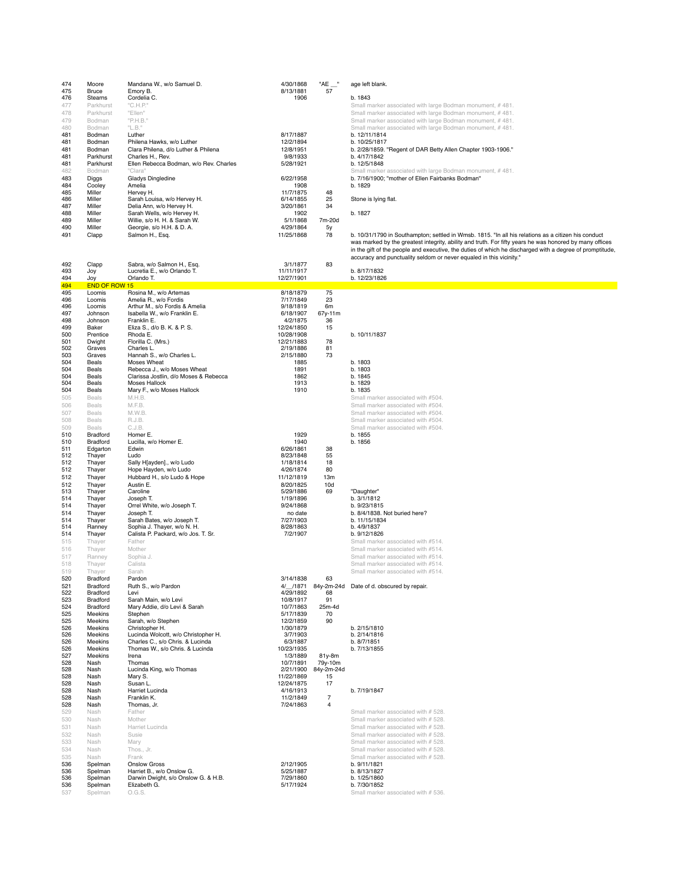| | | | | | |
|---|---|---|---|---|---|
| 474 | Moore | Mandana W., w/o Samuel D. | 4/30/1868 | "AE __" | age left blank. |
| 475 | Bruce | Emory B. | 8/13/1881 | 57 | |
| 476 | Stearns | Cordelia C. | 1906 | | b. 1843 |
| 477 | Parkhurst | "C.H.P." | | | Small marker associated with large Bodman monument, # 481. |
| 478 | Parkhurst | "Ellen" | | | Small marker associated with large Bodman monument, # 481. |
| 479 | Bodman | "P.H.B." | | | Small marker associated with large Bodman monument, # 481. |
| 480 | Bodman | "L.B." | | | Small marker associated with large Bodman monument, # 481. |
| 481 | Bodman | Luther | 8/17/1887 | | b. 12/11/1814 |
| 481 | Bodman | Philena Hawks, w/o Luther | 12/2/1894 | | b. 10/25/1817 |
| 481 | Bodman | Clara Philena, d/o Luther & Philena | 12/8/1951 | | b. 2/28/1859. "Regent of DAR Betty Allen Chapter 1903-1906." |
| 481 | Parkhurst | Charles H., Rev. | 9/8/1933 | | b. 4/17/1842 |
| 481 | Parkhurst | Ellen Rebecca Bodman, w/o Rev. Charles | 5/28/1921 | | b. 12/5/1848 |
| 482 | Bodman | "Clara" | | | Small marker associated with large Bodman monument, # 481. |
| 483 | Diggs | Gladys Dingledine | 6/22/1958 | | b. 7/16/1900; "mother of Ellen Fairbanks Bodman" |
| 484 | Cooley | Amelia | 1908 | | b. 1829 |
| 485 | Miller | Hervey H. | 11/7/1875 | 48 | |
| 486 | Miller | Sarah Louisa, w/o Hervey H. | 6/14/1855 | 25 | Stone is lying flat. |
| 487 | Miller | Delia Ann, w/o Hervey H. | 3/20/1861 | 34 | |
| 488 | Miller | Sarah Wells, w/o Hervey H. | 1902 | | b. 1827 |
| 489 | Miller | Willie, s/o H. H. & Sarah W. | 5/1/1868 | 7m-20d | |
| 490 | Miller | Georgie, s/o H.H. & D. A. | 4/29/1864 | 5y | |
| 491 | Clapp | Salmon H., Esq. | 11/25/1868 | 78 | b. 10/31/1790 in Southampton; settled in Wmsb. 1815. "In all his relations as a citizen his conduct was marked by the greatest integrity, ability and truth. For fifty years he was honored by many offices in the gift of the people and executive, the duties of which he discharged with a degree of promptitude, accuracy and punctuality seldom or never equaled in this vicinity." |
| 492 | Clapp | Sabra, w/o Salmon H., Esq. | 3/1/1877 | 83 | |
| 493 | Joy | Lucretia E., w/o Orlando T. | 11/11/1917 | | b. 8/17/1832 |
| 494 | Joy | Orlando T. | 12/27/1901 | | b. 12/23/1826 |
| 494 | END OF ROW 15 | | | | |
| 495 | Loomis | Rosina M., w/o Artemas | 8/18/1879 | 75 | |
| 496 | Loomis | Amelia R., w/o Fordis | 7/17/1849 | 23 | |
| 496 | Loomis | Arthur M., s/o Fordis & Amelia | 9/18/1819 | 6m | |
| 497 | Johnson | Isabella W., w/o Franklin E. | 6/18/1907 | 67y-11m | |
| 498 | Johnson | Franklin E. | 4/2/1875 | 36 | |
| 499 | Baker | Eliza S., d/o B. K. & P. S. | 12/24/1850 | 15 | |
| 500 | Prentice | Rhoda E. | 10/28/1908 | | b. 10/11/1837 |
| 501 | Dwight | Florilla C. (Mrs.) | 12/21/1883 | 78 | |
| 502 | Graves | Charles L. | 2/19/1886 | 81 | |
| 503 | Graves | Hannah S., w/o Charles L. | 2/15/1880 | 73 | |
| 504 | Beals | Moses Wheat | 1885 | | b. 1803 |
| 504 | Beals | Rebecca J., w/o Moses Wheat | 1891 | | b. 1803 |
| 504 | Beals | Clarissa Jostlin, d/o Moses & Rebecca | 1862 | | b. 1845 |
| 504 | Beals | Moses Hallock | 1913 | | b. 1829 |
| 504 | Beals | Mary F., w/o Moses Hallock | 1910 | | b. 1835 |
| 505 | Beals | M.H.B. | | | Small marker associated with #504. |
| 506 | Beals | M.F.B. | | | Small marker associated with #504. |
| 507 | Beals | M.W.B. | | | Small marker associated with #504. |
| 508 | Beals | R.J.B. | | | Small marker associated with #504. |
| 509 | Beals | C.J.B. | | | Small marker associated with #504. |
| 510 | Bradford | Homer E. | 1929 | | b. 1855 |
| 510 | Bradford | Lucilla, w/o Homer E. | 1940 | | b. 1856 |
| 511 | Edgarton | Edwin | 6/26/1861 | 38 | |
| 512 | Thayer | Ludo | 8/23/1848 | 55 | |
| 512 | Thayer | Sally H[ayden]., w/o Ludo | 1/18/1814 | 18 | |
| 512 | Thayer | Hope Hayden, w/o Ludo | 4/26/1874 | 80 | |
| 512 | Thayer | Hubbard H., s/o Ludo & Hope | 11/12/1819 | 13m | |
| 512 | Thayer | Austin E. | 8/20/1825 | 10d | |
| 513 | Thayer | Caroline | 5/29/1886 | 69 | "Daughter" |
| 514 | Thayer | Joseph T. | 1/19/1896 | | b. 3/1/1812 |
| 514 | Thayer | Orrel White, w/o Joseph T. | 9/24/1868 | | b. 9/23/1815 |
| 514 | Thayer | Joseph T. | no date | | b. 8/4/1838. Not buried here? |
| 514 | Thayer | Sarah Bates, w/o Joseph T. | 7/27/1903 | | b. 11/15/1834 |
| 514 | Ranney | Sophia J. Thayer, w/o N. H. | 8/28/1863 | | b. 4/9/1837 |
| 514 | Thayer | Calista P. Packard, w/o Jos. T. Sr. | 7/2/1907 | | b. 9/12/1826 |
| 515 | Thayer | Father | | | Small marker associated with #514. |
| 516 | Thayer | Mother | | | Small marker associated with #514. |
| 517 | Ranney | Sophia J. | | | Small marker associated with #514. |
| 518 | Thayer | Calista | | | Small marker associated with #514. |
| 519 | Thayer | Sarah | | | Small marker associated with #514. |
| 520 | Bradford | Pardon | 3/14/1838 | 63 | |
| 521 | Bradford | Ruth S., w/o Pardon | 4/__/1871 | 84y-2m-24d | Date of d. obscured by repair. |
| 522 | Bradford | Levi | 4/29/1892 | 68 | |
| 523 | Bradford | Sarah Main, w/o Levi | 10/8/1917 | 91 | |
| 524 | Bradford | Mary Addie, d/o Levi & Sarah | 10/7/1863 | 25m-4d | |
| 525 | Meekins | Stephen | 5/17/1839 | 70 | |
| 525 | Meekins | Sarah, w/o Stephen | 12/2/1859 | 90 | |
| 526 | Meekins | Christopher H. | 1/30/1879 | | b. 2/15/1810 |
| 526 | Meekins | Lucinda Wolcott, w/o Christopher H. | 3/7/1903 | | b. 2/14/1816 |
| 526 | Meekins | Charles C., s/o Chris. & Lucinda | 6/3/1887 | | b. 8/7/1851 |
| 526 | Meekins | Thomas W., s/o Chris. & Lucinda | 10/23/1935 | | b. 7/13/1855 |
| 527 | Meekins | Irena | 1/3/1889 | 81y-8m | |
| 528 | Nash | Thomas | 10/7/1891 | 79y-10m | |
| 528 | Nash | Lucinda King, w/o Thomas | 2/21/1900 | 84y-2m-24d | |
| 528 | Nash | Mary S. | 11/22/1869 | 15 | |
| 528 | Nash | Susan L. | 12/24/1875 | 17 | |
| 528 | Nash | Harriet Lucinda | 4/16/1913 | | b. 7/19/1847 |
| 528 | Nash | Franklin K. | 11/2/1849 | 7 | |
| 528 | Nash | Thomas, Jr. | 7/24/1863 | 4 | |
| 529 | Nash | Father | | | Small marker associated with # 528. |
| 530 | Nash | Mother | | | Small marker associated with # 528. |
| 531 | Nash | Harriet Lucinda | | | Small marker associated with # 528. |
| 532 | Nash | Susie | | | Small marker associated with # 528. |
| 533 | Nash | Mary | | | Small marker associated with # 528. |
| 534 | Nash | Thos., Jr. | | | Small marker associated with # 528. |
| 535 | Nash | Frank | | | Small marker associated with # 528. |
| 536 | Spelman | Onslow Gross | 2/12/1905 | | b. 9/11/1821 |
| 536 | Spelman | Harriet B., w/o Onslow G. | 5/25/1887 | | b. 8/13/1827 |
| 536 | Spelman | Darwin Dwight, s/o Onslow G. & H.B. | 7/29/1860 | | b. 1/25/1860 |
| 536 | Spelman | Elizabeth G. | 5/17/1924 | | b. 7/30/1852 |
| 537 | Spelman | O.G.S. | | | Small marker associated with # 536. |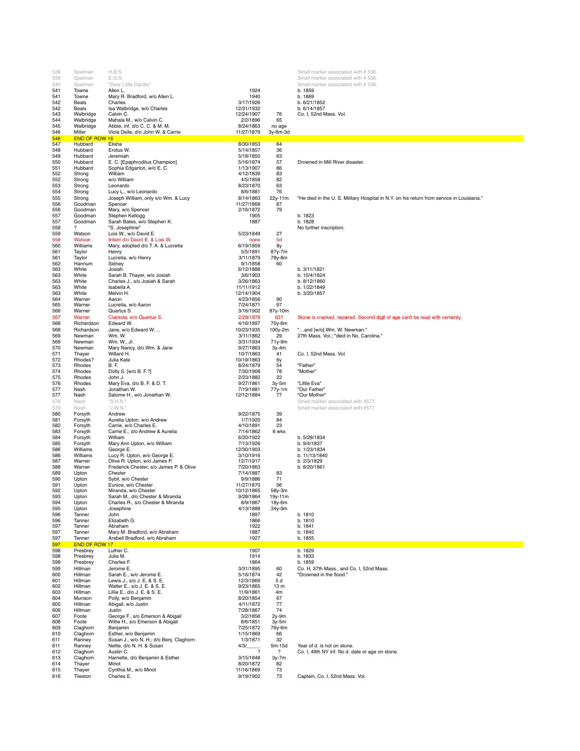| | | | | | |
|---|---|---|---|---|---|
| 538 | Spelman | H.B.S. | | | Small marker associated with # 536. |
| 539 | Spelman | E.G.S. | | | Small marker associated with # 536. |
| 540 | Spelman | "Dear Little Dardie" | | | Small marker associated with # 536. |
| 541 | Towne | Allen L. | 1924 | | b. 1859 |
| 541 | Towne | Mary R. Bradford, w/o Allen L. | 1940 | | b. 1869 |
| 542 | Beals | Charles | 3/17/1926 | | b. 6/21/1852 |
| 542 | Beals | Isa Walbridge, w/o Charles | 12/31/1932 | | b. 6/14/1857 |
| 543 | Walbridge | Calvin C. | 12/24/1907 | 76 | Co. I, 52nd Mass. Vol. |
| 544 | Walbridge | Mahala M., w/o Calvin C. | 2/2/1896 | 65 | |
| 545 | Walbridge | Abbie, inf. d/o C. C. & M. M. | 8/24/1863 | no age | |
| 546 | Miller | Viola Delle, d/o John W. & Carrie | 11/27/1879 | 3y-6m-3d | |
| 546 | END OF ROW 16 | | | | |
| 547 | Hubbard | Elisha | 8/30/1853 | 64 | |
| 548 | Hubbard | Erotus W. | 5/14/1857 | 36 | |
| 549 | Hubbard | Jeremiah | 5/18/1850 | 63 | |
| 550 | Hubbard | E. C. [Epaphroditus Champion] | 5/16/1874 | 57 | Drowned in Mill River disaster. |
| 551 | Hubbard | Sophia Edgarton, w/o E. C. | 1/13/1907 | 86 | |
| 552 | Strong | William | 4/12/1839 | 83 | |
| 552 | Strong | w/o William | 4/5/1858 | 82 | |
| 553 | Strong | Leonardo | 8/23/1870 | 63 | |
| 554 | Strong | Lucy L., w/o Leonardo | 8/6/1881 | 76 | |
| 555 | Strong | Joseph William, only s/o Wm. & Lucy | 8/14/1863 | 22y-11m | "He died in the U. S. Military Hospital in N.Y. on his return from service in Louisiana." |
| 556 | Goodman | Spencer | 11/27/1868 | 87 | |
| 556 | Goodman | Mary, w/o Spencer | 2/16/1872 | 79 | |
| 557 | Goodman | Stephen Kellogg | 1905 | | b. 1823 |
| 557 | Goodman | Sarah Bates, w/o Stephen K. | 1887 | | b. 1828 |
| 558 | ? | "S. Josephine" | | | No further inscription. |
| 559 | Watson | Lois W., w/o David E. | 5/23/1849 | 27 | |
| 559 | Watson | Infant d/o David E. & Lois W. | none | 5d | |
| 560 | Williams | Mary, adopted d/o T. A. & Lucretia | 6/19/1859 | 8y | |
| 561 | Taylor | Henry | 5/5/1891 | 87y-7m | |
| 561 | Taylor | Lucretia, w/o Henry | 3/11/1879 | 78y-8m | |
| 562 | Hannum | Sidney | 9/1/1858 | 60 | |
| 563 | White | Josiah | 6/12/1888 | | b. 3/11/1821 |
| 563 | White | Sarah B. Thayer, w/o Josiah | 3/6/1903 | | b. 10/4/1824 |
| 563 | White | Charles J., s/o Josiah & Sarah | 3/26/1863 | | b. 8/12/1860 |
| 563 | White | Isabella A. | 11/11/1912 | | b. 1/22/1849 |
| 563 | White | Melvin H. | 12/14/1904 | | b. 3/20/1857 |
| 564 | Warner | Aaron | 4/23/1856 | 90 | |
| 565 | Warner | Lucretia, w/o Aaron | 7/24/1871 | 97 | |
| 566 | Warner | Quartus S. | 3/16/1902 | 87y-10m | |
| 567 | Warner | Clarinda, w/o Quartus S. | 2/28/1878 | 63? | Stone is cracked, repaired. Second digit of age can't be read with certainty. |
| 568 | Richardson | Edward W. | 4/16/1897 | 70y-6m | |
| 568 | Richardson | Jane, w/o Edward W.... | 10/23/1935 | 100y-2m | "...and [w/o] Wm. W. Newman." |
| 569 | Newman | Wm. W. | 3/11/1862 | 29 | 27th Mass. Vol.; "died in No. Carolina." |
| 569 | Newman | Wm. W., Jr. | 3/31/1934 | 71y-9m | |
| 570 | Newman | Mary Nancy, d/o Wm. & Jane | 9/27/1863 | 3y-4m | |
| 571 | Thayer | Willard H. | 10/7/1863 | 41 | Co. I, 52nd Mass. Vol. |
| 572 | Rhodes? | Julia Kate | 10/19/1863 | 6y | |
| 573 | Rhodes | B. F. | 8/24/1879 | 54 | "Father" |
| 574 | Rhodes | Dolly S. [w/o B. F.?] | 7/30/1908 | 78 | "Mother" |
| 575 | Rhodes | John J. | 2/23/1882 | 22 | |
| 576 | Rhodes | Mary Eva, d/o B. F. & D. T. | 9/27/1861 | 3y-5m | "Little Eva" |
| 577 | Nash | Jonathan W. | 7/19/1881 | 77y-1m | "Our Father" |
| 577 | Nash | Salome H., w/o Jonathan W. | 12/12/1884 | 77 | "Our Mother" |
| 578 | Nash | "S.H.N." | | | Small marker associated with #577. |
| 579 | Nash | "J.W.N." | | | Small marker associated with #577. |
| 580 | Forsyth | Andrew | 9/22/1875 | 39 | |
| 581 | Forsyth | Aurelia Upton, w/o Andrew | 1/7/1920 | 84 | |
| 582 | Forsyth | Carrie, w/o Charles E. | 4/10/1891 | 23 | |
| 583 | Forsyth | Carrie E., d/o Andrew & Aurelia | 7/14/1862 | 6 wks | |
| 584 | Forsyth | William | 6/20/1922 | | b. 5/28/1834 |
| 585 | Forsyth | Mary Ann Upton, w/o William | 7/13/1926 | | b. 9/4/1837 |
| 586 | Williams | George E. | 12/30/1903 | | b. 1/23/1834 |
| 586 | Williams | Lucy R. Upton, w/o George E. | 3/10/1916 | | b. 11/13/1840 |
| 587 | Warner | Olive R. Upton, w/o James P. | 12/7/1917 | | b. 2/3/1829 |
| 588 | Warner | Frederick Chester, s/o James P. & Olive | 7/20/1863 | | b. 8/20/1861 |
| 589 | Upton | Chester | 7/14/1887 | 83 | |
| 590 | Upton | Sybil, w/o Chester | 9/9/1886 | 71 | |
| 591 | Upton | Eunice, w/o Chester | 11/27/1870 | 56 | |
| 592 | Upton | Miranda, w/o Chester | 10/12/1865 | 58y-3m | |
| 593 | Upton | Sarah M., d/o Chester & Miranda | 9/28/1864 | 19y-11m | |
| 594 | Upton | Charles R., s/o Chester & Miranda | 8/9/1867 | 18y-6m | |
| 595 | Upton | Josephine | 4/13/1888 | 34y-9m | |
| 596 | Tanner | John | 1897 | | b. 1810 |
| 596 | Tanner | Elizabeth G. | 1866 | | b. 1810 |
| 597 | Tanner | Abraham | 1922 | | b. 1841 |
| 597 | Tanner | Mary M. Bradford, w/o Abraham | 1887 | | b. 1845 |
| 597 | Tanner | Arabell Bradford, w/o Abraham | 1927 | | b. 1855 |
| 597 | END OF ROW 17 | | | | |
| 598 | Presbrey | Luther C. | 1907 | | b. 1829 |
| 598 | Presbrey | Julia M. | 1914 | | b. 1833 |
| 598 | Presbrey | Charles F. | 1864 | | b. 1859 |
| 599 | Hillman | Jerome E. | 3/31/1895 | 60 | Co. H, 37th Mass., and Co. I, 52nd Mass. |
| 600 | Hillman | Sarah E., w/o Jerome E. | 5/16/1874 | 42 | "Drowned in the flood." |
| 601 | Hillman | Lewis J., s/o J. E. & S. E. | 12/3/1869 | 5 d | |
| 602 | Hillman | Walter E., s/o J. E. & S. E. | 9/23/1865 | 13 m | |
| 603 | Hillman | Lillie E., d/o J. E. & S. E. | 11/9/1861 | 4m | |
| 604 | Munson | Polly, w/o Benjamin | 8/20/1854 | 67 | |
| 605 | Hillman | Abigail, w/o Justin | 4/11/1872 | 77 | |
| 606 | Hillman | Justin | 7/28/1867 | 74 | |
| 607 | Foote | George F., s/o Emerson & Abigail | 3/2/1856 | 2y-9m | |
| 608 | Foote | Willie H., s/o Emerson & Abigail | 8/6/1851 | 3y-5m | |
| 609 | Claghorn | Benjamin | 7/25/1872 | 76y-6m | |
| 610 | Claghorn | Esther, w/o Benjamin | 1/15/1869 | 66 | |
| 611 | Ranney | Susan J., w/o N. H.; d/o Benj. Claghorn | 1/3/1871 | 32 | |
| 611 | Ranney | Nellie, d/o N. H. & Susan | 4/3/____ | 5m-15d | Year of d. is not on stone. |
| 612 | Claghorn | Austin C. | ? | ? | Co. I, 49th NY inf. No d. date or age on stone. |
| 613 | Claghorn | Harriette, d/o Benjamin & Esther | 3/15/1848 | 3y-7m | |
| 614 | Thayer | Minot | 8/20/1872 | 82 | |
| 615 | Thayer | Cynthia M., w/o Minot | 11/16/1869 | 73 | |
| 616 | Tileston | Charles E. | 9/19/1902 | 73 | Captain, Co. I, 52nd Mass. Vol. |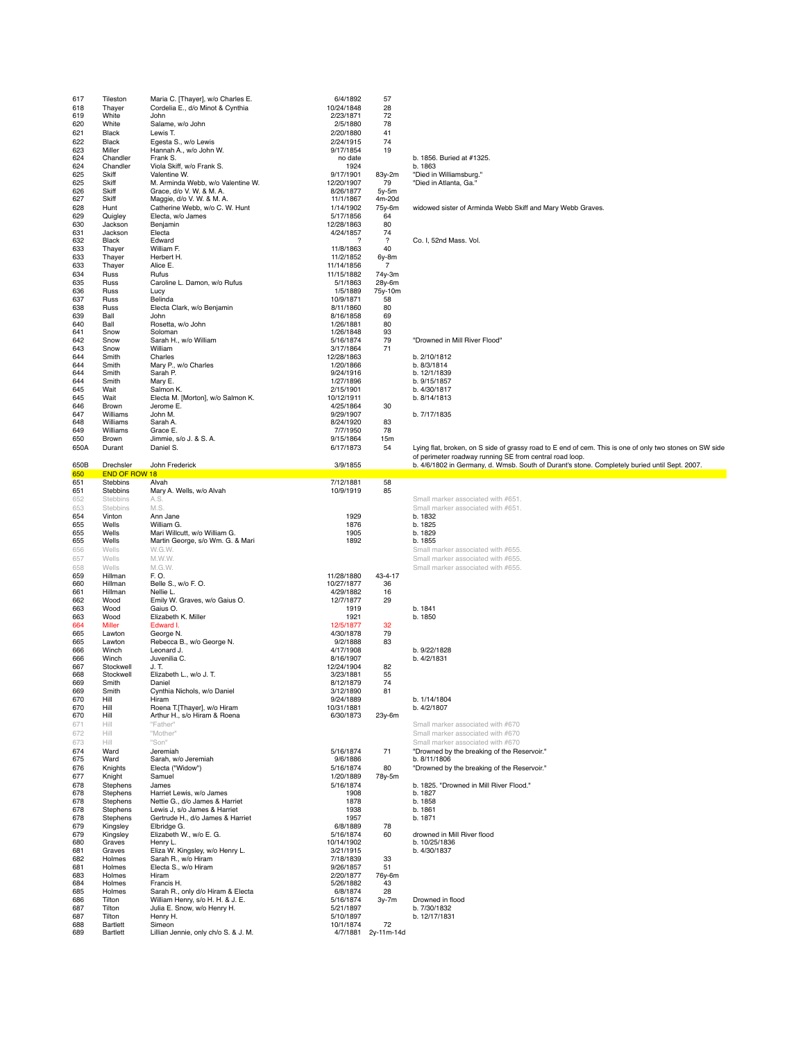| | | | | | |
|---|---|---|---|---|---|
| 617 | Tileston | Maria C. [Thayer], w/o Charles E. | 6/4/1892 | 57 | |
| 618 | Thayer | Cordelia E., d/o Minot & Cynthia | 10/24/1848 | 28 | |
| 619 | White | John | 2/23/1871 | 72 | |
| 620 | White | Salame, w/o John | 2/5/1880 | 78 | |
| 621 | Black | Lewis T. | 2/20/1880 | 41 | |
| 622 | Black | Egesta S., w/o Lewis | 2/24/1915 | 74 | |
| 623 | Miller | Hannah A., w/o John W. | 9/17/1854 | 19 | |
| 624 | Chandler | Frank S. | no date | | b. 1856. Buried at #1325. |
| 624 | Chandler | Viola Skiff, w/o Frank S. | 1924 | | b. 1863 |
| 625 | Skiff | Valentine W. | 9/17/1901 | 83y-2m | "Died in Williamsburg." |
| 625 | Skiff | M. Arminda Webb, w/o Valentine W. | 12/20/1907 | 79 | "Died in Atlanta, Ga." |
| 626 | Skiff | Grace, d/o V. W. & M. A. | 8/26/1877 | 5y-5m | |
| 627 | Skiff | Maggie, d/o V. W. & M. A. | 11/1/1867 | 4m-20d | |
| 628 | Hunt | Catherine Webb, w/o C. W. Hunt | 1/14/1902 | 75y-6m | widowed sister of Arminda Webb Skiff and Mary Webb Graves. |
| 629 | Quigley | Electa, w/o James | 5/17/1856 | 64 | |
| 630 | Jackson | Benjamin | 12/28/1863 | 80 | |
| 631 | Jackson | Electa | 4/24/1857 | 74 | |
| 632 | Black | Edward | ? | ? | Co. I, 52nd Mass. Vol. |
| 633 | Thayer | William F. | 11/8/1863 | 40 | |
| 633 | Thayer | Herbert H. | 11/2/1852 | 6y-8m | |
| 633 | Thayer | Alice E. | 11/14/1856 | 7 | |
| 634 | Russ | Rufus | 11/15/1882 | 74y-3m | |
| 635 | Russ | Caroline L. Damon, w/o Rufus | 5/1/1863 | 28y-6m | |
| 636 | Russ | Lucy | 1/5/1889 | 75y-10m | |
| 637 | Russ | Belinda | 10/9/1871 | 58 | |
| 638 | Russ | Electa Clark, w/o Benjamin | 8/11/1860 | 80 | |
| 639 | Ball | John | 8/16/1858 | 69 | |
| 640 | Ball | Rosetta, w/o John | 1/26/1881 | 80 | |
| 641 | Snow | Soloman | 1/26/1848 | 93 | |
| 642 | Snow | Sarah H., w/o William | 5/16/1874 | 79 | "Drowned in Mill River Flood" |
| 643 | Snow | William | 3/17/1864 | 71 | |
| 644 | Smith | Charles | 12/28/1863 | | b. 2/10/1812 |
| 644 | Smith | Mary P., w/o Charles | 1/20/1866 | | b. 8/3/1814 |
| 644 | Smith | Sarah P. | 9/24/1916 | | b. 12/1/1839 |
| 644 | Smith | Mary E. | 1/27/1896 | | b. 9/15/1857 |
| 645 | Wait | Salmon K. | 2/15/1901 | | b. 4/30/1817 |
| 645 | Wait | Electa M. [Morton], w/o Salmon K. | 10/12/1911 | | b. 8/14/1813 |
| 646 | Brown | Jerome E. | 4/25/1864 | 30 | |
| 647 | Williams | John M. | 9/29/1907 | | b. 7/17/1835 |
| 648 | Williams | Sarah A. | 8/24/1920 | 83 | |
| 649 | Williams | Grace E. | 7/7/1950 | 78 | |
| 650 | Brown | Jimmie, s/o J. & S. A. | 9/15/1864 | 15m | |
| 650A | Durant | Daniel S. | 6/17/1873 | 54 | Lying flat, broken, on S side of grassy road to E end of cem. This is one of only two stones on SW side of perimeter roadway running SE from central road loop. |
| 650B | Drechsler | John Frederick | 3/9/1855 | | b. 4/6/1802 in Germany, d. Wmsb. South of Durant's stone. Completely buried until Sept. 2007. |
| 650 | END OF ROW 18 | | | | |
| 651 | Stebbins | Alvah | 7/12/1881 | 58 | |
| 651 | Stebbins | Mary A. Wells, w/o Alvah | 10/9/1919 | 85 | |
| 652 | Stebbins | A.S. | | | Small marker associated with #651. |
| 653 | Stebbins | M.S. | | | Small marker associated with #651. |
| 654 | Vinton | Ann Jane | 1929 | | b. 1832 |
| 655 | Wells | William G. | 1876 | | b. 1825 |
| 655 | Wells | Mari Willcutt, w/o William G. | 1905 | | b. 1829 |
| 655 | Wells | Martin George, s/o Wm. G. & Mari | 1892 | | b. 1855 |
| 656 | Wells | W.G.W. | | | Small marker associated with #655. |
| 657 | Wells | M.W.W. | | | Small marker associated with #655. |
| 658 | Wells | M.G.W. | | | Small marker associated with #655. |
| 659 | Hillman | F. O. | 11/28/1880 | 43-4-17 | |
| 660 | Hillman | Belle S., w/o F. O. | 10/27/1877 | 36 | |
| 661 | Hillman | Nellie L. | 4/29/1882 | 16 | |
| 662 | Wood | Emily W. Graves, w/o Gaius O. | 12/7/1877 | 29 | |
| 663 | Wood | Gaius O. | 1919 | | b. 1841 |
| 663 | Wood | Elizabeth K. Miller | 1921 | | b. 1850 |
| 664 | Miller | Edward I. | 12/5/1877 | 32 | |
| 665 | Lawton | George N. | 4/30/1878 | 79 | |
| 665 | Lawton | Rebecca B., w/o George N. | 9/2/1888 | 83 | |
| 666 | Winch | Leonard J. | 4/17/1908 | | b. 9/22/1828 |
| 666 | Winch | Juvenilia C. | 8/16/1907 | | b. 4/2/1831 |
| 667 | Stockwell | J. T. | 12/24/1904 | 82 | |
| 668 | Stockwell | Elizabeth L., w/o J. T. | 3/23/1881 | 55 | |
| 669 | Smith | Daniel | 8/12/1879 | 74 | |
| 669 | Smith | Cynthia Nichols, w/o Daniel | 3/12/1890 | 81 | |
| 670 | Hill | Hiram | 9/24/1889 | | b. 1/14/1804 |
| 670 | Hill | Roena T.[Thayer], w/o Hiram | 10/31/1881 | | b. 4/2/1807 |
| 670 | Hill | Arthur H., s/o Hiram & Roena | 6/30/1873 | 23y-6m | |
| 671 | Hill | "Father" | | | Small marker associated with #670 |
| 672 | Hill | "Mother" | | | Small marker associated with #670 |
| 673 | Hill | "Son" | | | Small marker associated with #670 |
| 674 | Ward | Jeremiah | 5/16/1874 | 71 | "Drowned by the breaking of the Reservoir." |
| 675 | Ward | Sarah, w/o Jeremiah | 9/6/1886 | | b. 8/11/1806 |
| 676 | Knights | Electa ("Widow") | 5/16/1874 | 80 | "Drowned by the breaking of the Reservoir." |
| 677 | Knight | Samuel | 1/20/1889 | 78y-5m | |
| 678 | Stephens | James | 5/16/1874 | | b. 1825. "Drowned in Mill River Flood." |
| 678 | Stephens | Harriet Lewis, w/o James | 1908 | | b. 1827 |
| 678 | Stephens | Nettie G., d/o James & Harriet | 1878 | | b. 1858 |
| 678 | Stephens | Lewis J, s/o James & Harriet | 1938 | | b. 1861 |
| 678 | Stephens | Gertrude H., d/o James & Harriet | 1957 | | b. 1871 |
| 679 | Kingsley | Elbridge G. | 6/8/1889 | 78 | |
| 679 | Kingsley | Elizabeth W., w/o E. G. | 5/16/1874 | 60 | drowned in Mill River flood |
| 680 | Graves | Henry L. | 10/14/1902 | | b. 10/25/1836 |
| 681 | Graves | Eliza W. Kingsley, w/o Henry L. | 3/21/1915 | | b. 4/30/1837 |
| 682 | Holmes | Sarah R., w/o Hiram | 7/18/1839 | 33 | |
| 681 | Holmes | Electa S., w/o Hiram | 9/26/1857 | 51 | |
| 683 | Holmes | Hiram | 2/20/1877 | 76y-6m | |
| 684 | Holmes | Francis H. | 5/26/1882 | 43 | |
| 685 | Holmes | Sarah R., only d/o Hiram & Electa | 6/8/1874 | 28 | |
| 686 | Tilton | William Henry, s/o H. H. & J. E. | 5/16/1874 | 3y-7m | Drowned in flood |
| 687 | Tilton | Julia E. Snow, w/o Henry H. | 5/21/1897 | | b. 7/30/1832 |
| 687 | Tilton | Henry H. | 5/10/1897 | | b. 12/17/1831 |
| 688 | Bartlett | Simeon | 10/1/1874 | 72 | |
| 689 | Bartlett | Lillian Jennie, only ch/o S. & J. M. | 4/7/1881 | 2y-11m-14d | |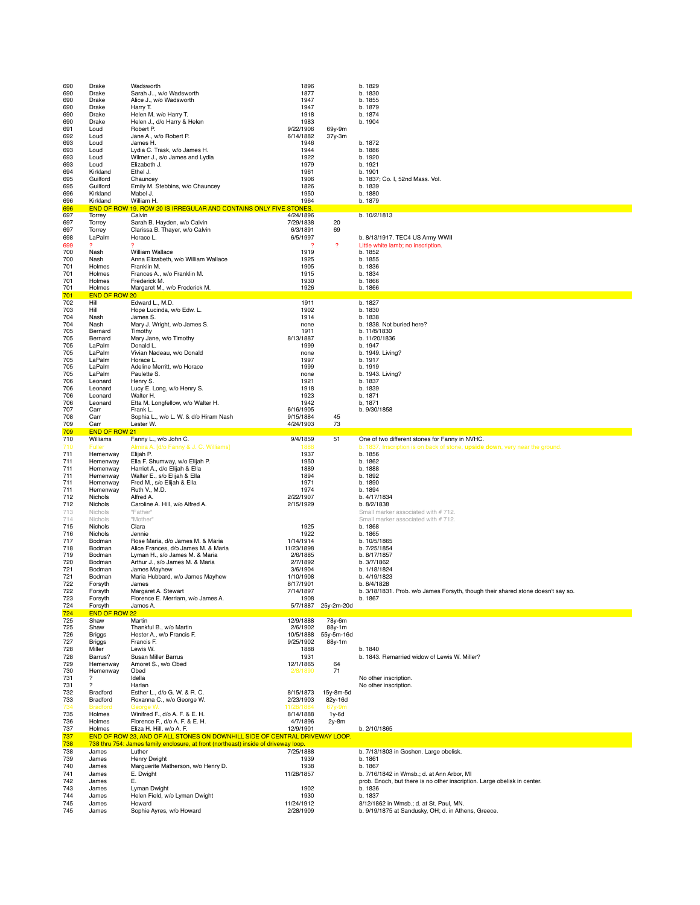| | | | | | |
|---|---|---|---|---|---|
| 690 | Drake | Wadsworth | 1896 | | b. 1829 |
| 690 | Drake | Sarah J.., w/o Wadsworth | 1877 | | b. 1830 |
| 690 | Drake | Alice J., w/o Wadsworth | 1947 | | b. 1855 |
| 690 | Drake | Harry T. | 1947 | | b. 1879 |
| 690 | Drake | Helen M. w/o Harry T. | 1918 | | b. 1874 |
| 690 | Drake | Helen J., d/o Harry & Helen | 1983 | | b. 1904 |
| 691 | Loud | Robert P. | 9/22/1906 | 69y-9m | |
| 692 | Loud | Jane A., w/o Robert P. | 6/14/1882 | 37y-3m | |
| 693 | Loud | James H. | 1946 | | b. 1872 |
| 693 | Loud | Lydia C. Trask, w/o James H. | 1944 | | b. 1886 |
| 693 | Loud | Wilmer J., s/o James and Lydia | 1922 | | b. 1920 |
| 693 | Loud | Elizabeth J. | 1979 | | b. 1921 |
| 694 | Kirkland | Ethel J. | 1961 | | b. 1901 |
| 695 | Guilford | Chauncey | 1906 | | b. 1837; Co. I, 52nd Mass. Vol. |
| 695 | Guilford | Emily M. Stebbins, w/o Chauncey | 1826 | | b. 1839 |
| 696 | Kirkland | Mabel J. | 1950 | | b. 1880 |
| 696 | Kirkland | William H. | 1964 | | b. 1879 |
| 696 | END OF ROW 19. ROW 20 IS IRREGULAR AND CONTAINS ONLY FIVE STONES. | | | | |
| 697 | Torrey | Calvin | 4/24/1896 | | b. 10/2/1813 |
| 697 | Torrey | Sarah B. Hayden, w/o Calvin | 7/29/1838 | 20 | |
| 697 | Torrey | Clarissa B. Thayer, w/o Calvin | 6/3/1891 | 69 | |
| 698 | LaPalm | Horace L. | 6/5/1997 | | b. 8/13/1917. TEC4 US Army WWII |
| 699 | ? | ? | ? | ? | Little white lamb; no inscription. |
| 700 | Nash | William Wallace | 1919 | | b. 1852 |
| 700 | Nash | Anna Elizabeth, w/o William Wallace | 1925 | | b. 1855 |
| 701 | Holmes | Franklin M. | 1905 | | b. 1836 |
| 701 | Holmes | Frances A., w/o Franklin M. | 1915 | | b. 1834 |
| 701 | Holmes | Frederick M. | 1930 | | b. 1866 |
| 701 | Holmes | Margaret M., w/o Frederick M. | 1926 | | b. 1866 |
| 701 | END OF ROW 20 | | | | |
| 702 | Hill | Edward L., M.D. | 1911 | | b. 1827 |
| 703 | Hill | Hope Lucinda, w/o Edw. L. | 1902 | | b. 1830 |
| 704 | Nash | James S. | 1914 | | b. 1838 |
| 704 | Nash | Mary J. Wright, w/o James S. | none | | b. 1838. Not buried here? |
| 705 | Bernard | Timothy | 1911 | | b. 11/8/1830 |
| 705 | Bernard | Mary Jane, w/o Timothy | 8/13/1887 | | b. 11/20/1836 |
| 705 | LaPalm | Donald L. | 1999 | | b. 1947 |
| 705 | LaPalm | Vivian Nadeau, w/o Donald | none | | b. 1949. Living? |
| 705 | LaPalm | Horace L. | 1997 | | b. 1917 |
| 705 | LaPalm | Adeline Merritt, w/o Horace | 1999 | | b. 1919 |
| 705 | LaPalm | Paulette S. | none | | b. 1943. Living? |
| 706 | Leonard | Henry S. | 1921 | | b. 1837 |
| 706 | Leonard | Lucy E. Long, w/o Henry S. | 1918 | | b. 1839 |
| 706 | Leonard | Walter H. | 1923 | | b. 1871 |
| 706 | Leonard | Etta M. Longfellow, w/o Walter H. | 1942 | | b. 1871 |
| 707 | Carr | Frank L. | 6/16/1905 | | b. 9/30/1858 |
| 708 | Carr | Sophia L., w/o L. W. & d/o Hiram Nash | 9/15/1884 | 45 | |
| 709 | Carr | Lester W. | 4/24/1903 | 73 | |
| 709 | END OF ROW 21 | | | | |
| 710 | Williams | Fanny L., w/o John C. | 9/4/1859 | 51 | One of two different stones for Fanny in NVHC. |
| 710 | Fuller | Almira A. [d/o Fanny & J. C. Williams] | 1869 | | b. 1837. Inscription is on back of stone, **upside down**, very near the ground. |
| 711 | Hemenway | Elijah P. | 1937 | | b. 1856 |
| 711 | Hemenway | Ella F. Shumway, w/o Elijah P. | 1950 | | b. 1862 |
| 711 | Hemenway | Harriet A., d/o Elijah & Ella | 1889 | | b. 1888 |
| 711 | Hemenway | Walter E., s/o Elijah & Ella | 1894 | | b. 1892 |
| 711 | Hemenway | Fred M., s/o Elijah & Ella | 1971 | | b. 1890 |
| 711 | Hemenway | Ruth V., M.D. | 1974 | | b. 1894 |
| 712 | Nichols | Alfred A. | 2/22/1907 | | b. 4/17/1834 |
| 712 | Nichols | Caroline A. Hill, w/o Alfred A. | 2/15/1929 | | b. 8/2/1838 |
| 713 | Nichols | "Father" | | | Small marker associated with # 712. |
| 714 | Nichols | "Mother" | | | Small marker associated with # 712. |
| 715 | Nichols | Clara | 1925 | | b. 1868 |
| 716 | Nichols | Jennie | 1922 | | b. 1865 |
| 717 | Bodman | Rose Maria, d/o James M. & Maria | 1/14/1914 | | b. 10/5/1865 |
| 718 | Bodman | Alice Frances, d/o James M. & Maria | 11/23/1898 | | b. 7/25/1854 |
| 719 | Bodman | Lyman H., s/o James M. & Maria | 2/6/1885 | | b. 8/17/1857 |
| 720 | Bodman | Arthur J., s/o James M. & Maria | 2/7/1892 | | b. 3/7/1862 |
| 721 | Bodman | James Mayhew | 3/6/1904 | | b. 1/18/1824 |
| 721 | Bodman | Maria Hubbard, w/o James Mayhew | 1/10/1908 | | b. 4/19/1823 |
| 722 | Forsyth | James | 8/17/1901 | | b. 8/4/1828 |
| 722 | Forsyth | Margaret A. Stewart | 7/14/1897 | | b. 3/18/1831. Prob. w/o James Forsyth, though their shared stone doesn't say so. |
| 723 | Forsyth | Florence E. Merriam, w/o James A. | 1908 | | b. 1867 |
| 724 | Forsyth | James A. | 5/7/1887 | 25y-2m-20d | |
| 724 | END OF ROW 22 | | | | |
| 725 | Shaw | Martin | 12/9/1888 | 78y-6m | |
| 725 | Shaw | Thankful B., w/o Martin | 2/6/1902 | 88y-1m | |
| 726 | Briggs | Hester A., w/o Francis F. | 10/5/1888 | 55y-5m-16d | |
| 727 | Briggs | Francis F. | 9/25/1902 | 88y-1m | |
| 728 | Miller | Lewis W. | 1888 | | b. 1840 |
| 728 | Barrus? | Susan Miller Barrus | 1931 | | b. 1843. Remarried widow of Lewis W. Miller? |
| 729 | Hemenway | Amoret S., w/o Obed | 12/1/1865 | 64 | |
| 730 | Hemenway | Obed | 2/8/1880 | 71 | |
| 731 | ? | Idella | | | No other inscription. |
| 731 | ? | Harlan | | | No other inscription. |
| 732 | Bradford | Esther L., d/o G. W. & R. C. | 8/15/1873 | 15y-8m-5d | |
| 733 | Bradford | Roxanna C., w/o George W. | 2/23/1903 | 82y-16d | |
| 734 | Bradford | George W. | 11/20/1884 | 67y-9m | |
| 735 | Holmes | Winifred F., d/o A. F. & E. H. | 8/14/1888 | 1y-6d | |
| 736 | Holmes | Florence F., d/o A. F. & E. H. | 4/7/1896 | 2y-8m | |
| 737 | Holmes | Eliza H. Hill, w/o A. F. | 12/9/1901 | | b. 2/10/1865 |
| 737 | END OF ROW 23, AND OF ALL STONES ON DOWNHILL SIDE OF CENTRAL DRIVEWAY LOOP. | | | | |
| 738 | 738 thru 754: James family enclosure, at front (northeast) inside of driveway loop. | | | | |
| 738 | James | Luther | 7/25/1888 | | b. 7/13/1803 in Goshen. Large obelisk. |
| 739 | James | Henry Dwight | 1939 | | b. 1861 |
| 740 | James | Marguerite Matherson, w/o Henry D. | 1938 | | b. 1867 |
| 741 | James | E. Dwight | 11/28/1857 | | b. 7/16/1842 in Wmsb.; d. at Ann Arbor, MI |
| 742 | James | E. | | | prob. Enoch, but there is no other inscription. Large obelisk in center. |
| 743 | James | Lyman Dwight | 1902 | | b. 1836 |
| 744 | James | Helen Field, w/o Lyman Dwight | 1930 | | b. 1837 |
| 745 | James | Howard | 11/24/1912 | | 8/12/1862 in Wmsb.; d. at St. Paul, MN. |
| 745 | James | Sophie Ayres, w/o Howard | 2/28/1909 | | b. 9/19/1875 at Sandusky, OH; d. in Athens, Greece. |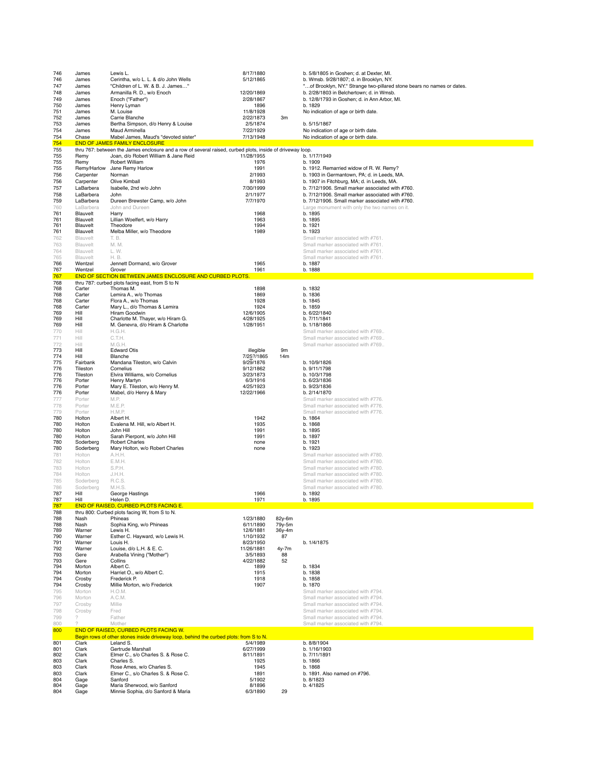| | | | | | |
|---|---|---|---|---|---|
| 746 | James | Lewis L. | 8/17/1880 | | b. 5/8/1805 in Goshen; d. at Dexter, MI. |
| 746 | James | Cerintha, w/o L. L. & d/o John Wells | 5/12/1865 | | b. Wmsb. 9/28/1807; d. in Brooklyn, NY. |
| 747 | James | "Children of L. W. & B. J. James…" | | | "…of Brooklyn, NY." Strange two-pillared stone bears no names or dates. |
| 748 | James | Armanilla R. D., w/o Enoch | 12/20/1869 | | b. 2/28/1803 in Belchertown; d. in Wmsb. |
| 749 | James | Enoch ("Father") | 2/28/1867 | | b. 12/8/1793 in Goshen; d. in Ann Arbor, MI. |
| 750 | James | Henry Lyman | 1896 | | b. 1829 |
| 751 | James | M. Louise | 11/8/1928 | | No indication of age or birth date. |
| 752 | James | Carrie Blanche | 2/22/1873 | 3m | |
| 753 | James | Bertha Simpson, d/o Henry & Louise | 2/5/1874 | | b. 5/15/1867 |
| 754 | James | Maud Arminella | 7/22/1929 | | No indication of age or birth date. |
| 754 | Chase | Mabel James, Maud's "devoted sister" | 7/13/1948 | | No indication of age or birth date. |
| 754 | END OF JAMES FAMILY ENCLOSURE | | | | |
| 755 | thru 767: between the James enclosure and a row of several raised, curbed plots, inside of driveway loop. | | | | |
| 755 | Remy | Joan, d/o Robert William & Jane Reid | 11/28/1955 | | b. 1/17/1949 |
| 755 | Remy | Robert William | 1976 | | b. 1909 |
| 755 | Remy/Harlow | Jane Remy Harlow | 1991 | | b. 1912. Remarried widow of R. W. Remy? |
| 756 | Carpenter | Norman | 2/1993 | | b. 1903 in Germantown, PA; d. in Leeds, MA. |
| 756 | Carpenter | Olive Kimball | 8/1993 | | b. 1907 in Fitchburg, MA; d. in Leeds, MA. |
| 757 | LaBarbera | Isabelle, 2nd w/o John | 7/30/1999 | | b. 7/12/1906. Small marker associated with #760. |
| 758 | LaBarbera | John | 2/1/1977 | | b. 7/12/1906. Small marker associated with #760. |
| 759 | LaBarbera | Dureen Brewster Camp, w/o John | 7/7/1970 | | b. 7/12/1906. Small marker associated with #760. |
| 760 | LaBarbera | John and Dureen | | | Large monument with only the two names on it. |
| 761 | Blauvelt | Harry | 1968 | | b. 1895 |
| 761 | Blauvelt | Lillian Woelfert, w/o Harry | 1963 | | b. 1895 |
| 761 | Blauvelt | Theodore | 1994 | | b. 1921 |
| 761 | Blauvelt | Melba Miller, w/o Theodore | 1989 | | b. 1923 |
| 762 | Blauvelt | T. B. | | | Small marker associated with #761. |
| 763 | Blauvelt | M. M. | | | Small marker associated with #761. |
| 764 | Blauvelt | L. W. | | | Small marker associated with #761. |
| 765 | Blauvelt | H. B. | | | Small marker associated with #761. |
| 766 | Wentzel | Jennett Dormand, w/o Grover | 1965 | | b. 1887 |
| 767 | Wentzel | Grover | 1961 | | b. 1888 |
| 767 | END OF SECTION BETWEEN JAMES ENCLOSURE AND CURBED PLOTS. | | | | |
| 768 | thru 787: curbed plots facing east, from S to N | | | | |
| 768 | Carter | Thomas M. | 1898 | | b. 1832 |
| 768 | Carter | Lemira A., w/o Thomas | 1869 | | b. 1836 |
| 768 | Carter | Flora A., w/o Thomas | 1928 | | b. 1845 |
| 768 | Carter | Mary L., d/o Thomas & Lemira | 1924 | | b. 1859 |
| 769 | Hill | Hiram Goodwin | 12/6/1905 | | b. 6/22/1840 |
| 769 | Hill | Charlotte M. Thayer, w/o Hiram G. | 4/28/1925 | | b. 7/11/1841 |
| 769 | Hill | M. Genevra, d/o Hiram & Charlotte | 1/28/1951 | | b. 1/18/1866 |
| 770 | Hill | H.G.H. | | | Small marker associated with #769.. |
| 771 | Hill | C.T.H. | | | Small marker associated with #769.. |
| 772 | Hill | M.G.H. | | | Small marker associated with #769.. |
| 773 | Hill | Edward Otis | illegible | 9m | |
| 774 | Hill | Blanche | 7/25?/1865 | 14m | |
| 775 | Fairbank | Mandana Tileston, w/o Calvin | 9/29/1876 | | b. 10/9/1826 |
| 776 | Tileston | Cornelius | 9/12/1862 | | b. 9/11/1798 |
| 776 | Tileston | Elvira Williams, w/o Cornelius | 3/23/1873 | | b. 10/3/1798 |
| 776 | Porter | Henry Martyn | 6/3/1916 | | b. 6/23/1836 |
| 776 | Porter | Mary E. Tileston, w/o Henry M. | 4/25/1923 | | b. 9/23/1836 |
| 776 | Porter | Mabel, d/o Henry & Mary | 12/22/1966 | | b. 2/14/1870 |
| 777 | Porter | M.P. | | | Small marker associated with #776. |
| 778 | Porter | M.E.P. | | | Small marker associated with #776. |
| 779 | Porter | H.M.P. | | | Small marker associated with #776. |
| 780 | Holton | Albert H. | 1942 | | b. 1864 |
| 780 | Holton | Evalena M. Hill, w/o Albert H. | 1935 | | b. 1868 |
| 780 | Holton | John Hill | 1991 | | b. 1895 |
| 780 | Holton | Sarah Pierpont, w/o John Hill | 1991 | | b. 1897 |
| 780 | Soderberg | Robert Charles | none | | b. 1921 |
| 780 | Soderberg | Mary Holton, w/o Robert Charles | none | | b. 1923 |
| 781 | Holton | A.H.H. | | | Small marker associated with #780. |
| 782 | Holton | E.M.H. | | | Small marker associated with #780. |
| 783 | Holton | S.P.H. | | | Small marker associated with #780. |
| 784 | Holton | J.H.H. | | | Small marker associated with #780. |
| 785 | Soderberg | R.C.S. | | | Small marker associated with #780. |
| 786 | Soderberg | M.H.S. | | | Small marker associated with #780. |
| 787 | Hill | George Hastings | 1966 | | b. 1892 |
| 787 | Hill | Helen D. | 1971 | | b. 1895 |
| 787 | END OF RAISED, CURBED PLOTS FACING E. | | | | |
| 788 | thru 800: Curbed plots facing W, from S to N. | | | | |
| 788 | Nash | Phineas | 1/23/1880 | 82y-6m | |
| 788 | Nash | Sophia King, w/o Phineas | 6/11/1890 | 79y-5m | |
| 789 | Warner | Lewis H. | 12/6/1881 | 36y-4m | |
| 790 | Warner | Esther C. Hayward, w/o Lewis H. | 1/10/1932 | 87 | |
| 791 | Warner | Louis H. | 8/23/1950 | | b. 1/4/1875 |
| 792 | Warner | Louise, d/o L.H. & E. C. | 11/26/1881 | 4y-7m | |
| 793 | Gere | Arabella Vining ("Mother") | 3/5/1893 | 88 | |
| 793 | Gere | Collins | 4/22/1882 | 52 | |
| 794 | Morton | Albert C. | 1899 | | b. 1834 |
| 794 | Morton | Harriet O., w/o Albert C. | 1915 | | b. 1838 |
| 794 | Crosby | Frederick P. | 1918 | | b. 1858 |
| 794 | Crosby | Millie Morton, w/o Frederick | 1907 | | b. 1870 |
| 795 | Morton | H.O.M. | | | Small marker associated with #794. |
| 796 | Morton | A.C.M. | | | Small marker associated with #794. |
| 797 | Crosby | Millie | | | Small marker associated with #794. |
| 798 | Crosby | Fred | | | Small marker associated with #794. |
| 799 | ? | Father | | | Small marker associated with #794. |
| 800 | ? | Mother | | | Small marker associated with #794. |
| 800 | END OF RAISED, CURBED PLOTS FACING W. | | | | |
| | Begin rows of other stones inside driveway loop, behind the curbed plots: from S to N. | | | | |
| 801 | Clark | Leland S. | 5/4/1989 | | b. 8/8/1904 |
| 801 | Clark | Gertrude Marshall | 6/27/1999 | | b. 1/16/1903 |
| 802 | Clark | Elmer C., s/o Charles S. & Rose C. | 8/11/1891 | | b. 7/11/1891 |
| 803 | Clark | Charles S. | 1925 | | b. 1866 |
| 803 | Clark | Rose Ames, w/o Charles S. | 1945 | | b. 1868 |
| 803 | Clark | Elmer C., s/o Charles S. & Rose C. | 1891 | | b. 1891. Also named on #796. |
| 804 | Gage | Sanford | 5/1902 | | b. 8/1823 |
| 804 | Gage | Maria Sherwood, w/o Sanford | 8/1896 | | b. 4/1825 |
| 804 | Gage | Minnie Sophia, d/o Sanford & Maria | 6/3/1890 | 29 | |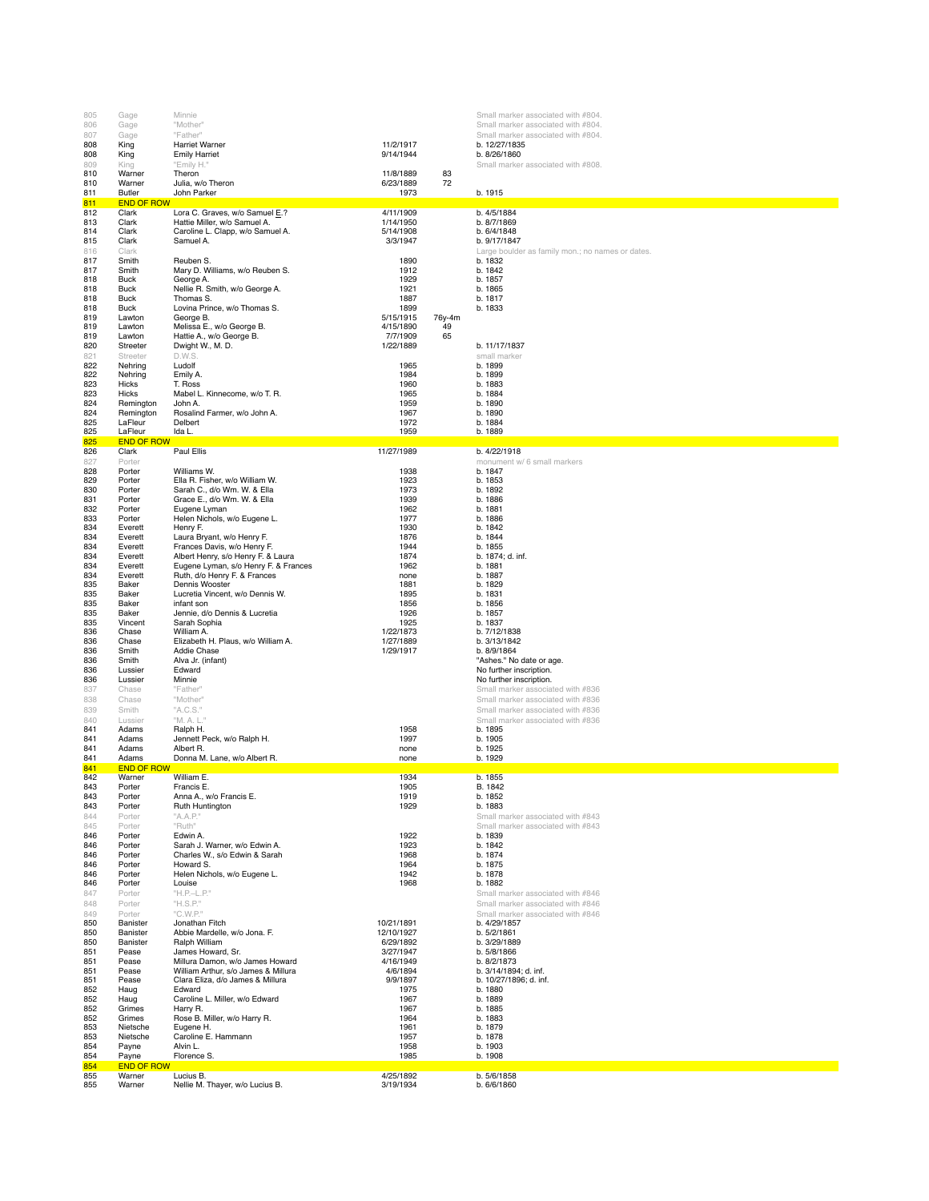| | | | | | |
|---|---|---|---|---|---|
| 805 | Gage | Minnie | | | Small marker associated with #804. |
| 806 | Gage | "Mother" | | | Small marker associated with #804. |
| 807 | Gage | "Father" | | | Small marker associated with #804. |
| 808 | King | Harriet Warner | 11/2/1917 | | b. 12/27/1835 |
| 808 | King | Emily Harriet | 9/14/1944 | | b. 8/26/1860 |
| 809 | King | "Emily H." | | | Small marker associated with #808. |
| 810 | Warner | Theron | 11/8/1889 | 83 | |
| 810 | Warner | Julia, w/o Theron | 6/23/1889 | 72 | |
| 811 | Butler | John Parker | 1973 | | b. 1915 |
| 811 | END OF ROW | | | | |
| 812 | Clark | Lora C. Graves, w/o Samuel E.? | 4/11/1909 | | b. 4/5/1884 |
| 813 | Clark | Hattie Miller, w/o Samuel A. | 1/14/1950 | | b. 8/7/1869 |
| 814 | Clark | Caroline L. Clapp, w/o Samuel A. | 5/14/1908 | | b. 6/4/1848 |
| 815 | Clark | Samuel A. | 3/3/1947 | | b. 9/17/1847 |
| 816 | Clark | | | | Large boulder as family mon.; no names or dates. |
| 817 | Smith | Reuben S. | 1890 | | b. 1832 |
| 817 | Smith | Mary D. Williams, w/o Reuben S. | 1912 | | b. 1842 |
| 818 | Buck | George A. | 1929 | | b. 1857 |
| 818 | Buck | Nellie R. Smith, w/o George A. | 1921 | | b. 1865 |
| 818 | Buck | Thomas S. | 1887 | | b. 1817 |
| 818 | Buck | Lovina Prince, w/o Thomas S. | 1899 | | b. 1833 |
| 819 | Lawton | George B. | 5/15/1915 | 76y-4m | |
| 819 | Lawton | Melissa E., w/o George B. | 4/15/1890 | 49 | |
| 819 | Lawton | Hattie A., w/o George B. | 7/7/1909 | 65 | |
| 820 | Streeter | Dwight W., M. D. | 1/22/1889 | | b. 11/17/1837 |
| 821 | Streeter | D.W.S. | | | small marker |
| 822 | Nehring | Ludolf | 1965 | | b. 1899 |
| 822 | Nehring | Emily A. | 1984 | | b. 1899 |
| 823 | Hicks | T. Ross | 1960 | | b. 1883 |
| 823 | Hicks | Mabel L. Kinnecome, w/o T. R. | 1965 | | b. 1884 |
| 824 | Remington | John A. | 1959 | | b. 1890 |
| 824 | Remington | Rosalind Farmer, w/o John A. | 1967 | | b. 1890 |
| 825 | LaFleur | Delbert | 1972 | | b. 1884 |
| 825 | LaFleur | Ida L. | 1959 | | b. 1889 |
| 825 | END OF ROW | | | | |
| 826 | Clark | Paul Ellis | 11/27/1989 | | b. 4/22/1918 |
| 827 | Porter | | | | monument w/ 6 small markers |
| 828 | Porter | Williams W. | 1938 | | b. 1847 |
| 829 | Porter | Ella R. Fisher, w/o William W. | 1923 | | b. 1853 |
| 830 | Porter | Sarah C., d/o Wm. W. & Ella | 1973 | | b. 1892 |
| 831 | Porter | Grace E., d/o Wm. W. & Ella | 1939 | | b. 1886 |
| 832 | Porter | Eugene Lyman | 1962 | | b. 1881 |
| 833 | Porter | Helen Nichols, w/o Eugene L. | 1977 | | b. 1886 |
| 834 | Everett | Henry F. | 1930 | | b. 1842 |
| 834 | Everett | Laura Bryant, w/o Henry F. | 1876 | | b. 1844 |
| 834 | Everett | Frances Davis, w/o Henry F. | 1944 | | b. 1855 |
| 834 | Everett | Albert Henry, s/o Henry F. & Laura | 1874 | | b. 1874; d. inf. |
| 834 | Everett | Eugene Lyman, s/o Henry F. & Frances | 1962 | | b. 1881 |
| 834 | Everett | Ruth, d/o Henry F. & Frances | none | | b. 1887 |
| 835 | Baker | Dennis Wooster | 1881 | | b. 1829 |
| 835 | Baker | Lucretia Vincent, w/o Dennis W. | 1895 | | b. 1831 |
| 835 | Baker | infant son | 1856 | | b. 1856 |
| 835 | Baker | Jennie, d/o Dennis & Lucretia | 1926 | | b. 1857 |
| 835 | Vincent | Sarah Sophia | 1925 | | b. 1837 |
| 836 | Chase | William A. | 1/22/1873 | | b. 7/12/1838 |
| 836 | Chase | Elizabeth H. Plaus, w/o William A. | 1/27/1889 | | b. 3/13/1842 |
| 836 | Smith | Addie Chase | 1/29/1917 | | b. 8/9/1864 |
| 836 | Smith | Alva Jr. (infant) | | | "Ashes." No date or age. |
| 836 | Lussier | Edward | | | No further inscription. |
| 836 | Lussier | Minnie | | | No further inscription. |
| 837 | Chase | "Father" | | | Small marker associated with #836 |
| 838 | Chase | "Mother" | | | Small marker associated with #836 |
| 839 | Smith | "A.C.S." | | | Small marker associated with #836 |
| 840 | Lussier | "M. A. L." | | | Small marker associated with #836 |
| 841 | Adams | Ralph H. | 1958 | | b. 1895 |
| 841 | Adams | Jennett Peck, w/o Ralph H. | 1997 | | b. 1905 |
| 841 | Adams | Albert R. | none | | b. 1925 |
| 841 | Adams | Donna M. Lane, w/o Albert R. | none | | b. 1929 |
| 841 | END OF ROW | | | | |
| 842 | Warner | William E. | 1934 | | b. 1855 |
| 843 | Porter | Francis E. | 1905 | | B. 1842 |
| 843 | Porter | Anna A., w/o Francis E. | 1919 | | b. 1852 |
| 843 | Porter | Ruth Huntington | 1929 | | b. 1883 |
| 844 | Porter | "A.A.P." | | | Small marker associated with #843 |
| 845 | Porter | "Ruth" | | | Small marker associated with #843 |
| 846 | Porter | Edwin A. | 1922 | | b. 1839 |
| 846 | Porter | Sarah J. Warner, w/o Edwin A. | 1923 | | b. 1842 |
| 846 | Porter | Charles W., s/o Edwin & Sarah | 1968 | | b. 1874 |
| 846 | Porter | Howard S. | 1964 | | b. 1875 |
| 846 | Porter | Helen Nichols, w/o Eugene L. | 1942 | | b. 1878 |
| 846 | Porter | Louise | 1968 | | b. 1882 |
| 847 | Porter | "H.P.–L.P." | | | Small marker associated with #846 |
| 848 | Porter | "H.S.P." | | | Small marker associated with #846 |
| 849 | Porter | "C.W.P." | | | Small marker associated with #846 |
| 850 | Banister | Jonathan Fitch | 10/21/1891 | | b. 4/29/1857 |
| 850 | Banister | Abbie Mardelle, w/o Jona. F. | 12/10/1927 | | b. 5/2/1861 |
| 850 | Banister | Ralph William | 6/29/1892 | | b. 3/29/1889 |
| 851 | Pease | James Howard, Sr. | 3/27/1947 | | b. 5/8/1866 |
| 851 | Pease | Millura Damon, w/o James Howard | 4/16/1949 | | b. 8/2/1873 |
| 851 | Pease | William Arthur, s/o James & Millura | 4/6/1894 | | b. 3/14/1894; d. inf. |
| 851 | Pease | Clara Eliza, d/o James & Millura | 9/9/1897 | | b. 10/27/1896; d. inf. |
| 852 | Haug | Edward | 1975 | | b. 1880 |
| 852 | Haug | Caroline L. Miller, w/o Edward | 1967 | | b. 1889 |
| 852 | Grimes | Harry R. | 1967 | | b. 1885 |
| 852 | Grimes | Rose B. Miller, w/o Harry R. | 1964 | | b. 1883 |
| 853 | Nietsche | Eugene H. | 1961 | | b. 1879 |
| 853 | Nietsche | Caroline E. Hammann | 1957 | | b. 1878 |
| 854 | Payne | Alvin L. | 1958 | | b. 1903 |
| 854 | Payne | Florence S. | 1985 | | b. 1908 |
| 854 | END OF ROW | | | | |
| 855 | Warner | Lucius B. | 4/25/1892 | | b. 5/6/1858 |
| 855 | Warner | Nellie M. Thayer, w/o Lucius B. | 3/19/1934 | | b. 6/6/1860 |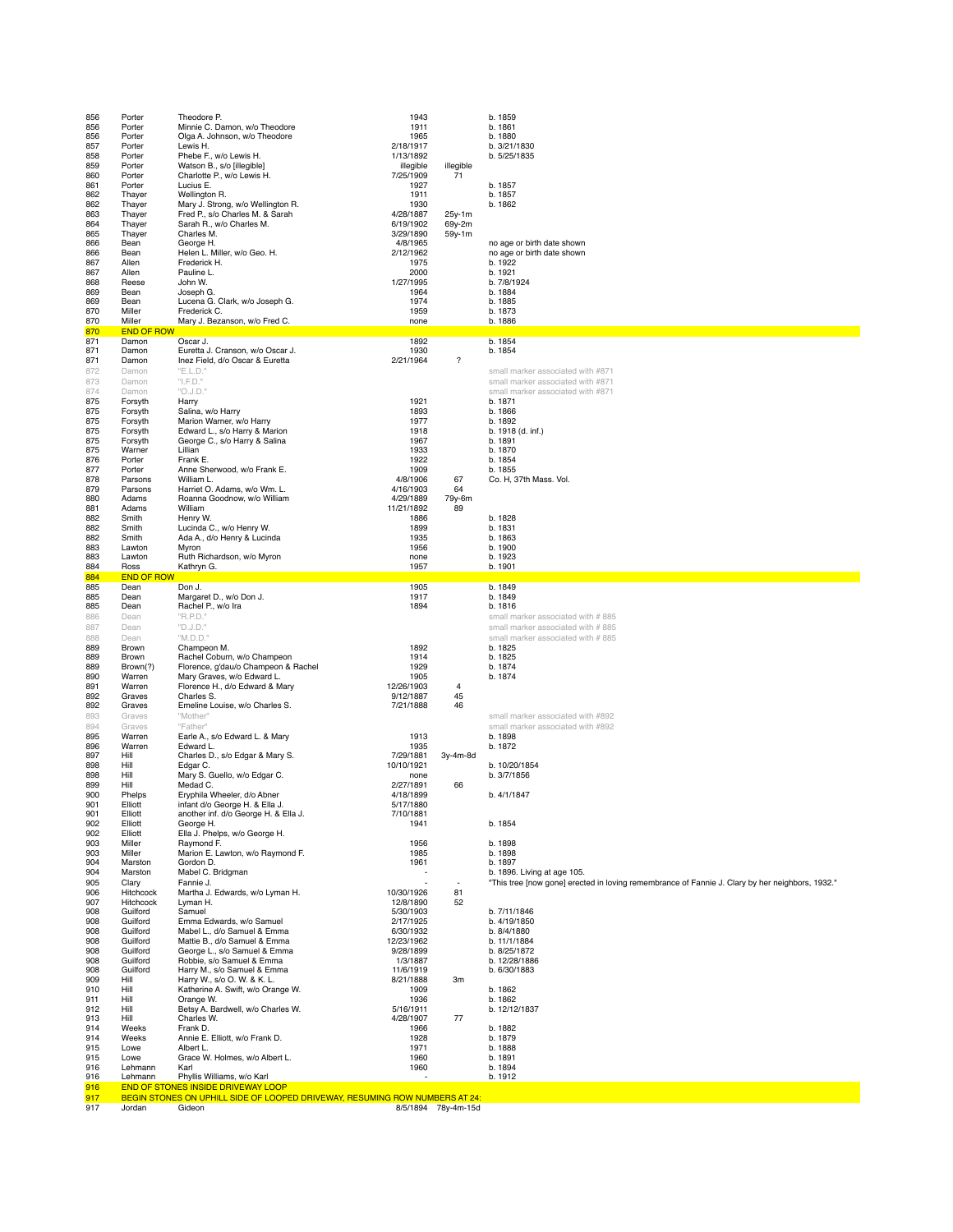| | | | | | |
|---|---|---|---|---|---|
| 856 | Porter | Theodore P. | 1943 | | b. 1859 |
| 856 | Porter | Minnie C. Damon, w/o Theodore | 1911 | | b. 1861 |
| 856 | Porter | Olga A. Johnson, w/o Theodore | 1965 | | b. 1880 |
| 857 | Porter | Lewis H. | 2/18/1917 | | b. 3/21/1830 |
| 858 | Porter | Phebe F., w/o Lewis H. | 1/13/1892 | | b. 5/25/1835 |
| 859 | Porter | Watson B., s/o [illegible] | illegible | illegible | |
| 860 | Porter | Charlotte P., w/o Lewis H. | 7/25/1909 | 71 | |
| 861 | Porter | Lucius E. | 1927 | | b. 1857 |
| 862 | Thayer | Wellington R. | 1911 | | b. 1857 |
| 862 | Thayer | Mary J. Strong, w/o Wellington R. | 1930 | | b. 1862 |
| 863 | Thayer | Fred P., s/o Charles M. & Sarah | 4/28/1887 | 25y-1m | |
| 864 | Thayer | Sarah R., w/o Charles M. | 6/19/1902 | 69y-2m | |
| 865 | Thayer | Charles M. | 3/29/1890 | 59y-1m | |
| 866 | Bean | George H. | 4/8/1965 | | no age or birth date shown |
| 866 | Bean | Helen L. Miller, w/o Geo. H. | 2/12/1962 | | no age or birth date shown |
| 867 | Allen | Frederick H. | 1975 | | b. 1922 |
| 867 | Allen | Pauline L. | 2000 | | b. 1921 |
| 868 | Reese | John W. | 1/27/1995 | | b. 7/8/1924 |
| 869 | Bean | Joseph G. | 1964 | | b. 1884 |
| 869 | Bean | Lucena G. Clark, w/o Joseph G. | 1974 | | b. 1885 |
| 870 | Miller | Frederick C. | 1959 | | b. 1873 |
| 870 | Miller | Mary J. Bezanson, w/o Fred C. | none | | b. 1886 |
| 870 | END OF ROW | | | | |
| 871 | Damon | Oscar J. | 1892 | | b. 1854 |
| 871 | Damon | Euretta J. Cranson, w/o Oscar J. | 1930 | | b. 1854 |
| 871 | Damon | Inez Field, d/o Oscar & Euretta | 2/21/1964 | ? | |
| 872 | Damon | "E.L.D." | | | small marker associated with #871 |
| 873 | Damon | "I.F.D." | | | small marker associated with #871 |
| 874 | Damon | "O.J.D." | | | small marker associated with #871 |
| 875 | Forsyth | Harry | 1921 | | b. 1871 |
| 875 | Forsyth | Salina, w/o Harry | 1893 | | b. 1866 |
| 875 | Forsyth | Marion Warner, w/o Harry | 1977 | | b. 1892 |
| 875 | Forsyth | Edward L., s/o Harry & Marion | 1918 | | b. 1918 (d. inf.) |
| 875 | Forsyth | George C., s/o Harry & Salina | 1967 | | b. 1891 |
| 875 | Warner | Lillian | 1933 | | b. 1870 |
| 876 | Porter | Frank E. | 1922 | | b. 1854 |
| 877 | Porter | Anne Sherwood, w/o Frank E. | 1909 | | b. 1855 |
| 878 | Parsons | William L. | 4/8/1906 | 67 | Co. H, 37th Mass. Vol. |
| 879 | Parsons | Harriet O. Adams, w/o Wm. L. | 4/16/1903 | 64 | |
| 880 | Adams | Roanna Goodnow, w/o William | 4/29/1889 | 79y-6m | |
| 881 | Adams | William | 11/21/1892 | 89 | |
| 882 | Smith | Henry W. | 1886 | | b. 1828 |
| 882 | Smith | Lucinda C., w/o Henry W. | 1899 | | b. 1831 |
| 882 | Smith | Ada A., d/o Henry & Lucinda | 1935 | | b. 1863 |
| 883 | Lawton | Myron | 1956 | | b. 1900 |
| 883 | Lawton | Ruth Richardson, w/o Myron | none | | b. 1923 |
| 884 | Ross | Kathryn G. | 1957 | | b. 1901 |
| 884 | END OF ROW | | | | |
| 885 | Dean | Don J. | 1905 | | b. 1849 |
| 885 | Dean | Margaret D., w/o Don J. | 1917 | | b. 1849 |
| 885 | Dean | Rachel P., w/o Ira | 1894 | | b. 1816 |
| 886 | Dean | "R.P.D." | | | small marker associated with # 885 |
| 887 | Dean | "D.J.D." | | | small marker associated with # 885 |
| 888 | Dean | "M.D.D." | | | small marker associated with # 885 |
| 889 | Brown | Champeon M. | 1892 | | b. 1825 |
| 889 | Brown | Rachel Coburn, w/o Champeon | 1914 | | b. 1825 |
| 889 | Brown(?) | Florence, g'dau/o Champeon & Rachel | 1929 | | b. 1874 |
| 890 | Warren | Mary Graves, w/o Edward L. | 1905 | | b. 1874 |
| 891 | Warren | Florence H., d/o Edward & Mary | 12/26/1903 | 4 | |
| 892 | Graves | Charles S. | 9/12/1887 | 45 | |
| 892 | Graves | Emeline Louise, w/o Charles S. | 7/21/1888 | 46 | |
| 893 | Graves | "Mother" | | | small marker associated with #892 |
| 894 | Graves | "Father" | | | small marker associated with #892 |
| 895 | Warren | Earle A., s/o Edward L. & Mary | 1913 | | b. 1898 |
| 896 | Warren | Edward L. | 1935 | | b. 1872 |
| 897 | Hill | Charles D., s/o Edgar & Mary S. | 7/29/1881 | 3y-4m-8d | |
| 898 | Hill | Edgar C. | 10/10/1921 | | b. 10/20/1854 |
| 898 | Hill | Mary S. Guello, w/o Edgar C. | none | | b. 3/7/1856 |
| 899 | Hill | Medad C. | 2/27/1891 | 66 | |
| 900 | Phelps | Eryphila Wheeler, d/o Abner | 4/18/1899 | | b. 4/1/1847 |
| 901 | Elliott | infant d/o George H. & Ella J. | 5/17/1880 | | |
| 901 | Elliott | another inf. d/o George H. & Ella J. | 7/10/1881 | | |
| 902 | Elliott | George H. | 1941 | | b. 1854 |
| 902 | Elliott | Ella J. Phelps, w/o George H. | | | |
| 903 | Miller | Raymond F. | 1956 | | b. 1898 |
| 903 | Miller | Marion E. Lawton, w/o Raymond F. | 1985 | | b. 1898 |
| 904 | Marston | Gordon D. | 1961 | | b. 1897 |
| 904 | Marston | Mabel C. Bridgman | - | | b. 1896. Living at age 105. |
| 905 | Clary | Fannie J. | - | - | "This tree [now gone] erected in loving remembrance of Fannie J. Clary by her neighbors, 1932." |
| 906 | Hitchcock | Martha J. Edwards, w/o Lyman H. | 10/30/1926 | 81 | |
| 907 | Hitchcock | Lyman H. | 12/8/1890 | 52 | |
| 908 | Guilford | Samuel | 5/30/1903 | | b. 7/11/1846 |
| 908 | Guilford | Emma Edwards, w/o Samuel | 2/17/1925 | | b. 4/19/1850 |
| 908 | Guilford | Mabel L., d/o Samuel & Emma | 6/30/1932 | | b. 8/4/1880 |
| 908 | Guilford | Mattie B., d/o Samuel & Emma | 12/23/1962 | | b. 11/1/1884 |
| 908 | Guilford | George L., s/o Samuel & Emma | 9/28/1899 | | b. 8/25/1872 |
| 908 | Guilford | Robbie, s/o Samuel & Emma | 1/3/1887 | | b. 12/28/1886 |
| 908 | Guilford | Harry M., s/o Samuel & Emma | 11/6/1919 | | b. 6/30/1883 |
| 909 | Hill | Harry W., s/o O. W. & K. L. | 8/21/1888 | 3m | |
| 910 | Hill | Katherine A. Swift, w/o Orange W. | 1909 | | b. 1862 |
| 911 | Hill | Orange W. | 1936 | | b. 1862 |
| 912 | Hill | Betsy A. Bardwell, w/o Charles W. | 5/16/1911 | | b. 12/12/1837 |
| 913 | Hill | Charles W. | 4/28/1907 | 77 | |
| 914 | Weeks | Frank D. | 1966 | | b. 1882 |
| 914 | Weeks | Annie E. Elliott, w/o Frank D. | 1928 | | b. 1879 |
| 915 | Lowe | Albert L. | 1971 | | b. 1888 |
| 915 | Lowe | Grace W. Holmes, w/o Albert L. | 1960 | | b. 1891 |
| 916 | Lehmann | Karl | 1960 | | b. 1894 |
| 916 | Lehmann | Phyllis Williams, w/o Karl | - | | b. 1912 |
| 916 | END OF STONES INSIDE DRIVEWAY LOOP | | | | |
| 917 | BEGIN STONES ON UPHILL SIDE OF LOOPED DRIVEWAY, RESUMING ROW NUMBERS AT 24: | | | | |
| 917 | Jordan | Gideon | 8/5/1894 | 78y-4m-15d | |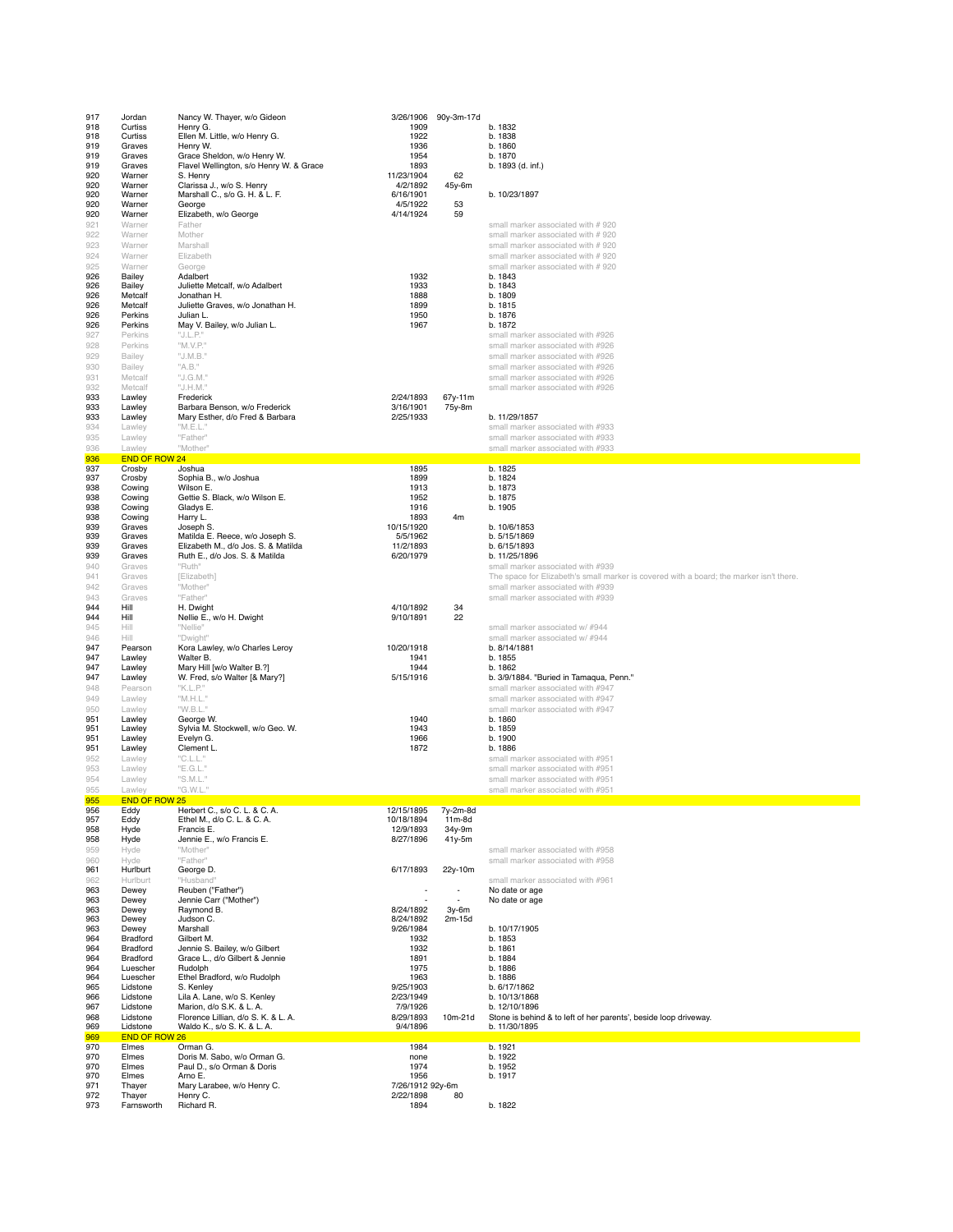| | | | | | |
|---|---|---|---|---|---|
| 917 | Jordan | Nancy W. Thayer, w/o Gideon | 3/26/1906 | 90y-3m-17d | |
| 918 | Curtiss | Henry G. | 1909 | | b. 1832 |
| 918 | Curtiss | Ellen M. Little, w/o Henry G. | 1922 | | b. 1838 |
| 919 | Graves | Henry W. | 1936 | | b. 1860 |
| 919 | Graves | Grace Sheldon, w/o Henry W. | 1954 | | b. 1870 |
| 919 | Graves | Flavel Wellington, s/o Henry W. & Grace | 1893 | | b. 1893 (d. inf.) |
| 920 | Warner | S. Henry | 11/23/1904 | 62 | |
| 920 | Warner | Clarissa J., w/o S. Henry | 4/2/1892 | 45y-6m | |
| 920 | Warner | Marshall C., s/o G. H. & L. F. | 6/16/1901 | | b. 10/23/1897 |
| 920 | Warner | George | 4/5/1922 | 53 | |
| 920 | Warner | Elizabeth, w/o George | 4/14/1924 | 59 | |
| 921 | Warner | Father | | | small marker associated with # 920 |
| 922 | Warner | Mother | | | small marker associated with # 920 |
| 923 | Warner | Marshall | | | small marker associated with # 920 |
| 924 | Warner | Elizabeth | | | small marker associated with # 920 |
| 925 | Warner | George | | | small marker associated with # 920 |
| 926 | Bailey | Adalbert | 1932 | | b. 1843 |
| 926 | Bailey | Juliette Metcalf, w/o Adalbert | 1933 | | b. 1843 |
| 926 | Metcalf | Jonathan H. | 1888 | | b. 1809 |
| 926 | Metcalf | Juliette Graves, w/o Jonathan H. | 1899 | | b. 1815 |
| 926 | Perkins | Julian L. | 1950 | | b. 1876 |
| 926 | Perkins | May V. Bailey, w/o Julian L. | 1967 | | b. 1872 |
| 927 | Perkins | "J.L.P." | | | small marker associated with #926 |
| 928 | Perkins | "M.V.P." | | | small marker associated with #926 |
| 929 | Bailey | "J.M.B." | | | small marker associated with #926 |
| 930 | Bailey | "A.B." | | | small marker associated with #926 |
| 931 | Metcalf | "J.G.M." | | | small marker associated with #926 |
| 932 | Metcalf | "J.H.M." | | | small marker associated with #926 |
| 933 | Lawley | Frederick | 2/24/1893 | 67y-11m | |
| 933 | Lawley | Barbara Benson, w/o Frederick | 3/16/1901 | 75y-8m | |
| 933 | Lawley | Mary Esther, d/o Fred & Barbara | 2/25/1933 | | b. 11/29/1857 |
| 934 | Lawley | "M.E.L." | | | small marker associated with #933 |
| 935 | Lawley | "Father" | | | small marker associated with #933 |
| 936 | Lawley | "Mother" | | | small marker associated with #933 |
| 936 | END OF ROW 24 | | | | |
| 937 | Crosby | Joshua | 1895 | | b. 1825 |
| 937 | Crosby | Sophia B., w/o Joshua | 1899 | | b. 1824 |
| 938 | Cowing | Wilson E. | 1913 | | b. 1873 |
| 938 | Cowing | Gettie S. Black, w/o Wilson E. | 1952 | | b. 1875 |
| 938 | Cowing | Gladys E. | 1916 | | b. 1905 |
| 938 | Cowing | Harry L. | 1893 | 4m | |
| 939 | Graves | Joseph S. | 10/15/1920 | | b. 10/6/1853 |
| 939 | Graves | Matilda E. Reece, w/o Joseph S. | 5/5/1962 | | b. 5/15/1869 |
| 939 | Graves | Elizabeth M., d/o Jos. S. & Matilda | 11/2/1893 | | b. 6/15/1893 |
| 939 | Graves | Ruth E., d/o Jos. S. & Matilda | 6/20/1979 | | b. 11/25/1896 |
| 940 | Graves | "Ruth" | | | small marker associated with #939 |
| 941 | Graves | [Elizabeth] | | | The space for Elizabeth's small marker is covered with a board; the marker isn't there. |
| 942 | Graves | "Mother" | | | small marker associated with #939 |
| 943 | Graves | "Father" | | | small marker associated with #939 |
| 944 | Hill | H. Dwight | 4/10/1892 | 34 | |
| 944 | Hill | Nellie E., w/o H. Dwight | 9/10/1891 | 22 | |
| 945 | Hill | "Nellie" | | | small marker associated w/ #944 |
| 946 | Hill | "Dwight" | | | small marker associated w/ #944 |
| 947 | Pearson | Kora Lawley, w/o Charles Leroy | 10/20/1918 | | b. 8/14/1881 |
| 947 | Lawley | Walter B. | 1941 | | b. 1855 |
| 947 | Lawley | Mary Hill [w/o Walter B.?] | 1944 | | b. 1862 |
| 947 | Lawley | W. Fred, s/o Walter [& Mary?] | 5/15/1916 | | b. 3/9/1884. "Buried in Tamaqua, Penn." |
| 948 | Pearson | "K.L.P." | | | small marker associated with #947 |
| 949 | Lawley | "M.H.L." | | | small marker associated with #947 |
| 950 | Lawley | "W.B.L." | | | small marker associated with #947 |
| 951 | Lawley | George W. | 1940 | | b. 1860 |
| 951 | Lawley | Sylvia M. Stockwell, w/o Geo. W. | 1943 | | b. 1859 |
| 951 | Lawley | Evelyn G. | 1966 | | b. 1900 |
| 951 | Lawley | Clement L. | 1872 | | b. 1886 |
| 952 | Lawley | "C.L.L." | | | small marker associated with #951 |
| 953 | Lawley | "E.G.L." | | | small marker associated with #951 |
| 954 | Lawley | "S.M.L." | | | small marker associated with #951 |
| 955 | Lawley | "G.W.L." | | | small marker associated with #951 |
| 955 | END OF ROW 25 | | | | |
| 956 | Eddy | Herbert C., s/o C. L. & C. A. | 12/15/1895 | 7y-2m-8d | |
| 957 | Eddy | Ethel M., d/o C. L. & C. A. | 10/18/1894 | 11m-8d | |
| 958 | Hyde | Francis E. | 12/9/1893 | 34y-9m | |
| 958 | Hyde | Jennie E., w/o Francis E. | 8/27/1896 | 41y-5m | |
| 959 | Hyde | "Mother" | | | small marker associated with #958 |
| 960 | Hyde | "Father" | | | small marker associated with #958 |
| 961 | Hurlburt | George D. | 6/17/1893 | 22y-10m | |
| 962 | Hurlburt | "Husband" | | | small marker associated with #961 |
| 963 | Dewey | Reuben ("Father") | - | - | No date or age |
| 963 | Dewey | Jennie Carr ("Mother") | - | - | No date or age |
| 963 | Dewey | Raymond B. | 8/24/1892 | 3y-6m | |
| 963 | Dewey | Judson C. | 8/24/1892 | 2m-15d | |
| 963 | Dewey | Marshall | 9/26/1984 | | b. 10/17/1905 |
| 964 | Bradford | Gilbert M. | 1932 | | b. 1853 |
| 964 | Bradford | Jennie S. Bailey, w/o Gilbert | 1932 | | b. 1861 |
| 964 | Bradford | Grace L., d/o Gilbert & Jennie | 1891 | | b. 1884 |
| 964 | Luescher | Rudolph | 1975 | | b. 1886 |
| 964 | Luescher | Ethel Bradford, w/o Rudolph | 1963 | | b. 1886 |
| 965 | Lidstone | S. Kenley | 9/25/1903 | | b. 6/17/1862 |
| 966 | Lidstone | Lila A. Lane, w/o S. Kenley | 2/23/1949 | | b. 10/13/1868 |
| 967 | Lidstone | Marion, d/o S.K. & L. A. | 7/9/1926 | | b. 12/10/1896 |
| 968 | Lidstone | Florence Lillian, d/o S. K. & L. A. | 8/29/1893 | 10m-21d | Stone is behind & to left of her parents', beside loop driveway. |
| 969 | Lidstone | Waldo K., s/o S. K. & L. A. | 9/4/1896 | | b. 11/30/1895 |
| 969 | END OF ROW 26 | | | | |
| 970 | Elmes | Orman G. | 1984 | | b. 1921 |
| 970 | Elmes | Doris M. Sabo, w/o Orman G. | none | | b. 1922 |
| 970 | Elmes | Paul D., s/o Orman & Doris | 1974 | | b. 1952 |
| 970 | Elmes | Arno E. | 1956 | | b. 1917 |
| 971 | Thayer | Mary Larabee, w/o Henry C. | 7/26/1912 | 92y-6m | |
| 972 | Thayer | Henry C. | 2/22/1898 | 80 | |
| 973 | Farnsworth | Richard R. | 1894 | | b. 1822 |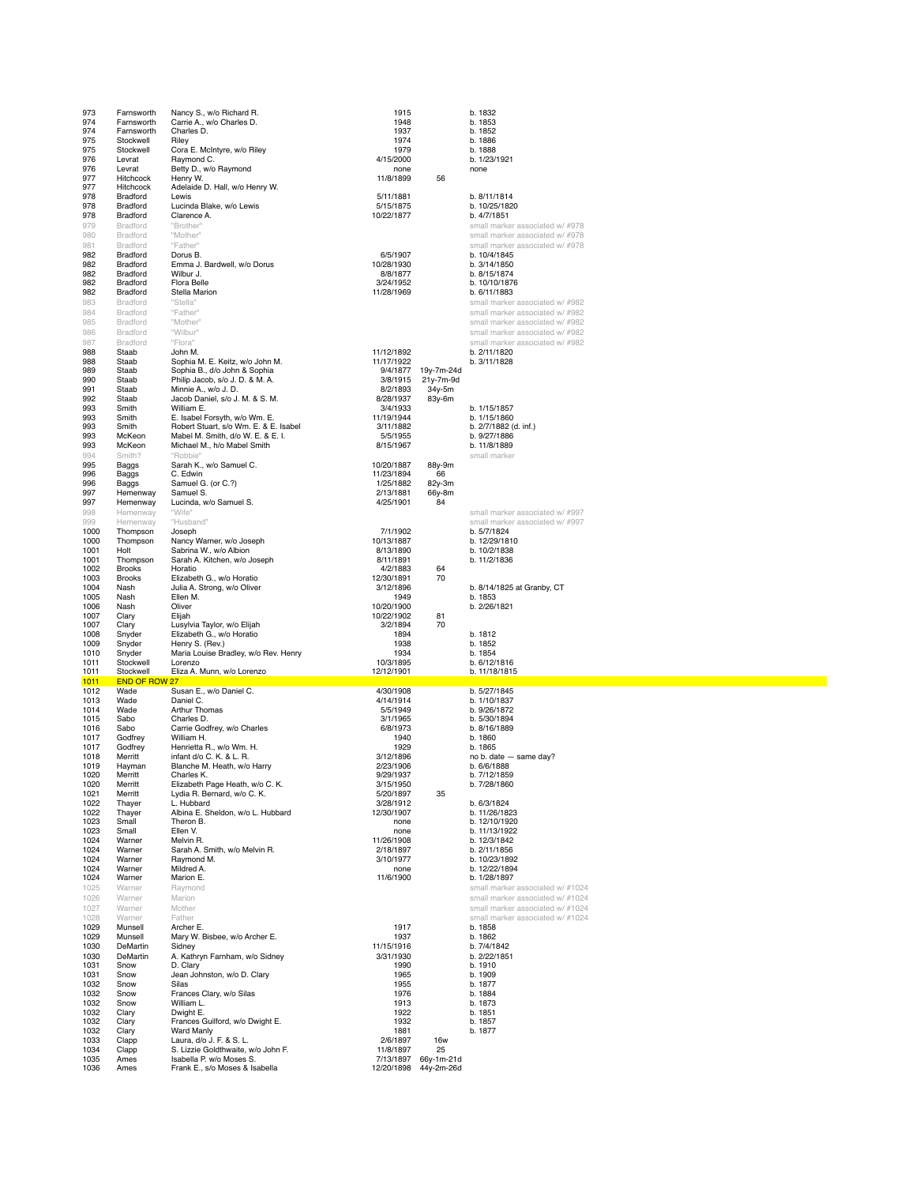| | | | | | |
|---|---|---|---|---|---|
| 973 | Farnsworth | Nancy S., w/o Richard R. | 1915 | | b. 1832 |
| 974 | Farnsworth | Carrie A., w/o Charles D. | 1948 | | b. 1853 |
| 974 | Farnsworth | Charles D. | 1937 | | b. 1852 |
| 975 | Stockwell | Riley | 1974 | | b. 1886 |
| 975 | Stockwell | Cora E. McIntyre, w/o Riley | 1979 | | b. 1888 |
| 976 | Levrat | Raymond C. | 4/15/2000 | | b. 1/23/1921 |
| 976 | Levrat | Betty D., w/o Raymond | none | | none |
| 977 | Hitchcock | Henry W. | 11/8/1899 | 56 | |
| 977 | Hitchcock | Adelaide D. Hall, w/o Henry W. | | | |
| 978 | Bradford | Lewis | 5/11/1881 | | b. 8/11/1814 |
| 978 | Bradford | Lucinda Blake, w/o Lewis | 5/15/1875 | | b. 10/25/1820 |
| 978 | Bradford | Clarence A. | 10/22/1877 | | b. 4/7/1851 |
| 979 | Bradford | "Brother" | | | small marker associated w/ #978 |
| 980 | Bradford | "Mother" | | | small marker associated w/ #978 |
| 981 | Bradford | "Father" | | | small marker associated w/ #978 |
| 982 | Bradford | Dorus B. | 6/5/1907 | | b. 10/4/1845 |
| 982 | Bradford | Emma J. Bardwell, w/o Dorus | 10/28/1930 | | b. 3/14/1850 |
| 982 | Bradford | Wilbur J. | 8/8/1877 | | b. 8/15/1874 |
| 982 | Bradford | Flora Belle | 3/24/1952 | | b. 10/10/1876 |
| 982 | Bradford | Stella Marion | 11/28/1969 | | b. 6/11/1883 |
| 983 | Bradford | "Stella" | | | small marker associated w/ #982 |
| 984 | Bradford | "Father" | | | small marker associated w/ #982 |
| 985 | Bradford | "Mother" | | | small marker associated w/ #982 |
| 986 | Bradford | "Wilbur" | | | small marker associated w/ #982 |
| 987 | Bradford | "Flora" | | | small marker associated w/ #982 |
| 988 | Staab | John M. | 11/12/1892 | | b. 2/11/1820 |
| 988 | Staab | Sophia M. E. Keitz, w/o John M. | 11/17/1922 | | b. 3/11/1828 |
| 989 | Staab | Sophia B., d/o John & Sophia | 9/4/1877 | 19y-7m-24d | |
| 990 | Staab | Philip Jacob, s/o J. D. & M. A. | 3/8/1915 | 21y-7m-9d | |
| 991 | Staab | Minnie A., w/o J. D. | 8/2/1893 | 34y-5m | |
| 992 | Staab | Jacob Daniel, s/o J. M. & S. M. | 8/28/1937 | 83y-6m | |
| 993 | Smith | William E. | 3/4/1933 | | b. 1/15/1857 |
| 993 | Smith | E. Isabel Forsyth, w/o Wm. E. | 11/19/1944 | | b. 1/15/1860 |
| 993 | Smith | Robert Stuart, s/o Wm. E. & E. Isabel | 3/11/1882 | | b. 2/7/1882 (d. inf.) |
| 993 | McKeon | Mabel M. Smith, d/o W. E. & E. I. | 5/5/1955 | | b. 9/27/1886 |
| 993 | McKeon | Michael M., h/o Mabel Smith | 8/15/1967 | | b. 11/8/1889 |
| 994 | Smith? | "Robbie" | | | small marker |
| 995 | Baggs | Sarah K., w/o Samuel C. | 10/20/1887 | 88y-9m | |
| 996 | Baggs | C. Edwin | 11/23/1894 | 66 | |
| 996 | Baggs | Samuel G. (or C.?) | 1/25/1882 | 82y-3m | |
| 997 | Hemenway | Samuel S. | 2/13/1881 | 66y-8m | |
| 997 | Hemenway | Lucinda, w/o Samuel S. | 4/25/1901 | 84 | |
| 998 | Hemenway | "Wife" | | | small marker associated w/ #997 |
| 999 | Hemenway | "Husband" | | | small marker associated w/ #997 |
| 1000 | Thompson | Joseph | 7/1/1902 | | b. 5/7/1824 |
| 1000 | Thompson | Nancy Warner, w/o Joseph | 10/13/1887 | | b. 12/29/1810 |
| 1001 | Holt | Sabrina W., w/o Albion | 8/13/1890 | | b. 10/2/1838 |
| 1001 | Thompson | Sarah A. Kitchen, w/o Joseph | 8/11/1891 | | b. 11/2/1836 |
| 1002 | Brooks | Horatio | 4/2/1883 | 64 | |
| 1003 | Brooks | Elizabeth G., w/o Horatio | 12/30/1891 | 70 | |
| 1004 | Nash | Julia A. Strong, w/o Oliver | 3/12/1896 | | b. 8/14/1825 at Granby, CT |
| 1005 | Nash | Ellen M. | 1949 | | b. 1853 |
| 1006 | Nash | Oliver | 10/20/1900 | | b. 2/26/1821 |
| 1007 | Clary | Elijah | 10/22/1902 | 81 | |
| 1007 | Clary | Lusylvia Taylor, w/o Elijah | 3/2/1894 | 70 | |
| 1008 | Snyder | Elizabeth G., w/o Horatio | 1894 | | b. 1812 |
| 1009 | Snyder | Henry S. (Rev.) | 1938 | | b. 1852 |
| 1010 | Snyder | Maria Louise Bradley, w/o Rev. Henry | 1934 | | b. 1854 |
| 1011 | Stockwell | Lorenzo | 10/3/1895 | | b. 6/12/1816 |
| 1011 | Stockwell | Eliza A. Munn, w/o Lorenzo | 12/12/1901 | | b. 11/18/1815 |
| **1011** | **END OF ROW 27** | | | | |
| 1012 | Wade | Susan E., w/o Daniel C. | 4/30/1908 | | b. 5/27/1845 |
| 1013 | Wade | Daniel C. | 4/14/1914 | | b. 1/10/1837 |
| 1014 | Wade | Arthur Thomas | 5/5/1949 | | b. 9/26/1872 |
| 1015 | Sabo | Charles D. | 3/1/1965 | | b. 5/30/1894 |
| 1016 | Sabo | Carrie Godfrey, w/o Charles | 6/8/1973 | | b. 8/16/1889 |
| 1017 | Godfrey | William H. | 1940 | | b. 1860 |
| 1017 | Godfrey | Henrietta R., w/o Wm. H. | 1929 | | b. 1865 |
| 1018 | Merritt | infant d/o C. K. & L. R. | 3/12/1896 | | no b. date — same day? |
| 1019 | Hayman | Blanche M. Heath, w/o Harry | 2/23/1906 | | b. 6/6/1888 |
| 1020 | Merritt | Charles K. | 9/29/1937 | | b. 7/12/1859 |
| 1020 | Merritt | Elizabeth Page Heath, w/o C. K. | 3/15/1950 | | b. 7/28/1860 |
| 1021 | Merritt | Lydia R. Bernard, w/o C. K. | 5/20/1897 | 35 | |
| 1022 | Thayer | L. Hubbard | 3/28/1912 | | b. 6/3/1824 |
| 1022 | Thayer | Albina E. Sheldon, w/o L. Hubbard | 12/30/1907 | | b. 11/26/1823 |
| 1023 | Small | Theron B. | none | | b. 12/10/1920 |
| 1023 | Small | Ellen V. | none | | b. 11/13/1922 |
| 1024 | Warner | Melvin R. | 11/26/1908 | | b. 12/3/1842 |
| 1024 | Warner | Sarah A. Smith, w/o Melvin R. | 2/18/1897 | | b. 2/11/1856 |
| 1024 | Warner | Raymond M. | 3/10/1977 | | b. 10/23/1892 |
| 1024 | Warner | Mildred A. | none | | b. 12/22/1894 |
| 1024 | Warner | Marion E. | 11/6/1900 | | b. 1/28/1897 |
| 1025 | Warner | Raymond | | | small marker associated w/ #1024 |
| 1026 | Warner | Marion | | | small marker associated w/ #1024 |
| 1027 | Warner | Mother | | | small marker associated w/ #1024 |
| 1028 | Warner | Father | | | small marker associated w/ #1024 |
| 1029 | Munsell | Archer E. | 1917 | | b. 1858 |
| 1029 | Munsell | Mary W. Bisbee, w/o Archer E. | 1937 | | b. 1862 |
| 1030 | DeMartin | Sidney | 11/15/1916 | | b. 7/4/1842 |
| 1030 | DeMartin | A. Kathryn Farnham, w/o Sidney | 3/31/1930 | | b. 2/22/1851 |
| 1031 | Snow | D. Clary | 1990 | | b. 1910 |
| 1031 | Snow | Jean Johnston, w/o D. Clary | 1965 | | b. 1909 |
| 1032 | Snow | Silas | 1955 | | b. 1877 |
| 1032 | Snow | Frances Clary, w/o Silas | 1976 | | b. 1884 |
| 1032 | Snow | William L. | 1913 | | b. 1873 |
| 1032 | Clary | Dwight E. | 1922 | | b. 1851 |
| 1032 | Clary | Frances Guilford, w/o Dwight E. | 1932 | | b. 1857 |
| 1032 | Clary | Ward Manly | 1881 | | b. 1877 |
| 1033 | Clapp | Laura, d/o J. F. & S. L. | 2/6/1897 | 16w | |
| 1034 | Clapp | S. Lizzie Goldthwaite, w/o John F. | 11/8/1897 | 25 | |
| 1035 | Ames | Isabella P. w/o Moses S. | 7/13/1897 | 66y-1m-21d | |
| 1036 | Ames | Frank E., s/o Moses & Isabella | 12/20/1898 | 44y-2m-26d | |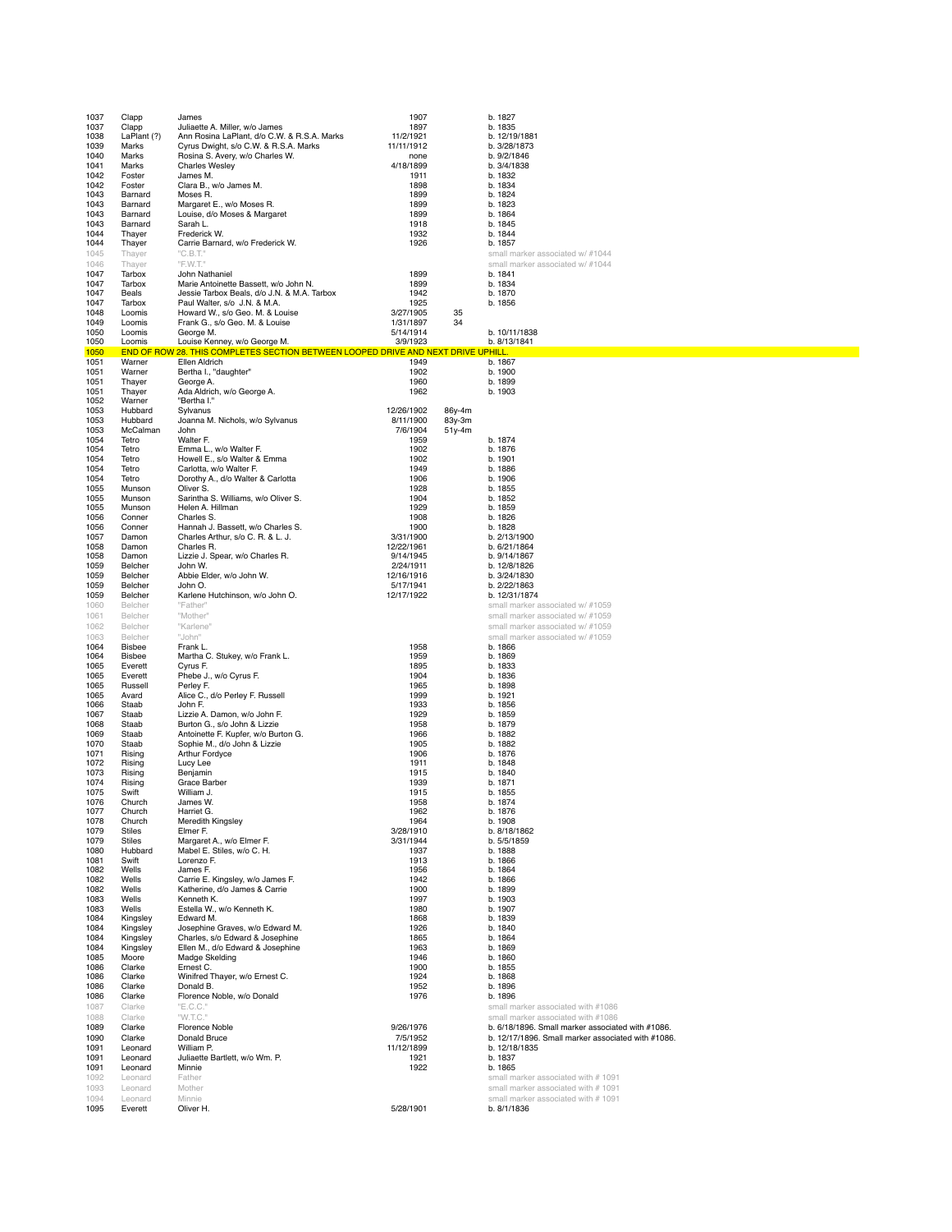| | | | | | |
|---|---|---|---|---|---|
| 1037 | Clapp | James | 1907 | | b. 1827 |
| 1037 | Clapp | Juliaette A. Miller, w/o James | 1897 | | b. 1835 |
| 1038 | LaPlant (?) | Ann Rosina LaPlant, d/o C.W. & R.S.A. Marks | 11/2/1921 | | b. 12/19/1881 |
| 1039 | Marks | Cyrus Dwight, s/o C.W. & R.S.A. Marks | 11/11/1912 | | b. 3/28/1873 |
| 1040 | Marks | Rosina S. Avery, w/o Charles W. | none | | b. 9/2/1846 |
| 1041 | Marks | Charles Wesley | 4/18/1899 | | b. 3/4/1838 |
| 1042 | Foster | James M. | 1911 | | b. 1832 |
| 1042 | Foster | Clara B., w/o James M. | 1898 | | b. 1834 |
| 1043 | Barnard | Moses R. | 1899 | | b. 1824 |
| 1043 | Barnard | Margaret E., w/o Moses R. | 1899 | | b. 1823 |
| 1043 | Barnard | Louise, d/o Moses & Margaret | 1899 | | b. 1864 |
| 1043 | Barnard | Sarah L. | 1918 | | b. 1845 |
| 1044 | Thayer | Frederick W. | 1932 | | b. 1844 |
| 1044 | Thayer | Carrie Barnard, w/o Frederick W. | 1926 | | b. 1857 |
| 1045 | Thayer | "C.B.T." | | | small marker associated w/ #1044 |
| 1046 | Thayer | "F.W.T." | | | small marker associated w/ #1044 |
| 1047 | Tarbox | John Nathaniel | 1899 | | b. 1841 |
| 1047 | Tarbox | Marie Antoinette Bassett, w/o John N. | 1899 | | b. 1834 |
| 1047 | Beals | Jessie Tarbox Beals, d/o J.N. & M.A. Tarbox | 1942 | | b. 1870 |
| 1047 | Tarbox | Paul Walter, s/o J.N. & M.A. | 1925 | | b. 1856 |
| 1048 | Loomis | Howard W., s/o Geo. M. & Louise | 3/27/1905 | 35 | |
| 1049 | Loomis | Frank G., s/o Geo. M. & Louise | 1/31/1897 | 34 | |
| 1050 | Loomis | George M. | 5/14/1914 | | b. 10/11/1838 |
| 1050 | Loomis | Louise Kenney, w/o George M. | 3/9/1923 | | b. 8/13/1841 |
| 1050 | END OF ROW 28. THIS COMPLETES SECTION BETWEEN LOOPED DRIVE AND NEXT DRIVE UPHILL. | | | | |
| 1051 | Warner | Ellen Aldrich | 1949 | | b. 1867 |
| 1051 | Warner | Bertha I., "daughter" | 1902 | | b. 1900 |
| 1051 | Thayer | George A. | 1960 | | b. 1899 |
| 1051 | Thayer | Ada Aldrich, w/o George A. | 1962 | | b. 1903 |
| 1052 | Warner | "Bertha I." | | | |
| 1053 | Hubbard | Sylvanus | 12/26/1902 | 86y-4m | |
| 1053 | Hubbard | Joanna M. Nichols, w/o Sylvanus | 8/11/1900 | 83y-3m | |
| 1053 | McCalman | John | 7/6/1904 | 51y-4m | |
| 1054 | Tetro | Walter F. | 1959 | | b. 1874 |
| 1054 | Tetro | Emma L., w/o Walter F. | 1902 | | b. 1876 |
| 1054 | Tetro | Howell E., s/o Walter & Emma | 1902 | | b. 1901 |
| 1054 | Tetro | Carlotta, w/o Walter F. | 1949 | | b. 1886 |
| 1054 | Tetro | Dorothy A., d/o Walter & Carlotta | 1906 | | b. 1906 |
| 1055 | Munson | Oliver S. | 1928 | | b. 1855 |
| 1055 | Munson | Sarintha S. Williams, w/o Oliver S. | 1904 | | b. 1852 |
| 1055 | Munson | Helen A. Hillman | 1929 | | b. 1859 |
| 1056 | Conner | Charles S. | 1908 | | b. 1826 |
| 1056 | Conner | Hannah J. Bassett, w/o Charles S. | 1900 | | b. 1828 |
| 1057 | Damon | Charles Arthur, s/o C. R. & L. J. | 3/31/1900 | | b. 2/13/1900 |
| 1058 | Damon | Charles R. | 12/22/1961 | | b. 6/21/1864 |
| 1058 | Damon | Lizzie J. Spear, w/o Charles R. | 9/14/1945 | | b. 9/14/1867 |
| 1059 | Belcher | John W. | 2/24/1911 | | b. 12/8/1826 |
| 1059 | Belcher | Abbie Elder, w/o John W. | 12/16/1916 | | b. 3/24/1830 |
| 1059 | Belcher | John O. | 5/17/1941 | | b. 2/22/1863 |
| 1059 | Belcher | Karlene Hutchinson, w/o John O. | 12/17/1922 | | b. 12/31/1874 |
| 1060 | Belcher | "Father" | | | small marker associated w/ #1059 |
| 1061 | Belcher | "Mother" | | | small marker associated w/ #1059 |
| 1062 | Belcher | "Karlene" | | | small marker associated w/ #1059 |
| 1063 | Belcher | "John" | | | small marker associated w/ #1059 |
| 1064 | Bisbee | Frank L. | 1958 | | b. 1866 |
| 1064 | Bisbee | Martha C. Stukey, w/o Frank L. | 1959 | | b. 1869 |
| 1065 | Everett | Cyrus F. | 1895 | | b. 1833 |
| 1065 | Everett | Phebe J., w/o Cyrus F. | 1904 | | b. 1836 |
| 1065 | Russell | Perley F. | 1965 | | b. 1898 |
| 1065 | Avard | Alice C., d/o Perley F. Russell | 1999 | | b. 1921 |
| 1066 | Staab | John F. | 1933 | | b. 1856 |
| 1067 | Staab | Lizzie A. Damon, w/o John F. | 1929 | | b. 1859 |
| 1068 | Staab | Burton G., s/o John & Lizzie | 1958 | | b. 1879 |
| 1069 | Staab | Antoinette F. Kupfer, w/o Burton G. | 1966 | | b. 1882 |
| 1070 | Staab | Sophie M., d/o John & Lizzie | 1905 | | b. 1882 |
| 1071 | Rising | Arthur Fordyce | 1906 | | b. 1876 |
| 1072 | Rising | Lucy Lee | 1911 | | b. 1848 |
| 1073 | Rising | Benjamin | 1915 | | b. 1840 |
| 1074 | Rising | Grace Barber | 1939 | | b. 1871 |
| 1075 | Swift | William J. | 1915 | | b. 1855 |
| 1076 | Church | James W. | 1958 | | b. 1874 |
| 1077 | Church | Harriet G. | 1962 | | b. 1876 |
| 1078 | Church | Meredith Kingsley | 1964 | | b. 1908 |
| 1079 | Stiles | Elmer F. | 3/28/1910 | | b. 8/18/1862 |
| 1079 | Stiles | Margaret A., w/o Elmer F. | 3/31/1944 | | b. 5/5/1859 |
| 1080 | Hubbard | Mabel E. Stiles, w/o C. H. | 1937 | | b. 1888 |
| 1081 | Swift | Lorenzo F. | 1913 | | b. 1866 |
| 1082 | Wells | James F. | 1956 | | b. 1864 |
| 1082 | Wells | Carrie E. Kingsley, w/o James F. | 1942 | | b. 1866 |
| 1082 | Wells | Katherine, d/o James & Carrie | 1900 | | b. 1899 |
| 1083 | Wells | Kenneth K. | 1997 | | b. 1903 |
| 1083 | Wells | Estella W., w/o Kenneth K. | 1980 | | b. 1907 |
| 1084 | Kingsley | Edward M. | 1868 | | b. 1839 |
| 1084 | Kingsley | Josephine Graves, w/o Edward M. | 1926 | | b. 1840 |
| 1084 | Kingsley | Charles, s/o Edward & Josephine | 1865 | | b. 1864 |
| 1084 | Kingsley | Ellen M., d/o Edward & Josephine | 1963 | | b. 1869 |
| 1085 | Moore | Madge Skelding | 1946 | | b. 1860 |
| 1086 | Clarke | Ernest C. | 1900 | | b. 1855 |
| 1086 | Clarke | Winifred Thayer, w/o Ernest C. | 1924 | | b. 1868 |
| 1086 | Clarke | Donald B. | 1952 | | b. 1896 |
| 1086 | Clarke | Florence Noble, w/o Donald | 1976 | | b. 1896 |
| 1087 | Clarke | "E.C.C." | | | small marker associated with #1086 |
| 1088 | Clarke | "W.T.C." | | | small marker associated with #1086 |
| 1089 | Clarke | Florence Noble | 9/26/1976 | | b. 6/18/1896. Small marker associated with #1086. |
| 1090 | Clarke | Donald Bruce | 7/5/1952 | | b. 12/17/1896. Small marker associated with #1086. |
| 1091 | Leonard | William P. | 11/12/1899 | | b. 12/18/1835 |
| 1091 | Leonard | Juliaette Bartlett, w/o Wm. P. | 1921 | | b. 1837 |
| 1091 | Leonard | Minnie | 1922 | | b. 1865 |
| 1092 | Leonard | Father | | | small marker associated with # 1091 |
| 1093 | Leonard | Mother | | | small marker associated with # 1091 |
| 1094 | Leonard | Minnie | | | small marker associated with # 1091 |
| 1095 | Everett | Oliver H. | 5/28/1901 | | b. 8/1/1836 |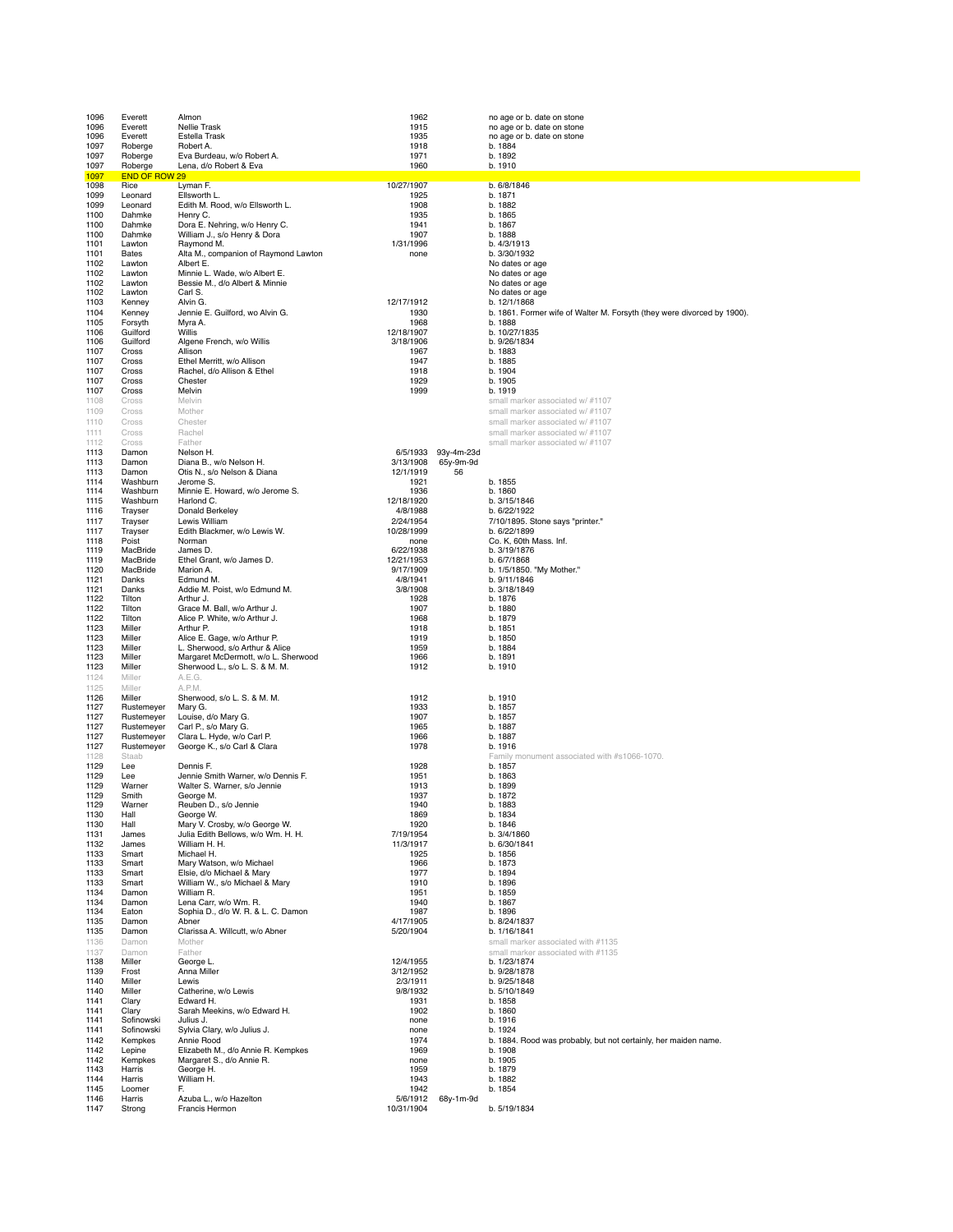| | | | | | |
|---|---|---|---|---|---|
| 1096 | Everett | Almon | 1962 | | no age or b. date on stone |
| 1096 | Everett | Nellie Trask | 1915 | | no age or b. date on stone |
| 1096 | Everett | Estella Trask | 1935 | | no age or b. date on stone |
| 1097 | Roberge | Robert A. | 1918 | | b. 1884 |
| 1097 | Roberge | Eva Burdeau, w/o Robert A. | 1971 | | b. 1892 |
| 1097 | Roberge | Lena, d/o Robert & Eva | 1960 | | b. 1910 |
| 1097 | END OF ROW 29 | | | | |
| 1098 | Rice | Lyman F. | 10/27/1907 | | b. 6/8/1846 |
| 1099 | Leonard | Ellsworth L. | 1925 | | b. 1871 |
| 1099 | Leonard | Edith M. Rood, w/o Ellsworth L. | 1908 | | b. 1882 |
| 1100 | Dahmke | Henry C. | 1935 | | b. 1865 |
| 1100 | Dahmke | Dora E. Nehring, w/o Henry C. | 1941 | | b. 1867 |
| 1100 | Dahmke | William J., s/o Henry & Dora | 1907 | | b. 1888 |
| 1101 | Lawton | Raymond M. | 1/31/1996 | | b. 4/3/1913 |
| 1101 | Bates | Alta M., companion of Raymond Lawton | none | | b. 3/30/1932 |
| 1102 | Lawton | Albert E. | | | No dates or age |
| 1102 | Lawton | Minnie L. Wade, w/o Albert E. | | | No dates or age |
| 1102 | Lawton | Bessie M., d/o Albert & Minnie | | | No dates or age |
| 1102 | Lawton | Carl S. | | | No dates or age |
| 1103 | Kenney | Alvin G. | 12/17/1912 | | b. 12/1/1868 |
| 1104 | Kenney | Jennie E. Guilford, wo Alvin G. | 1930 | | b. 1861. Former wife of Walter M. Forsyth (they were divorced by 1900). |
| 1105 | Forsyth | Myra A. | 1968 | | b. 1888 |
| 1106 | Guilford | Willis | 12/18/1907 | | b. 10/27/1835 |
| 1106 | Guilford | Algene French, w/o Willis | 3/18/1906 | | b. 9/26/1834 |
| 1107 | Cross | Allison | 1967 | | b. 1883 |
| 1107 | Cross | Ethel Merritt, w/o Allison | 1947 | | b. 1885 |
| 1107 | Cross | Rachel, d/o Allison & Ethel | 1918 | | b. 1904 |
| 1107 | Cross | Chester | 1929 | | b. 1905 |
| 1107 | Cross | Melvin | 1999 | | b. 1919 |
| 1108 | Cross | Melvin | | | small marker associated w/ #1107 |
| 1109 | Cross | Mother | | | small marker associated w/ #1107 |
| 1110 | Cross | Chester | | | small marker associated w/ #1107 |
| 1111 | Cross | Rachel | | | small marker associated w/ #1107 |
| 1112 | Cross | Father | | | small marker associated w/ #1107 |
| 1113 | Damon | Nelson H. | 6/5/1933 | 93y-4m-23d | |
| 1113 | Damon | Diana B., w/o Nelson H. | 3/13/1908 | 65y-9m-9d | |
| 1113 | Damon | Otis N., s/o Nelson & Diana | 12/1/1919 | 56 | |
| 1114 | Washburn | Jerome S. | 1921 | | b. 1855 |
| 1114 | Washburn | Minnie E. Howard, w/o Jerome S. | 1936 | | b. 1860 |
| 1115 | Washburn | Harlond C. | 12/18/1920 | | b. 3/15/1846 |
| 1116 | Trayser | Donald Berkeley | 4/8/1988 | | b. 6/22/1922 |
| 1117 | Trayser | Lewis William | 2/24/1954 | | 7/10/1895. Stone says "printer." |
| 1117 | Trayser | Edith Blackmer, w/o Lewis W. | 10/28/1999 | | b. 6/22/1899 |
| 1118 | Poist | Norman | none | | Co. K, 60th Mass. Inf. |
| 1119 | MacBride | James D. | 6/22/1938 | | b. 3/19/1876 |
| 1119 | MacBride | Ethel Grant, w/o James D. | 12/21/1953 | | b. 6/7/1868 |
| 1120 | MacBride | Marion A. | 9/17/1909 | | b. 1/5/1850. "My Mother." |
| 1121 | Danks | Edmund M. | 4/8/1941 | | b. 9/11/1846 |
| 1121 | Danks | Addie M. Poist, w/o Edmund M. | 3/8/1908 | | b. 3/18/1849 |
| 1122 | Tilton | Arthur J. | 1928 | | b. 1876 |
| 1122 | Tilton | Grace M. Ball, w/o Arthur J. | 1907 | | b. 1880 |
| 1122 | Tilton | Alice P. White, w/o Arthur J. | 1968 | | b. 1879 |
| 1123 | Miller | Arthur P. | 1918 | | b. 1851 |
| 1123 | Miller | Alice E. Gage, w/o Arthur P. | 1919 | | b. 1850 |
| 1123 | Miller | L. Sherwood, s/o Arthur & Alice | 1959 | | b. 1884 |
| 1123 | Miller | Margaret McDermott, w/o L. Sherwood | 1966 | | b. 1891 |
| 1123 | Miller | Sherwood L., s/o L. S. & M. M. | 1912 | | b. 1910 |
| 1124 | Miller | A.E.G. | | | |
| 1125 | Miller | A.P.M. | | | |
| 1126 | Miller | Sherwood, s/o L. S. & M. M. | 1912 | | b. 1910 |
| 1127 | Rustemeyer | Mary G. | 1933 | | b. 1857 |
| 1127 | Rustemeyer | Louise, d/o Mary G. | 1907 | | b. 1857 |
| 1127 | Rustemeyer | Carl P., s/o Mary G. | 1965 | | b. 1887 |
| 1127 | Rustemeyer | Clara L. Hyde, w/o Carl P. | 1966 | | b. 1887 |
| 1127 | Rustemeyer | George K., s/o Carl & Clara | 1978 | | b. 1916 |
| 1128 | Staab | | | | Family monument associated with #s1066-1070. |
| 1129 | Lee | Dennis F. | 1928 | | b. 1857 |
| 1129 | Lee | Jennie Smith Warner, w/o Dennis F. | 1951 | | b. 1863 |
| 1129 | Warner | Walter S. Warner, s/o Jennie | 1913 | | b. 1899 |
| 1129 | Smith | George M. | 1937 | | b. 1872 |
| 1129 | Warner | Reuben D., s/o Jennie | 1940 | | b. 1883 |
| 1130 | Hall | George W. | 1869 | | b. 1834 |
| 1130 | Hall | Mary V. Crosby, w/o George W. | 1920 | | b. 1846 |
| 1131 | James | Julia Edith Bellows, w/o Wm. H. H. | 7/19/1954 | | b. 3/4/1860 |
| 1132 | James | William H. H. | 11/3/1917 | | b. 6/30/1841 |
| 1133 | Smart | Michael H. | 1925 | | b. 1856 |
| 1133 | Smart | Mary Watson, w/o Michael | 1966 | | b. 1873 |
| 1133 | Smart | Elsie, d/o Michael & Mary | 1977 | | b. 1894 |
| 1133 | Smart | William W., s/o Michael & Mary | 1910 | | b. 1896 |
| 1134 | Damon | William R. | 1951 | | b. 1859 |
| 1134 | Damon | Lena Carr, w/o Wm. R. | 1940 | | b. 1867 |
| 1134 | Eaton | Sophia D., d/o W. R. & L. C. Damon | 1987 | | b. 1896 |
| 1135 | Damon | Abner | 4/17/1905 | | b. 8/24/1837 |
| 1135 | Damon | Clarissa A. Willcutt, w/o Abner | 5/20/1904 | | b. 1/16/1841 |
| 1136 | Damon | Mother | | | small marker associated with #1135 |
| 1137 | Damon | Father | | | small marker associated with #1135 |
| 1138 | Miller | George L. | 12/4/1955 | | b. 1/23/1874 |
| 1139 | Frost | Anna Miller | 3/12/1952 | | b. 9/28/1878 |
| 1140 | Miller | Lewis | 2/3/1911 | | b. 9/25/1848 |
| 1140 | Miller | Catherine, w/o Lewis | 9/8/1932 | | b. 5/10/1849 |
| 1141 | Clary | Edward H. | 1931 | | b. 1858 |
| 1141 | Clary | Sarah Meekins, w/o Edward H. | 1902 | | b. 1860 |
| 1141 | Sofinowski | Julius J. | none | | b. 1916 |
| 1141 | Sofinowski | Sylvia Clary, w/o Julius J. | none | | b. 1924 |
| 1142 | Kempkes | Annie Rood | 1974 | | b. 1884. Rood was probably, but not certainly, her maiden name. |
| 1142 | Lepine | Elizabeth M., d/o Annie R. Kempkes | 1969 | | b. 1908 |
| 1142 | Kempkes | Margaret S., d/o Annie R. | none | | b. 1905 |
| 1143 | Harris | George H. | 1959 | | b. 1879 |
| 1144 | Harris | William H. | 1943 | | b. 1882 |
| 1145 | Loomer | F. | 1942 | | b. 1854 |
| 1146 | Harris | Azuba L., w/o Hazelton | 5/6/1912 | 68y-1m-9d | |
| 1147 | Strong | Francis Hermon | 10/31/1904 | | b. 5/19/1834 |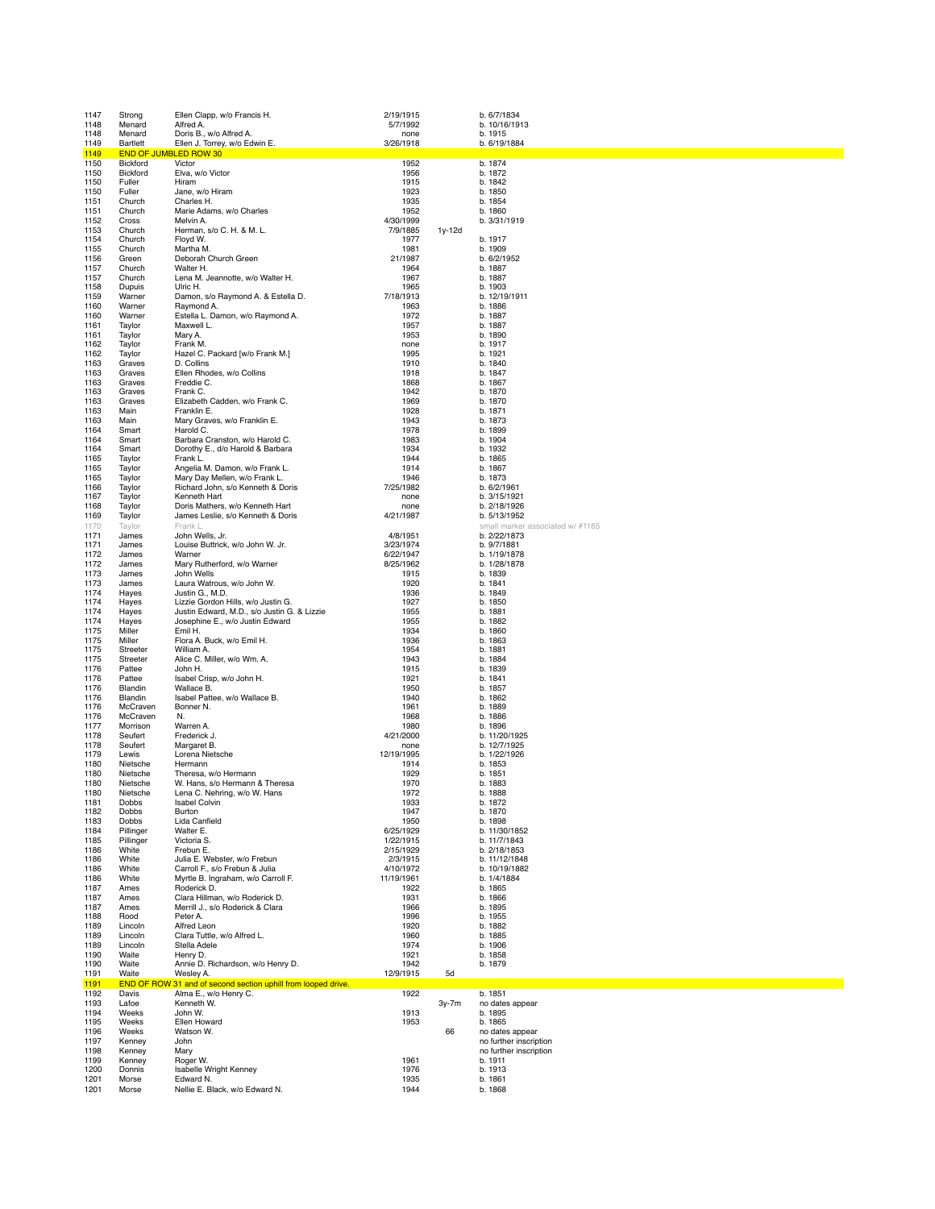| | | | | | |
|---|---|---|---|---|---|
| 1147 | Strong | Ellen Clapp, w/o Francis H. | 2/19/1915 | | b. 6/7/1834 |
| 1148 | Menard | Alfred A. | 5/7/1992 | | b. 10/16/1913 |
| 1148 | Menard | Doris B., w/o Alfred A. | none | | b. 1915 |
| 1149 | Bartlett | Ellen J. Torrey, w/o Edwin E. | 3/26/1918 | | b. 6/19/1884 |
| 1149 | END OF JUMBLED ROW 30 | | | | |
| 1150 | Bickford | Victor | 1952 | | b. 1874 |
| 1150 | Bickford | Elva, w/o Victor | 1956 | | b. 1872 |
| 1150 | Fuller | Hiram | 1915 | | b. 1842 |
| 1150 | Fuller | Jane, w/o Hiram | 1923 | | b. 1850 |
| 1151 | Church | Charles H. | 1935 | | b. 1854 |
| 1151 | Church | Marie Adams, w/o Charles | 1952 | | b. 1860 |
| 1152 | Cross | Melvin A. | 4/30/1999 | | b. 3/31/1919 |
| 1153 | Church | Herman, s/o C. H. & M. L. | 7/9/1885 | 1y-12d | |
| 1154 | Church | Floyd W. | 1977 | | b. 1917 |
| 1155 | Church | Martha M. | 1981 | | b. 1909 |
| 1156 | Green | Deborah Church Green | 21/1987 | | b. 6/2/1952 |
| 1157 | Church | Walter H. | 1964 | | b. 1887 |
| 1157 | Church | Lena M. Jeannotte, w/o Walter H. | 1967 | | b. 1887 |
| 1158 | Dupuis | Ulric H. | 1965 | | b. 1903 |
| 1159 | Warner | Damon, s/o Raymond A. & Estella D. | 7/18/1913 | | b. 12/19/1911 |
| 1160 | Warner | Raymond A. | 1963 | | b. 1886 |
| 1160 | Warner | Estella L. Damon, w/o Raymond A. | 1972 | | b. 1887 |
| 1161 | Taylor | Maxwell L. | 1957 | | b. 1887 |
| 1161 | Taylor | Mary A. | 1953 | | b. 1890 |
| 1162 | Taylor | Frank M. | none | | b. 1917 |
| 1162 | Taylor | Hazel C. Packard [w/o Frank M.] | 1995 | | b. 1921 |
| 1163 | Graves | D. Collins | 1910 | | b. 1840 |
| 1163 | Graves | Ellen Rhodes, w/o Collins | 1918 | | b. 1847 |
| 1163 | Graves | Freddie C. | 1868 | | b. 1867 |
| 1163 | Graves | Frank C. | 1942 | | b. 1870 |
| 1163 | Graves | Elizabeth Cadden, w/o Frank C. | 1969 | | b. 1870 |
| 1163 | Main | Franklin E. | 1928 | | b. 1871 |
| 1163 | Main | Mary Graves, w/o Franklin E. | 1943 | | b. 1873 |
| 1164 | Smart | Harold C. | 1978 | | b. 1899 |
| 1164 | Smart | Barbara Cranston, w/o Harold C. | 1983 | | b. 1904 |
| 1164 | Smart | Dorothy E., d/o Harold & Barbara | 1934 | | b. 1932 |
| 1165 | Taylor | Frank L. | 1944 | | b. 1865 |
| 1165 | Taylor | Angelia M. Damon, w/o Frank L. | 1914 | | b. 1867 |
| 1165 | Taylor | Mary Day Mellen, w/o Frank L. | 1946 | | b. 1873 |
| 1166 | Taylor | Richard John, s/o Kenneth & Doris | 7/25/1982 | | b. 6/2/1961 |
| 1167 | Taylor | Kenneth Hart | none | | b. 3/15/1921 |
| 1168 | Taylor | Doris Mathers, w/o Kenneth Hart | none | | b. 2/18/1926 |
| 1169 | Taylor | James Leslie, s/o Kenneth & Doris | 4/21/1987 | | b. 5/13/1952 |
| 1170 | Taylor | Frank L. | | | small marker associated w/ #1165 |
| 1171 | James | John Wells, Jr. | 4/8/1951 | | b. 2/22/1873 |
| 1171 | James | Louise Buttrick, w/o John W. Jr. | 3/23/1974 | | b. 9/7/1881 |
| 1172 | James | Warner | 6/22/1947 | | b. 1/19/1878 |
| 1172 | James | Mary Rutherford, w/o Warner | 8/25/1962 | | b. 1/28/1878 |
| 1173 | James | John Wells | 1915 | | b. 1839 |
| 1173 | James | Laura Watrous, w/o John W. | 1920 | | b. 1841 |
| 1174 | Hayes | Justin G., M.D. | 1936 | | b. 1849 |
| 1174 | Hayes | Lizzie Gordon Hills, w/o Justin G. | 1927 | | b. 1850 |
| 1174 | Hayes | Justin Edward, M.D., s/o Justin G. & Lizzie | 1955 | | b. 1881 |
| 1174 | Hayes | Josephine E., w/o Justin Edward | 1955 | | b. 1882 |
| 1175 | Miller | Emil H. | 1934 | | b. 1860 |
| 1175 | Miller | Flora A. Buck, w/o Emil H. | 1936 | | b. 1863 |
| 1175 | Streeter | William A. | 1954 | | b. 1881 |
| 1175 | Streeter | Alice C. Miller, w/o Wm. A. | 1943 | | b. 1884 |
| 1176 | Pattee | John H. | 1915 | | b. 1839 |
| 1176 | Pattee | Isabel Crisp, w/o John H. | 1921 | | b. 1841 |
| 1176 | Blandin | Wallace B. | 1950 | | b. 1857 |
| 1176 | Blandin | Isabel Pattee, w/o Wallace B. | 1940 | | b. 1862 |
| 1176 | McCraven | Bonner N. | 1961 | | b. 1889 |
| 1176 | McCraven | N. | 1968 | | b. 1886 |
| 1177 | Morrison | Warren A. | 1980 | | b. 1896 |
| 1178 | Seufert | Frederick J. | 4/21/2000 | | b. 11/20/1925 |
| 1178 | Seufert | Margaret B. | none | | b. 12/7/1925 |
| 1179 | Lewis | Lorena Nietsche | 12/19/1995 | | b. 1/22/1926 |
| 1180 | Nietsche | Hermann | 1914 | | b. 1853 |
| 1180 | Nietsche | Theresa, w/o Hermann | 1929 | | b. 1851 |
| 1180 | Nietsche | W. Hans, s/o Hermann & Theresa | 1970 | | b. 1883 |
| 1180 | Nietsche | Lena C. Nehring, w/o W. Hans | 1972 | | b. 1888 |
| 1181 | Dobbs | Isabel Colvin | 1933 | | b. 1872 |
| 1182 | Dobbs | Burton | 1947 | | b. 1870 |
| 1183 | Dobbs | Lida Canfield | 1950 | | b. 1898 |
| 1184 | Pillinger | Walter E. | 6/25/1929 | | b. 11/30/1852 |
| 1185 | Pillinger | Victoria S. | 1/22/1915 | | b. 11/7/1843 |
| 1186 | White | Frebun E. | 2/15/1929 | | b. 2/18/1853 |
| 1186 | White | Julia E. Webster, w/o Frebun | 2/3/1915 | | b. 11/12/1848 |
| 1186 | White | Carroll F., s/o Frebun & Julia | 4/10/1972 | | b. 10/19/1882 |
| 1186 | White | Myrtle B. Ingraham, w/o Carroll F. | 11/19/1961 | | b. 1/4/1884 |
| 1187 | Ames | Roderick D. | 1922 | | b. 1865 |
| 1187 | Ames | Clara Hillman, w/o Roderick D. | 1931 | | b. 1866 |
| 1187 | Ames | Merrill J., s/o Roderick & Clara | 1966 | | b. 1895 |
| 1188 | Rood | Peter A. | 1996 | | b. 1955 |
| 1189 | Lincoln | Alfred Leon | 1920 | | b. 1882 |
| 1189 | Lincoln | Clara Tuttle, w/o Alfred L. | 1960 | | b. 1885 |
| 1189 | Lincoln | Stella Adele | 1974 | | b. 1906 |
| 1190 | Waite | Henry D. | 1921 | | b. 1858 |
| 1190 | Waite | Annie D. Richardson, w/o Henry D. | 1942 | | b. 1879 |
| 1191 | Waite | Wesley A. | 12/9/1915 | 5d | |
| 1191 | END OF ROW 31 and of second section uphill from looped drive. | | | | |
| 1192 | Davis | Alma E., w/o Henry C. | 1922 | | b. 1851 |
| 1193 | Lafoe | Kenneth W. | | 3y-7m | no dates appear |
| 1194 | Weeks | John W. | 1913 | | b. 1895 |
| 1195 | Weeks | Ellen Howard | 1953 | | b. 1865 |
| 1196 | Weeks | Watson W. | | 66 | no dates appear |
| 1197 | Kenney | John | | | no further inscription |
| 1198 | Kenney | Mary | | | no further inscription |
| 1199 | Kenney | Roger W. | 1961 | | b. 1911 |
| 1200 | Donnis | Isabelle Wright Kenney | 1976 | | b. 1913 |
| 1201 | Morse | Edward N. | 1935 | | b. 1861 |
| 1201 | Morse | Nellie E. Black, w/o Edward N. | 1944 | | b. 1868 |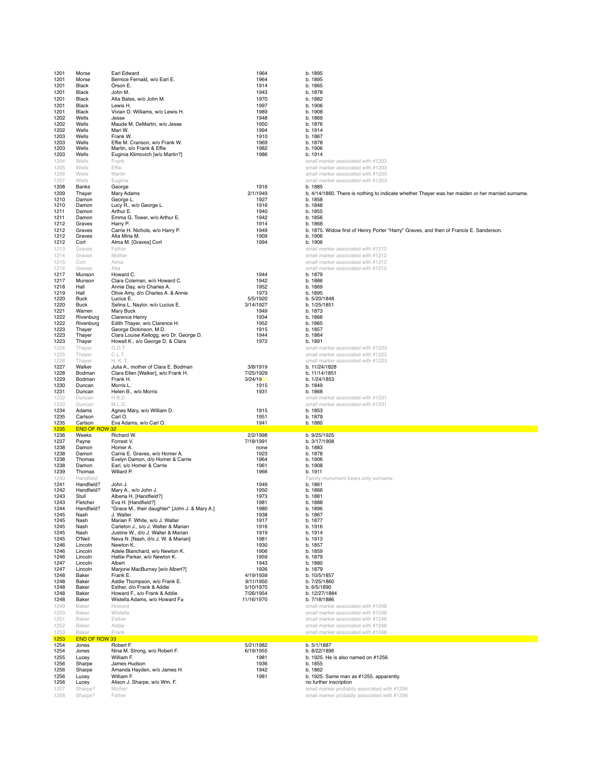| | | | | |
|---|---|---|---|---|
| 1201 | Morse | Earl Edward | 1964 | b. 1895 |
| 1201 | Morse | Bernice Fernald, w/o Earl E. | 1964 | b. 1895 |
| 1201 | Black | Orson E. | 1914 | b. 1865 |
| 1201 | Black | John M. | 1943 | b. 1878 |
| 1201 | Black | Alta Bates, w/o John M. | 1970 | b. 1882 |
| 1201 | Black | Lewis H. | 1997 | b. 1906 |
| 1201 | Black | Vivian D. Williams, w/o Lewis H. | 1989 | b. 1908 |
| 1202 | Wells | Jesse | 1948 | b. 1869 |
| 1202 | Wells | Maude M. DeMartin, w/o Jesse | 1950 | b. 1876 |
| 1202 | Wells | Mari W. | 1994 | b. 1914 |
| 1203 | Wells | Frank W. | 1910 | b. 1867 |
| 1203 | Wells | Effie M. Cranson, w/o Frank W. | 1969 | b. 1878 |
| 1203 | Wells | Martin, s/o Frank & Effie | 1982 | b. 1906 |
| 1203 | Wells | Euginia Klimovich [w/o Martin?] | 1986 | b. 1914 |
| 1204 | Wells | Frank | | small marker associated with #1203 |
| 1205 | Wells | Effie | | small marker associated with #1203 |
| 1206 | Wells | Martin | | small marker associated with #1203 |
| 1207 | Wells | Euginia | | small marker associated with #1203 |
| 1208 | Banks | George | 1916 | b. 1885 |
| 1209 | Thayer | Mary Adams | 2/1/1949 | b. 4/14/1860. There is nothing to indicate whether Thayer was her maiden or her married surname. |
| 1210 | Damon | George L. | 1927 | b. 1858 |
| 1210 | Damon | Lucy R., w/o George L. | 1916 | b. 1848 |
| 1211 | Damon | Arthur E. | 1940 | b. 1855 |
| 1211 | Damon | Emma G. Tower, w/o Arthur E. | 1942 | b. 1856 |
| 1212 | Graves | Harry P. | 1914 | b. 1868 |
| 1212 | Graves | Carrie H. Nichols, w/o Harry P. | 1949 | b. 1875. Widow first of Henry Porter "Harry" Graves, and then of Francis E. Sanderson. |
| 1212 | Graves | Alta Miria M. | 1909 | b. 1906 |
| 1212 | Cort | Alma M. [Graves] Cort | 1994 | b. 1906 |
| 1213 | Graves | Father | | small marker associated with #1212 |
| 1214 | Graves | Mother | | small marker associated with #1212 |
| 1215 | Cort | Alma | | small marker associated with #1212 |
| 1216 | Graves | Alta | | small marker associated with #1212 |
| 1217 | Munson | Howard C. | 1944 | b. 1879 |
| 1217 | Munson | Clara Coleman, w/o Howard C. | 1942 | b. 1886 |
| 1218 | Hall | Annie Day, w/o Charles A. | 1952 | b. 1869 |
| 1219 | Hall | Olive Amy, d/o Charles A. & Annie | 1973 | b. 1895 |
| 1220 | Buck | Lucius E. | 5/5/1920 | b. 5/20/1848 |
| 1220 | Buck | Selina L. Naylor, w/o Lucius E. | 3/14/1927 | b. 1/25/1851 |
| 1221 | Warren | Mary Buck | 1949 | b. 1873 |
| 1222 | Rivenburg | Clarence Henry | 1934 | b. 1866 |
| 1222 | Rivenburg | Edith Thayer, w/o Clarence H. | 1952 | b. 1865 |
| 1223 | Thayer | George Dickinson, M.D. | 1915 | b. 1857 |
| 1223 | Thayer | Clara Louise Kellogg, w/o Dr. George D. | 1944 | b. 1864 |
| 1223 | Thayer | Howell K., s/o George D. & Clara | 1972 | b. 1891 |
| 1224 | Thayer | G.D.T. | | small marker associated with #1223 |
| 1225 | Thayer | C.L.T. | | small marker associated with #1223 |
| 1226 | Thayer | H. K. T. | | small marker associated with #1223 |
| 1227 | Walker | Julia A., mother of Clara E. Bodman | 3/8/1919 | b. 11/24/1828 |
| 1228 | Bodman | Clara Ellen [Walker], w/o Frank H. | 7/25/1929 | b. 11/14/1851 |
| 1229 | Bodman | Frank H. | 3/24/19 | b. 1/24/1853 |
| 1230 | Duncan | Morris L. | 1915 | b. 1849 |
| 1231 | Duncan | Helen B., w/o Morris | 1931 | b. 1868 |
| 1232 | Duncan | H.B.D. | | small marker associated with #1231 |
| 1233 | Duncan | M.L.D. | | small marker associated with #1231 |
| 1234 | Adams | Agnes Mary, w/o William D. | 1915 | b. 1853 |
| 1235 | Carlson | Carl O. | 1951 | b. 1879 |
| 1235 | Carlson | Eva Adams, w/o Carl O. | 1941 | b. 1880 |
| 1235 | END OF ROW 32 | | | |
| 1236 | Weeks | Richard W. | 2/2/1998 | b. 9/25/1925 |
| 1237 | Payne | Forrest V. | 7/18/1991 | b. 3/17/1908 |
| 1238 | Damon | Homer A. | none | b. 1883 |
| 1238 | Damon | Carrie E. Graves, w/o Homer A. | 1923 | b. 1878 |
| 1238 | Thomas | Evelyn Damon, d/o Homer & Carrie | 1964 | b. 1906 |
| 1238 | Damon | Earl, s/o Homer & Carrie | 1961 | b. 1908 |
| 1239 | Thomas | Willard P. | 1966 | b. 1911 |
| 1240 | Handfield | | | Family monument bears only surname. |
| 1241 | Handfield? | John J. | 1949 | b. 1861 |
| 1242 | Handfield? | Mary A., w/o John J. | 1950 | b. 1866 |
| 1243 | Stull | Albena H. [Handfield?] | 1973 | b. 1881 |
| 1243 | Fletcher | Eva H. [Handfield?] | 1981 | b. 1888 |
| 1244 | Handfield? | "Grace M., their daughter" [John J. & Mary A.] | 1980 | b. 1896 |
| 1245 | Nash | J. Walter | 1938 | b. 1867 |
| 1245 | Nash | Marian F. White, w/o J. Walter | 1917 | b. 1877 |
| 1245 | Nash | Carleton J., s/o J. Walter & Marian | 1916 | b. 1916 |
| 1245 | Nash | Justine W., d/o J. Walter & Marian | 1919 | b. 1914 |
| 1245 | O'Neil | Neva N. [Nash, d/o J. W. & Marian] | 1981 | b. 1913 |
| 1246 | Lincoln | Newton K. | 1930 | b. 1857 |
| 1246 | Lincoln | Adele Blanchard, w/o Newton K. | 1906 | b. 1859 |
| 1246 | Lincoln | Hattie Parker, w/o Newton K. | 1959 | b. 1879 |
| 1247 | Lincoln | Albert | 1943 | b. 1880 |
| 1247 | Lincoln | Marjorie MacBurney [w/o Albert?] | 1926 | b. 1879 |
| 1248 | Baker | Frank E. | 4/19/1939 | b. 10/5/1857 |
| 1248 | Baker | Addie Thompson, w/o Frank E. | 9/11/1950 | b. 7/25/1860 |
| 1248 | Baker | Esther, d/o Frank & Addie | 5/10/1970 | b. 6/5/1890 |
| 1248 | Baker | Howard F., s/o Frank & Addie | 7/26/1954 | b. 12/27/1884 |
| 1248 | Baker | Wistella Adams, w/o Howard F≥ | 11/16/1970 | b. 7/18/1886 |
| 1249 | Baker | Howard | | small marker associated with #1248 |
| 1250 | Baker | Wistella | | small marker associated with #1248 |
| 1251 | Baker | Esther | | small marker associated with #1248 |
| 1252 | Baker | Addie | | small marker associated with #1248 |
| 1253 | Baker | Frank | | small marker associated with #1248 |
| 1253 | END OF ROW 33 | | | |
| 1254 | Jones | Robert F. | 5/21/1982 | b. 5/1/1887 |
| 1254 | Jones | Nina M. Strong, w/o Robert F. | 6/19/1955 | b. 8/22/1896 |
| 1255 | Lucey | William F. | 1981 | b. 1925. He is also named on #1256. |
| 1256 | Sharpe | James Hudson | 1936 | b. 1855 |
| 1256 | Sharpe | Amanda Hayden, w/o James H. | 1942 | b. 1862 |
| 1256 | Lucey | William F. | 1981 | b. 1925. Same man as #1255, apparently. |
| 1256 | Lucey | Alison J. Sharpe, w/o Wm. F. | | no further inscription |
| 1257 | Sharpe? | Mother | | small marker probably associated with #1256 |
| 1258 | Sharpe? | Father | | small marker probably associated with #1256 |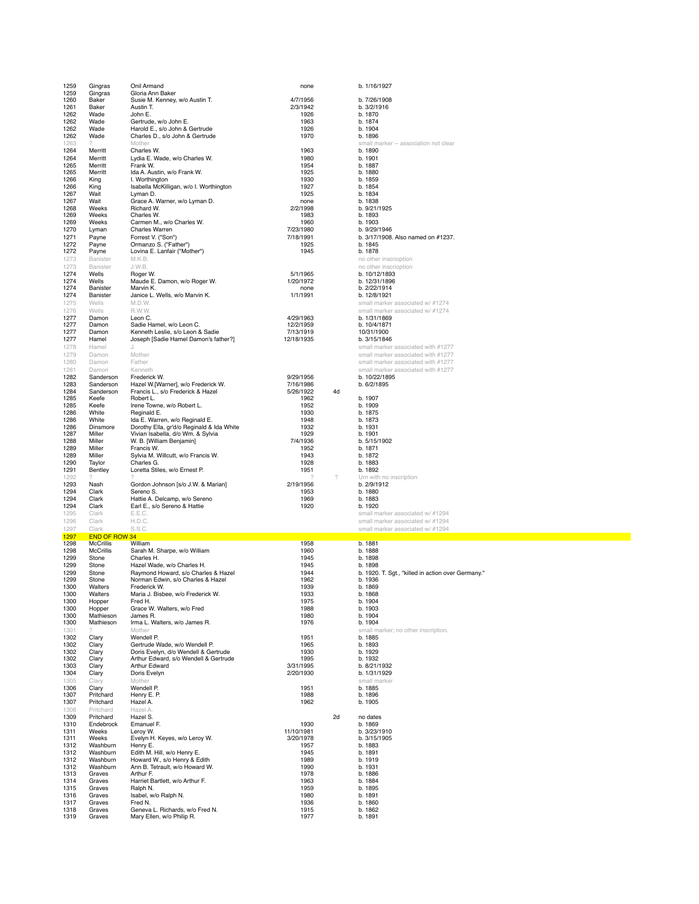| | | | | | |
|---|---|---|---|---|---|
| 1259 | Gingras | Onil Armand | none | | b. 1/16/1927 |
| 1259 | Gingras | Gloria Ann Baker | | | |
| 1260 | Baker | Susie M. Kenney, w/o Austin T. | 4/7/1956 | | b. 7/26/1908 |
| 1261 | Baker | Austin T. | 2/3/1942 | | b. 3/2/1916 |
| 1262 | Wade | John E. | 1926 | | b. 1870 |
| 1262 | Wade | Gertrude, w/o John E. | 1963 | | b. 1874 |
| 1262 | Wade | Harold E., s/o John & Gertrude | 1926 | | b. 1904 |
| 1262 | Wade | Charles D., s/o John & Gertrude | 1970 | | b. 1896 |
| 1263 | ? | Mother | | | small marker -- association not clear |
| 1264 | Merritt | Charles W. | 1963 | | b. 1890 |
| 1264 | Merritt | Lydia E. Wade, w/o Charles W. | 1980 | | b. 1901 |
| 1265 | Merritt | Frank W. | 1954 | | b. 1887 |
| 1265 | Merritt | Ida A. Austin, w/o Frank W. | 1925 | | b. 1880 |
| 1266 | King | I. Worthington | 1930 | | b. 1859 |
| 1266 | King | Isabella McKilligan, w/o I. Worthington | 1927 | | b. 1854 |
| 1267 | Wait | Lyman D. | 1925 | | b. 1834 |
| 1267 | Wait | Grace A. Warner, w/o Lyman D. | none | | b. 1838 |
| 1268 | Weeks | Richard W. | 2/2/1998 | | b. 9/21/1925 |
| 1269 | Weeks | Charles W. | 1983 | | b. 1893 |
| 1269 | Weeks | Carmen M., w/o Charles W. | 1960 | | b. 1903 |
| 1270 | Lyman | Charles Warren | 7/23/1980 | | b. 9/29/1946 |
| 1271 | Payne | Forrest V. ("Son") | 7/18/1991 | | b. 3/17/1908. Also named on #1237. |
| 1272 | Payne | Ormanzo S. ("Father") | 1925 | | b. 1845 |
| 1272 | Payne | Lovina E. Lanfair ("Mother") | 1945 | | b. 1878 |
| 1273 | Banister | M.K.B. | | | no other inscroption |
| 1273 | Banister | J.W.B. | | | no other inscroption |
| 1274 | Wells | Roger W. | 5/1/1965 | | b. 10/12/1893 |
| 1274 | Wells | Maude E. Damon, w/o Roger W. | 1/20/1972 | | b. 12/31/1896 |
| 1274 | Banister | Marvin K. | none | | b. 2/22/1914 |
| 1274 | Banister | Janice L. Wells, w/o Marvin K. | 1/1/1991 | | b. 12/8/1921 |
| 1275 | Wells | M.D.W. | | | small marker associated w/ #1274 |
| 1276 | Wells | R.W.W. | | | small marker associated w/ #1274 |
| 1277 | Damon | Leon C. | 4/29/1963 | | b. 1/31/1869 |
| 1277 | Damon | Sadie Hamel, w/o Leon C. | 12/2/1959 | | b. 10/4/1871 |
| 1277 | Damon | Kenneth Leslie, s/o Leon & Sadie | 7/13/1919 | | 10/31/1900 |
| 1277 | Hamel | Joseph [Sadie Hamel Damon's father?] | 12/18/1935 | | b. 3/15/1846 |
| 1278 | Hamel | J. | | | small marker associated with #1277 |
| 1279 | Damon | Mother | | | small marker associated with #1277 |
| 1280 | Damon | Father | | | small marker associated with #1277 |
| 1281 | Damon | Kenneth | | | small marker associated with #1277 |
| 1282 | Sanderson | Frederick W. | 9/29/1956 | | b. 10/22/1895 |
| 1283 | Sanderson | Hazel W.[Warner], w/o Frederick W. | 7/16/1986 | | b. 6/2/1895 |
| 1284 | Sanderson | Francis L., s/o Frederick & Hazel | 5/26/1922 | 4d | |
| 1285 | Keefe | Robert L. | 1962 | | b. 1907 |
| 1285 | Keefe | Irene Towne, w/o Robert L. | 1952 | | b. 1909 |
| 1286 | White | Reginald E. | 1930 | | b. 1875 |
| 1286 | White | Ida E. Warren, w/o Reginald E. | 1948 | | b. 1873 |
| 1286 | Dinsmore | Dorothy Ella, gr'd/o Reginald & Ida White | 1932 | | b. 1931 |
| 1287 | Miller | Vivian Isabella, d/o Wm. & Sylvia | 1929 | | b. 1901 |
| 1288 | Miller | W. B. [William Benjamin] | 7/4/1936 | | b. 5/15/1902 |
| 1289 | Miller | Francis W. | 1952 | | b. 1871 |
| 1289 | Miller | Sylvia M. Willcutt, w/o Francis W. | 1943 | | b. 1872 |
| 1290 | Taylor | Charles G. | 1928 | | b. 1883 |
| 1291 | Bentley | Loretta Stiles, w/o Ernest P. | 1951 | | b. 1892 |
| 1292 | ? | ? | ? | ? | Urn with no inscription |
| 1293 | Nash | Gordon Johnson [s/o J.W. & Marian] | 2/19/1956 | | b. 2/9/1912 |
| 1294 | Clark | Sereno S. | 1953 | | b. 1880 |
| 1294 | Clark | Hattie A. Delcamp, w/o Sereno | 1969 | | b. 1883 |
| 1294 | Clark | Earl E., s/o Sereno & Hattie | 1920 | | b. 1920 |
| 1295 | Clark | E.E.C. | | | small marker associated w/ #1294 |
| 1296 | Clark | H.D.C. | | | small marker associated w/ #1294 |
| 1297 | Clark | S.S.C. | | | small marker associated w/ #1294 |
| 1297 | END OF ROW 34 | | | | |
| 1298 | McCrillis | William | 1958 | | b. 1881 |
| 1298 | McCrillis | Sarah M. Sharpe, w/o William | 1960 | | b. 1888 |
| 1299 | Stone | Charles H. | 1945 | | b. 1898 |
| 1299 | Stone | Hazel Wade, w/o Charles H. | 1945 | | b. 1898 |
| 1299 | Stone | Raymond Howard, s/o Charles & Hazel | 1944 | | b. 1920. T. Sgt., "killed in action over Germany." |
| 1299 | Stone | Norman Edwin, s/o Charles & Hazel | 1962 | | b. 1936 |
| 1300 | Walters | Frederick W. | 1939 | | b. 1869 |
| 1300 | Walters | Maria J. Bisbee, w/o Frederick W. | 1933 | | b. 1868 |
| 1300 | Hopper | Fred H. | 1975 | | b. 1904 |
| 1300 | Hopper | Grace W. Walters, w/o Fred | 1988 | | b. 1903 |
| 1300 | Mathieson | James R. | 1980 | | b. 1904 |
| 1300 | Mathieson | Irma L. Walters, w/o James R. | 1976 | | b. 1904 |
| 1301 | ? | Mother | | | small marker; no other inscription. |
| 1302 | Clary | Wendell P. | 1951 | | b. 1885 |
| 1302 | Clary | Gertrude Wade, w/o Wendell P. | 1965 | | b. 1893 |
| 1302 | Clary | Doris Evelyn, d/o Wendell & Gertrude | 1930 | | b. 1929 |
| 1302 | Clary | Arthur Edward, s/o Wendell & Gertrude | 1995 | | b. 1932 |
| 1303 | Clary | Arthur Edward | 3/31/1995 | | b. 8/21/1932 |
| 1304 | Clary | Doris Evelyn | 2/20/1930 | | b. 1/31/1929 |
| 1305 | Clary | Mother | | | small marker |
| 1306 | Clary | Wendell P. | 1951 | | b. 1885 |
| 1307 | Pritchard | Henry E. P. | 1988 | | b. 1896 |
| 1307 | Pritchard | Hazel A. | 1962 | | b. 1905 |
| 1308 | Pritchard | Hazel A. | | | |
| 1309 | Pritchard | Hazel S. | | 2d | no dates |
| 1310 | Endebrock | Emanuel F. | 1930 | | b. 1869 |
| 1311 | Weeks | Leroy W. | 11/10/1981 | | b. 3/23/1910 |
| 1311 | Weeks | Evelyn H. Keyes, w/o Leroy W. | 3/20/1978 | | b. 3/15/1905 |
| 1312 | Washburn | Henry E. | 1957 | | b. 1883 |
| 1312 | Washburn | Edith M. Hill, w/o Henry E. | 1945 | | b. 1891 |
| 1312 | Washburn | Howard W., s/o Henry & Edith | 1989 | | b. 1919 |
| 1312 | Washburn | Ann B. Tetrault, w/o Howard W. | 1990 | | b. 1931 |
| 1313 | Graves | Arthur F. | 1978 | | b. 1886 |
| 1314 | Graves | Harriet Bartlett, w/o Arthur F. | 1963 | | b. 1884 |
| 1315 | Graves | Ralph N. | 1959 | | b. 1895 |
| 1316 | Graves | Isabel, w/o Ralph N. | 1980 | | b. 1891 |
| 1317 | Graves | Fred N. | 1936 | | b. 1860 |
| 1318 | Graves | Geneva L. Richards, w/o Fred N. | 1915 | | b. 1862 |
| 1319 | Graves | Mary Ellen, w/o Philip R. | 1977 | | b. 1891 |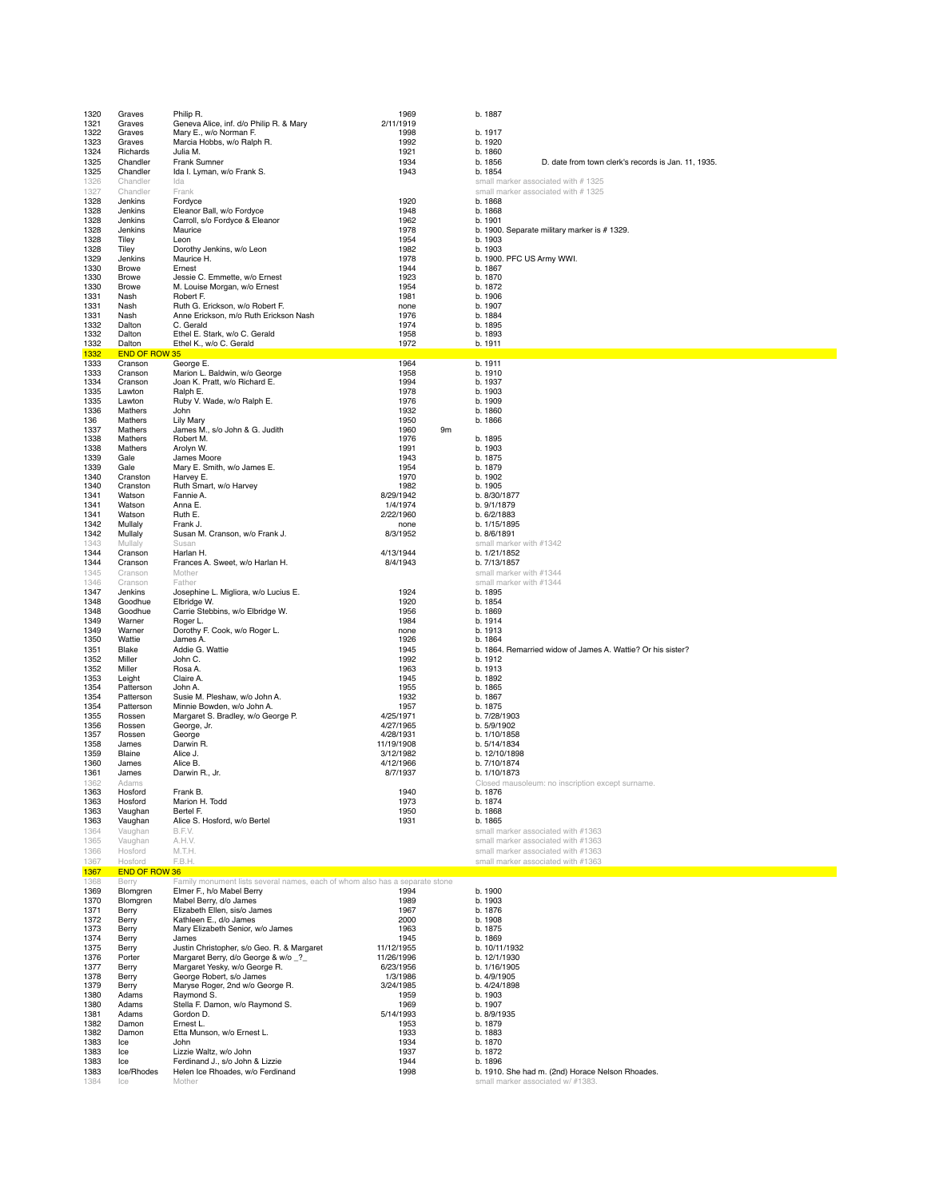| | | | | | |
|---|---|---|---|---|---|
| 1320 | Graves | Philip R. | 1969 | | b. 1887 |
| 1321 | Graves | Geneva Alice, inf. d/o Philip R. & Mary | 2/11/1919 | | |
| 1322 | Graves | Mary E., w/o Norman F. | 1998 | | b. 1917 |
| 1323 | Graves | Marcia Hobbs, w/o Ralph R. | 1992 | | b. 1920 |
| 1324 | Richards | Julia M. | 1921 | | b. 1860 |
| 1325 | Chandler | Frank Sumner | 1934 | | b. 1856 D. date from town clerk's records is Jan. 11, 1935. |
| 1325 | Chandler | Ida I. Lyman, w/o Frank S. | 1943 | | b. 1854 |
| 1326 | Chandler | Ida | | | small marker associated with # 1325 |
| 1327 | Chandler | Frank | | | small marker associated with # 1325 |
| 1328 | Jenkins | Fordyce | 1920 | | b. 1868 |
| 1328 | Jenkins | Eleanor Ball, w/o Fordyce | 1948 | | b. 1868 |
| 1328 | Jenkins | Carroll, s/o Fordyce & Eleanor | 1962 | | b. 1901 |
| 1328 | Jenkins | Maurice | 1978 | | b. 1900. Separate military marker is # 1329. |
| 1328 | Tiley | Leon | 1954 | | b. 1903 |
| 1328 | Tiley | Dorothy Jenkins, w/o Leon | 1982 | | b. 1903 |
| 1329 | Jenkins | Maurice H. | 1978 | | b. 1900. PFC US Army WWI. |
| 1330 | Browe | Ernest | 1944 | | b. 1867 |
| 1330 | Browe | Jessie C. Emmette, w/o Ernest | 1923 | | b. 1870 |
| 1330 | Browe | M. Louise Morgan, w/o Ernest | 1954 | | b. 1872 |
| 1331 | Nash | Robert F. | 1981 | | b. 1906 |
| 1331 | Nash | Ruth G. Erickson, w/o Robert F. | none | | b. 1907 |
| 1331 | Nash | Anne Erickson, m/o Ruth Erickson Nash | 1976 | | b. 1884 |
| 1332 | Dalton | C. Gerald | 1974 | | b. 1895 |
| 1332 | Dalton | Ethel E. Stark, w/o C. Gerald | 1958 | | b. 1893 |
| 1332 | Dalton | Ethel K., w/o C. Gerald | 1972 | | b. 1911 |
| 1332 | END OF ROW 35 | | | | |
| 1333 | Cranson | George E. | 1964 | | b. 1911 |
| 1333 | Cranson | Marion L. Baldwin, w/o George | 1958 | | b. 1910 |
| 1334 | Cranson | Joan K. Pratt, w/o Richard E. | 1994 | | b. 1937 |
| 1335 | Lawton | Ralph E. | 1978 | | b. 1903 |
| 1335 | Lawton | Ruby V. Wade, w/o Ralph E. | 1976 | | b. 1909 |
| 1336 | Mathers | John | 1932 | | b. 1860 |
| 136 | Mathers | Lily Mary | 1950 | | b. 1866 |
| 1337 | Mathers | James M., s/o John & G. Judith | 1960 | 9m | |
| 1338 | Mathers | Robert M. | 1976 | | b. 1895 |
| 1338 | Mathers | Arolyn W. | 1991 | | b. 1903 |
| 1339 | Gale | James Moore | 1943 | | b. 1875 |
| 1339 | Gale | Mary E. Smith, w/o James E. | 1954 | | b. 1879 |
| 1340 | Cranston | Harvey E. | 1970 | | b. 1902 |
| 1340 | Cranston | Ruth Smart, w/o Harvey | 1982 | | b. 1905 |
| 1341 | Watson | Fannie A. | 8/29/1942 | | b. 8/30/1877 |
| 1341 | Watson | Anna E. | 1/4/1974 | | b. 9/1/1879 |
| 1341 | Watson | Ruth E. | 2/22/1960 | | b. 6/2/1883 |
| 1342 | Mullaly | Frank J. | none | | b. 1/15/1895 |
| 1342 | Mullaly | Susan M. Cranson, w/o Frank J. | 8/3/1952 | | b. 8/6/1891 |
| 1343 | Mullaly | Susan | | | small marker with #1342 |
| 1344 | Cranson | Harlan H. | 4/13/1944 | | b. 1/21/1852 |
| 1344 | Cranson | Frances A. Sweet, w/o Harlan H. | 8/4/1943 | | b. 7/13/1857 |
| 1345 | Cranson | Mother | | | small marker with #1344 |
| 1346 | Cranson | Father | | | small marker with #1344 |
| 1347 | Jenkins | Josephine L. Migliora, w/o Lucius E. | 1924 | | b. 1895 |
| 1348 | Goodhue | Elbridge W. | 1920 | | b. 1854 |
| 1348 | Goodhue | Carrie Stebbins, w/o Elbridge W. | 1956 | | b. 1869 |
| 1349 | Warner | Roger L. | 1984 | | b. 1914 |
| 1349 | Warner | Dorothy F. Cook, w/o Roger L. | none | | b. 1913 |
| 1350 | Wattie | James A. | 1926 | | b. 1864 |
| 1351 | Blake | Addie G. Wattie | 1945 | | b. 1864. Remarried widow of James A. Wattie? Or his sister? |
| 1352 | Miller | John C. | 1992 | | b. 1912 |
| 1352 | Miller | Rosa A. | 1963 | | b. 1913 |
| 1353 | Leight | Claire A. | 1945 | | b. 1892 |
| 1354 | Patterson | John A. | 1955 | | b. 1865 |
| 1354 | Patterson | Susie M. Pleshaw, w/o John A. | 1932 | | b. 1867 |
| 1354 | Patterson | Minnie Bowden, w/o John A. | 1957 | | b. 1875 |
| 1355 | Rossen | Margaret S. Bradley, w/o George P. | 4/25/1971 | | b. 7/28/1903 |
| 1356 | Rossen | George, Jr. | 4/27/1965 | | b. 5/9/1902 |
| 1357 | Rossen | George | 4/28/1931 | | b. 1/10/1858 |
| 1358 | James | Darwin R. | 11/19/1908 | | b. 5/14/1834 |
| 1359 | Blaine | Alice J. | 3/12/1982 | | b. 12/10/1898 |
| 1360 | James | Alice B. | 4/12/1966 | | b. 7/10/1874 |
| 1361 | James | Darwin R., Jr. | 8/7/1937 | | b. 1/10/1873 |
| 1362 | Adams | | | | Closed mausoleum: no inscription except surname. |
| 1363 | Hosford | Frank B. | 1940 | | b. 1876 |
| 1363 | Hosford | Marion H. Todd | 1973 | | b. 1874 |
| 1363 | Vaughan | Bertel F. | 1950 | | b. 1868 |
| 1363 | Vaughan | Alice S. Hosford, w/o Bertel | 1931 | | b. 1865 |
| 1364 | Vaughan | B.F.V. | | | small marker associated with #1363 |
| 1365 | Vaughan | A.H.V. | | | small marker associated with #1363 |
| 1366 | Hosford | M.T.H. | | | small marker associated with #1363 |
| 1367 | Hosford | F.B.H. | | | small marker associated with #1363 |
| 1367 | END OF ROW 36 | | | | |
| 1368 | Berry | Family monument lists several names, each of whom also has a separate stone | | | |
| 1369 | Blomgren | Elmer F., h/o Mabel Berry | 1994 | | b. 1900 |
| 1370 | Blomgren | Mabel Berry, d/o James | 1989 | | b. 1903 |
| 1371 | Berry | Elizabeth Ellen, sis/o James | 1967 | | b. 1876 |
| 1372 | Berry | Kathleen E., d/o James | 2000 | | b. 1908 |
| 1373 | Berry | Mary Elizabeth Senior, w/o James | 1963 | | b. 1875 |
| 1374 | Berry | James | 1945 | | b. 1869 |
| 1375 | Berry | Justin Christopher, s/o Geo. R. & Margaret | 11/12/1955 | | b. 10/11/1932 |
| 1376 | Porter | Margaret Berry, d/o George & w/o _?_ | 11/26/1996 | | b. 12/1/1930 |
| 1377 | Berry | Margaret Yesky, w/o George R. | 6/23/1956 | | b. 1/16/1905 |
| 1378 | Berry | George Robert, s/o James | 1/3/1986 | | b. 4/9/1905 |
| 1379 | Berry | Maryse Roger, 2nd w/o George R. | 3/24/1985 | | b. 4/24/1898 |
| 1380 | Adams | Raymond S. | 1959 | | b. 1903 |
| 1380 | Adams | Stella F. Damon, w/o Raymond S. | 1969 | | b. 1907 |
| 1381 | Adams | Gordon D. | 5/14/1993 | | b. 8/9/1935 |
| 1382 | Damon | Ernest L. | 1953 | | b. 1879 |
| 1382 | Damon | Etta Munson, w/o Ernest L. | 1933 | | b. 1883 |
| 1383 | Ice | John | 1934 | | b. 1870 |
| 1383 | Ice | Lizzie Waltz, w/o John | 1937 | | b. 1872 |
| 1383 | Ice | Ferdinand J., s/o John & Lizzie | 1944 | | b. 1896 |
| 1383 | Ice/Rhodes | Helen Ice Rhoades, w/o Ferdinand | 1998 | | b. 1910. She had m. (2nd) Horace Nelson Rhoades. |
| 1384 | Ice | Mother | | | small marker associated w/ #1383. |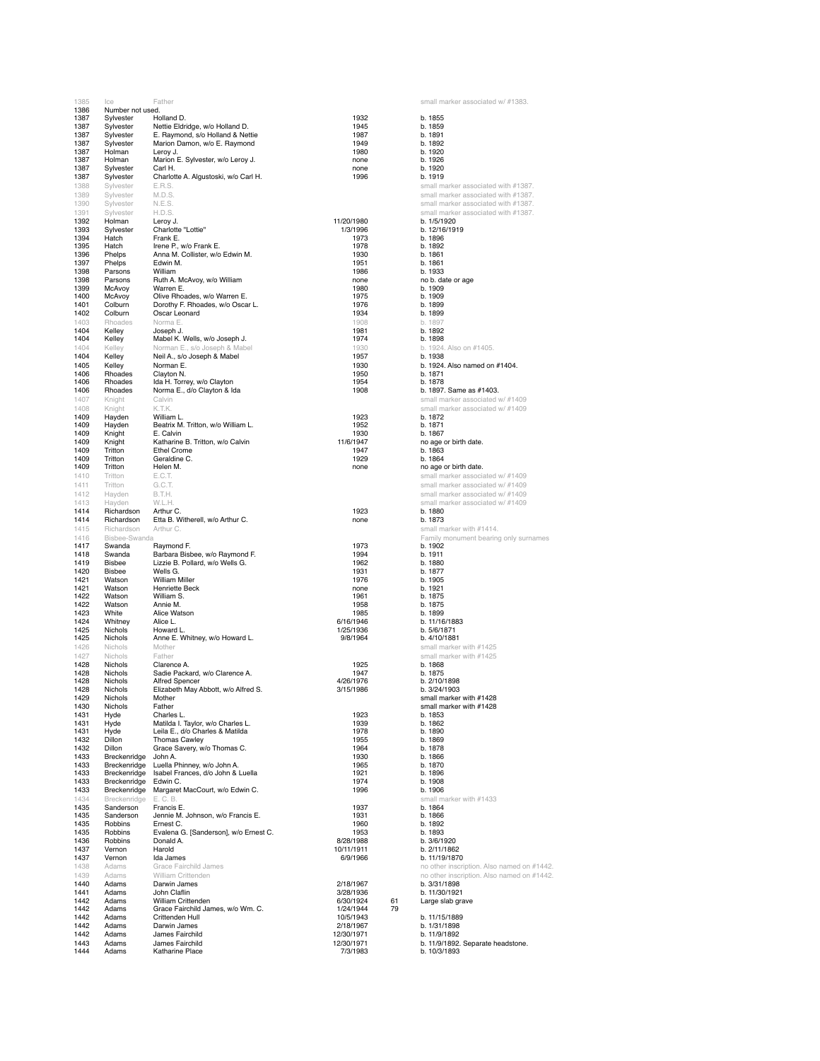| | | | | | |
|---|---|---|---|---|---|
| 1385 | Ice | Father | | | small marker associated w/ #1383. |
| 1386 | Number not used. | | | | |
| 1387 | Sylvester | Holland D. | 1932 | | b. 1855 |
| 1387 | Sylvester | Nettie Eldridge, w/o Holland D. | 1945 | | b. 1859 |
| 1387 | Sylvester | E. Raymond, s/o Holland & Nettie | 1987 | | b. 1891 |
| 1387 | Sylvester | Marion Damon, w/o E. Raymond | 1949 | | b. 1892 |
| 1387 | Holman | Leroy J. | 1980 | | b. 1920 |
| 1387 | Holman | Marion E. Sylvester, w/o Leroy J. | none | | b. 1926 |
| 1387 | Sylvester | Carl H. | none | | b. 1920 |
| 1387 | Sylvester | Charlotte A. Algustoski, w/o Carl H. | 1996 | | b. 1919 |
| 1388 | Sylvester | E.R.S. | | | small marker associated with #1387. |
| 1389 | Sylvester | M.D.S. | | | small marker associated with #1387. |
| 1390 | Sylvester | N.E.S. | | | small marker associated with #1387. |
| 1391 | Sylvester | H.D.S. | | | small marker associated with #1387. |
| 1392 | Holman | Leroy J. | 11/20/1980 | | b. 1/5/1920 |
| 1393 | Sylvester | Charlotte "Lottie" | 1/3/1996 | | b. 12/16/1919 |
| 1394 | Hatch | Frank E. | 1973 | | b. 1896 |
| 1395 | Hatch | Irene P., w/o Frank E. | 1978 | | b. 1892 |
| 1396 | Phelps | Anna M. Collister, w/o Edwin M. | 1930 | | b. 1861 |
| 1397 | Phelps | Edwin M. | 1951 | | b. 1861 |
| 1398 | Parsons | William | 1986 | | b. 1933 |
| 1398 | Parsons | Ruth A. McAvoy, w/o William | none | | no b. date or age |
| 1399 | McAvoy | Warren E. | 1980 | | b. 1909 |
| 1400 | McAvoy | Olive Rhoades, w/o Warren E. | 1975 | | b. 1909 |
| 1401 | Colburn | Dorothy F. Rhoades, w/o Oscar L. | 1976 | | b. 1899 |
| 1402 | Colburn | Oscar Leonard | 1934 | | b. 1899 |
| 1403 | Rhoades | Norma E. | 1908 | | b. 1897 |
| 1404 | Kelley | Joseph J. | 1981 | | b. 1892 |
| 1404 | Kelley | Mabel K. Wells, w/o Joseph J. | 1974 | | b. 1898 |
| 1404 | Kelley | Norman E., s/o Joseph & Mabel | 1930 | | b. 1924. Also on #1405. |
| 1404 | Kelley | Neil A., s/o Joseph & Mabel | 1957 | | b. 1938 |
| 1405 | Kelley | Norman E. | 1930 | | b. 1924. Also named on #1404. |
| 1406 | Rhoades | Clayton N. | 1950 | | b. 1871 |
| 1406 | Rhoades | Ida H. Torrey, w/o Clayton | 1954 | | b. 1878 |
| 1406 | Rhoades | Norma E., d/o Clayton & Ida | 1908 | | b. 1897. Same as #1403. |
| 1407 | Knight | Calvin | | | small marker associated w/ #1409 |
| 1408 | Knight | K.T.K. | | | small marker associated w/ #1409 |
| 1409 | Hayden | William L. | 1923 | | b. 1872 |
| 1409 | Hayden | Beatrix M. Tritton, w/o William L. | 1952 | | b. 1871 |
| 1409 | Knight | E. Calvin | 1930 | | b. 1867 |
| 1409 | Knight | Katharine B. Tritton, w/o Calvin | 11/6/1947 | | no age or birth date. |
| 1409 | Tritton | Ethel Crome | 1947 | | b. 1863 |
| 1409 | Tritton | Geraldine C. | 1929 | | b. 1864 |
| 1409 | Tritton | Helen M. | none | | no age or birth date. |
| 1410 | Tritton | E.C.T. | | | small marker associated w/ #1409 |
| 1411 | Tritton | G.C.T. | | | small marker associated w/ #1409 |
| 1412 | Hayden | B.T.H. | | | small marker associated w/ #1409 |
| 1413 | Hayden | W.L.H. | | | small marker associated w/ #1409 |
| 1414 | Richardson | Arthur C. | 1923 | | b. 1880 |
| 1414 | Richardson | Etta B. Witherell, w/o Arthur C. | none | | b. 1873 |
| 1415 | Richardson | Arthur C. | | | small marker with #1414. |
| 1416 | Bisbee-Swanda | | | | Family monument bearing only surnames |
| 1417 | Swanda | Raymond F. | 1973 | | b. 1902 |
| 1418 | Swanda | Barbara Bisbee, w/o Raymond F. | 1994 | | b. 1911 |
| 1419 | Bisbee | Lizzie B. Pollard, w/o Wells G. | 1962 | | b. 1880 |
| 1420 | Bisbee | Wells G. | 1931 | | b. 1877 |
| 1421 | Watson | William Miller | 1976 | | b. 1905 |
| 1421 | Watson | Henriette Beck | none | | b. 1921 |
| 1422 | Watson | William S. | 1961 | | b. 1875 |
| 1422 | Watson | Annie M. | 1958 | | b. 1875 |
| 1423 | White | Alice Watson | 1985 | | b. 1899 |
| 1424 | Whitney | Alice L. | 6/16/1946 | | b. 11/16/1883 |
| 1425 | Nichols | Howard L. | 1/25/1936 | | b. 5/6/1871 |
| 1425 | Nichols | Anne E. Whitney, w/o Howard L. | 9/8/1964 | | b. 4/10/1881 |
| 1426 | Nichols | Mother | | | small marker with #1425 |
| 1427 | Nichols | Father | | | small marker with #1425 |
| 1428 | Nichols | Clarence A. | 1925 | | b. 1868 |
| 1428 | Nichols | Sadie Packard, w/o Clarence A. | 1947 | | b. 1875 |
| 1428 | Nichols | Alfred Spencer | 4/26/1976 | | b. 2/10/1898 |
| 1428 | Nichols | Elizabeth May Abbott, w/o Alfred S. | 3/15/1986 | | b. 3/24/1903 |
| 1429 | Nichols | Mother | | | small marker with #1428 |
| 1430 | Nichols | Father | | | small marker with #1428 |
| 1431 | Hyde | Charles L. | 1923 | | b. 1853 |
| 1431 | Hyde | Matilda I. Taylor, w/o Charles L. | 1939 | | b. 1862 |
| 1431 | Hyde | Leila E., d/o Charles & Matilda | 1978 | | b. 1890 |
| 1432 | Dillon | Thomas Cawley | 1955 | | b. 1869 |
| 1432 | Dillon | Grace Savery, w/o Thomas C. | 1964 | | b. 1878 |
| 1433 | Breckenridge | John A. | 1930 | | b. 1866 |
| 1433 | Breckenridge | Luella Phinney, w/o John A. | 1965 | | b. 1870 |
| 1433 | Breckenridge | Isabel Frances, d/o John & Luella | 1921 | | b. 1896 |
| 1433 | Breckenridge | Edwin C. | 1974 | | b. 1908 |
| 1433 | Breckenridge | Margaret MacCourt, w/o Edwin C. | 1996 | | b. 1906 |
| 1434 | Breckenridge | E. C. B. | | | small marker with #1433 |
| 1435 | Sanderson | Francis E. | 1937 | | b. 1864 |
| 1435 | Sanderson | Jennie M. Johnson, w/o Francis E. | 1931 | | b. 1866 |
| 1435 | Robbins | Ernest C. | 1960 | | b. 1892 |
| 1435 | Robbins | Evalena G. [Sanderson], w/o Ernest C. | 1953 | | b. 1893 |
| 1436 | Robbins | Donald A. | 8/28/1988 | | b. 3/6/1920 |
| 1437 | Vernon | Harold | 10/11/1911 | | b. 2/11/1862 |
| 1437 | Vernon | Ida James | 6/9/1966 | | b. 11/19/1870 |
| 1438 | Adams | Grace Fairchild James | | | no other inscription. Also named on #1442. |
| 1439 | Adams | William Crittenden | | | no other inscription. Also named on #1442. |
| 1440 | Adams | Darwin James | 2/18/1967 | | b. 3/31/1898 |
| 1441 | Adams | John Claflin | 3/28/1936 | | b. 11/30/1921 |
| 1442 | Adams | William Crittenden | 6/30/1924 | 61 | Large slab grave |
| 1442 | Adams | Grace Fairchild James, w/o Wm. C. | 1/24/1944 | 79 | |
| 1442 | Adams | Crittenden Hull | 10/5/1943 | | b. 11/15/1889 |
| 1442 | Adams | Darwin James | 2/18/1967 | | b. 1/31/1898 |
| 1442 | Adams | James Fairchild | 12/30/1971 | | b. 11/9/1892 |
| 1443 | Adams | James Fairchild | 12/30/1971 | | b. 11/9/1892. Separate headstone. |
| 1444 | Adams | Katharine Place | 7/3/1983 | | b. 10/3/1893 |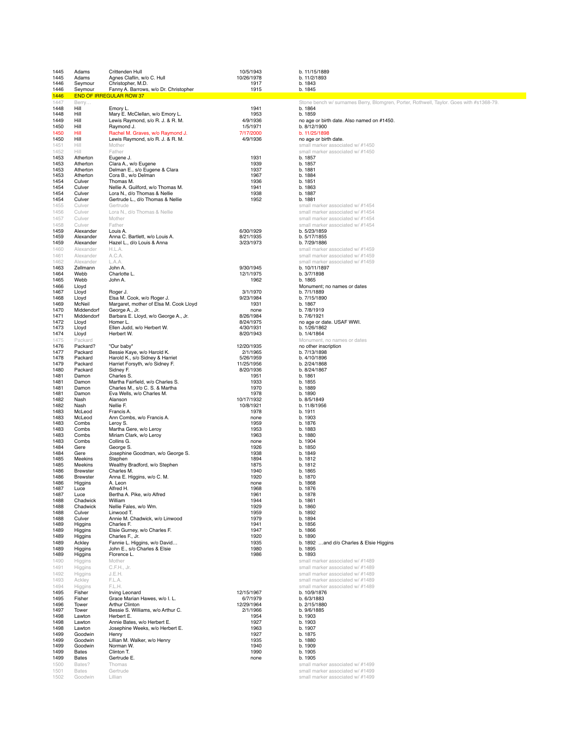| | | | | |
|---|---|---|---|---|
| 1445 | Adams | Crittenden Hull | 10/5/1943 | b. 11/15/1889 |
| 1445 | Adams | Agnes Claflin, w/o C. Hull | 10/26/1978 | b. 11/2/1893 |
| 1446 | Seymour | Christopher, M.D. | 1917 | b. 1843 |
| 1446 | Seymour | Fanny A. Barrows, w/o Dr. Christopher | 1915 | b. 1845 |
| 1446 | END OF IRREGULAR ROW 37 | | | |
| 1447 | Berry… | | | Stone bench w/ surnames Berry, Blomgren, Porter, Rothwell, Taylor. Goes with #s1368-79. |
| 1448 | Hill | Emory L. | 1941 | b. 1864 |
| 1448 | Hill | Mary E. McClellan, w/o Emory L. | 1953 | b. 1859 |
| 1449 | Hill | Lewis Raymond, s/o R. J. & R. M. | 4/9/1936 | no age or birth date. Also named on #1450. |
| 1450 | Hill | Raymond J. | 1/5/1971 | b. 8/12/1900 |
| 1450 | Hill | Rachel M. Graves, w/o Raymond J. | 7/17/2000 | b. 11/25/1898 |
| 1450 | Hill | Lewis Raymond, s/o R. J. & R. M. | 4/9/1936 | no age or birth date. |
| 1451 | Hill | Mother | | small marker associated w/ #1450 |
| 1452 | Hill | Father | | small marker associated w/ #1450 |
| 1453 | Atherton | Eugene J. | 1931 | b. 1857 |
| 1453 | Atherton | Clara A., w/o Eugene | 1939 | b. 1857 |
| 1453 | Atherton | Delman E., s/o Eugene & Clara | 1937 | b. 1881 |
| 1453 | Atherton | Cora B., w/o Delman | 1967 | b. 1884 |
| 1454 | Culver | Thomas M. | 1936 | b. 1851 |
| 1454 | Culver | Nellie A. Guilford, w/o Thomas M. | 1941 | b. 1863 |
| 1454 | Culver | Lora N., d/o Thomas & Nellie | 1938 | b. 1887 |
| 1454 | Culver | Gertrude L., d/o Thomas & Nellie | 1952 | b. 1881 |
| 1455 | Culver | Gertrude | | small marker associated w/ #1454 |
| 1456 | Culver | Lora N., d/o Thomas & Nellie | | small marker associated w/ #1454 |
| 1457 | Culver | Mother | | small marker associated w/ #1454 |
| 1458 | Culver | Father | | small marker associated w/ #1454 |
| 1459 | Alexander | Louis A. | 6/30/1929 | b. 5/23/1859 |
| 1459 | Alexander | Anna C. Bartlett, w/o Louis A. | 8/21/1935 | b. 5/17/1855 |
| 1459 | Alexander | Hazel L., d/o Louis & Anna | 3/23/1973 | b. 7/29/1886 |
| 1460 | Alexander | H.L.A. | | small marker associated w/ #1459 |
| 1461 | Alexander | A.C.A. | | small marker associated w/ #1459 |
| 1462 | Alexander | L.A.A. | | small marker associated w/ #1459 |
| 1463 | Zellmann | John A. | 9/30/1945 | b. 10/11/1897 |
| 1464 | Webb | Charlotte L. | 12/1/1975 | b. 3/7/1898 |
| 1465 | Webb | John A. | 1962 | b. 1865 |
| 1466 | Lloyd | | | Monument; no names or dates |
| 1467 | Lloyd | Roger J. | 3/1/1970 | b. 7/1/1889 |
| 1468 | Lloyd | Elsa M. Cook, w/o Roger J. | 9/23/1984 | b. 7/15/1890 |
| 1469 | McNeil | Margaret, mother of Elsa M. Cook Lloyd | 1931 | b. 1867 |
| 1470 | Middendorf | George A., Jr. | none | b. 7/8/1919 |
| 1471 | Middendorf | Barbara E. Lloyd, w/o George A., Jr. | 8/26/1984 | b. 7/6/1921 |
| 1472 | Lloyd | Homer L. | 8/24/1975 | no age or date. USAF WWI. |
| 1473 | Lloyd | Ellen Judd, w/o Herbert W. | 4/30/1931 | b. 1/26/1862 |
| 1474 | Lloyd | Herbert W. | 8/20/1943 | b. 1/4/1864 |
| 1475 | Packard | | | Monument, no names or dates |
| 1476 | Packard? | "Our baby" | 12/20/1935 | no other inscription |
| 1477 | Packard | Bessie Kaye, w/o Harold K. | 2/1/1965 | b. 7/13/1898 |
| 1478 | Packard | Harold K., s/o Sidney & Harriet | 5/26/1959 | b. 4/10/1896 |
| 1479 | Packard | Harriet Forsyth, w/o Sidney F. | 11/25/1956 | b. 2/24/1868 |
| 1480 | Packard | Sidney F. | 8/20/1936 | b. 8/24/1867 |
| 1481 | Damon | Charles S. | 1951 | b. 1861 |
| 1481 | Damon | Martha Fairfield, w/o Charles S. | 1933 | b. 1855 |
| 1481 | Damon | Charles M., s/o C. S. & Martha | 1970 | b. 1889 |
| 1481 | Damon | Eva Wells, w/o Charles M. | 1978 | b. 1890 |
| 1482 | Nash | Alanson | 10/17/1932 | b. 8/5/1849 |
| 1482 | Nash | Nellie F. | 10/8/1921 | b. 11/8/1956 |
| 1483 | McLeod | Francis A. | 1978 | b. 1911 |
| 1483 | McLeod | Ann Combs, w/o Francis A. | none | b. 1903 |
| 1483 | Combs | Leroy S. | 1959 | b. 1876 |
| 1483 | Combs | Martha Gere, w/o Leroy | 1953 | b. 1883 |
| 1483 | Combs | Miriam Clark, w/o Leroy | 1963 | b. 1880 |
| 1483 | Combs | Collins G. | none | b. 1904 |
| 1484 | Gere | George S. | 1926 | b. 1850 |
| 1484 | Gere | Josephine Goodman, w/o George S. | 1938 | b. 1849 |
| 1485 | Meekins | Stephen | 1894 | b. 1812 |
| 1485 | Meekins | Wealthy Bradford, w/o Stephen | 1875 | b. 1812 |
| 1486 | Brewster | Charles M. | 1940 | b. 1865 |
| 1486 | Brewster | Anna E. Higgins, w/o C. M. | 1920 | b. 1870 |
| 1486 | Higgins | A. Leon | none | b. 1868 |
| 1487 | Luce | Alfred H. | 1968 | b. 1876 |
| 1487 | Luce | Bertha A. Pike, w/o Alfred | 1961 | b. 1878 |
| 1488 | Chadwick | William | 1944 | b. 1861 |
| 1488 | Chadwick | Nellie Fales, w/o Wm. | 1929 | b. 1860 |
| 1488 | Culver | Linwood T. | 1959 | b. 1892 |
| 1488 | Culver | Annie M. Chadwick, w/o Linwood | 1979 | b. 1894 |
| 1489 | Higgins | Charles F. | 1941 | b. 1856 |
| 1489 | Higgins | Elsie Gurney, w/o Charles F. | 1947 | b. 1866 |
| 1489 | Higgins | Charles F., Jr. | 1920 | b. 1890 |
| 1489 | Ackley | Fannie L. Higgins, w/o David… | 1935 | b. 1892 …and d/o Charles & Elsie Higgins |
| 1489 | Higgins | John E., s/o Charles & Elsie | 1980 | b. 1895 |
| 1489 | Higgins | Florence L. | 1986 | b. 1893 |
| 1490 | Higgins | Mother | | small marker associated w/ #1489 |
| 1491 | Higgins | C.F.H., Jr. | | small marker associated w/ #1489 |
| 1492 | Higgins | J.E.H. | | small marker associated w/ #1489 |
| 1493 | Ackley | F.L.A. | | small marker associated w/ #1489 |
| 1494 | Higgins | F.L.H. | | small marker associated w/ #1489 |
| 1495 | Fisher | Irving Leonard | 12/15/1967 | b. 10/9/1876 |
| 1495 | Fisher | Grace Marian Hawes, w/o I. L. | 6/7/1979 | b. 6/3/1883 |
| 1496 | Tower | Arthur Clinton | 12/29/1964 | b. 2/15/1880 |
| 1497 | Tower | Bessie S. Williams, w/o Arthur C. | 2/1/1966 | b. 9/6/1885 |
| 1498 | Lawton | Herbert E. | 1954 | b. 1903 |
| 1498 | Lawton | Annie Bates, w/o Herbert E. | 1927 | b. 1903 |
| 1498 | Lawton | Josephine Weeks, w/o Herbert E. | 1963 | b. 1907 |
| 1499 | Goodwin | Henry | 1927 | b. 1875 |
| 1499 | Goodwin | Lillian M. Walker, w/o Henry | 1935 | b. 1880 |
| 1499 | Goodwin | Norman W. | 1940 | b. 1909 |
| 1499 | Bates | Clinton T. | 1990 | b. 1905 |
| 1499 | Bates | Gertrude E. | none | b. 1905 |
| 1500 | Bates? | Thomas | | small marker associated w/ #1499 |
| 1501 | Bates | Gertrude | | small marker associated w/ #1499 |
| 1502 | Goodwin | Lillian | | small marker associated w/ #1499 |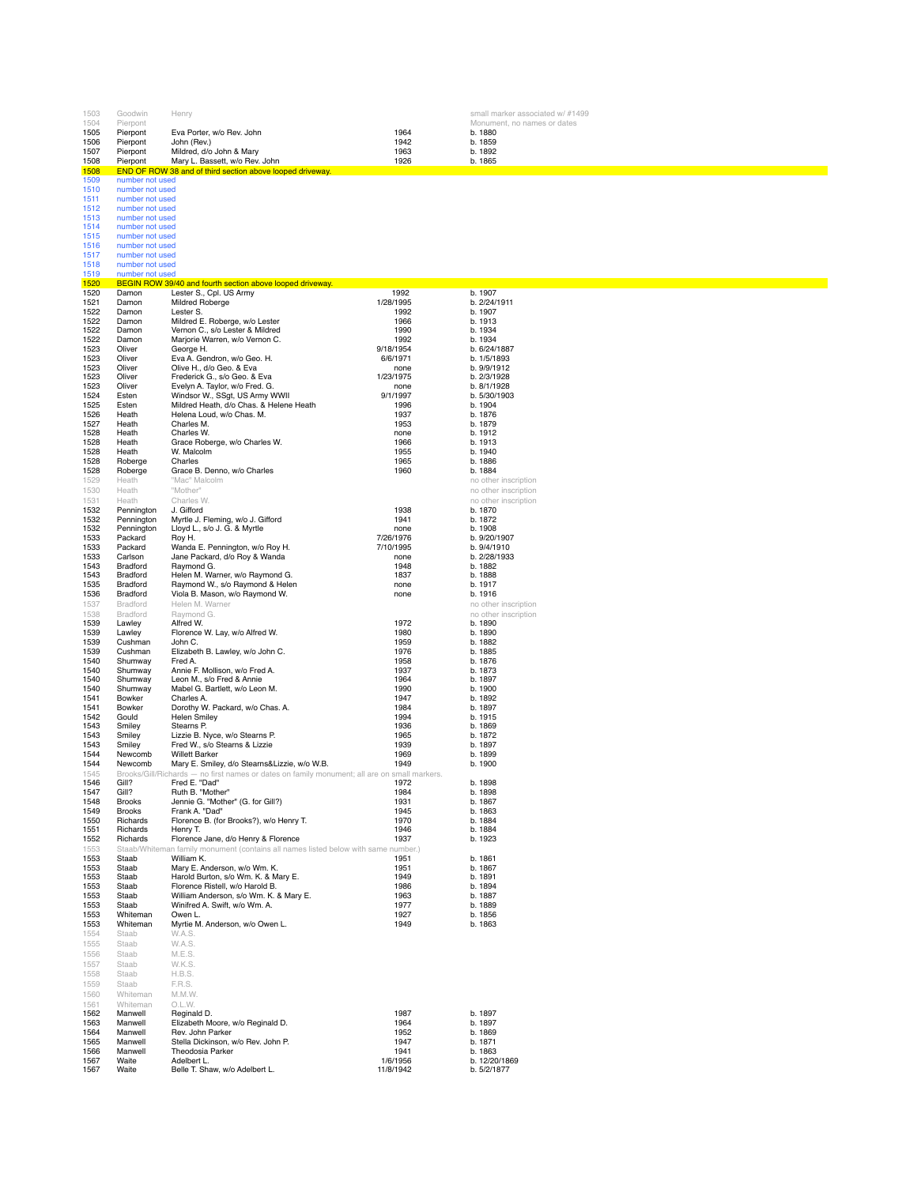| | | | | |
|---|---|---|---|---|
| 1503 | Goodwin | Henry | | small marker associated w/ #1499 |
| 1504 | Pierpont | | | Monument, no names or dates |
| 1505 | Pierpont | Eva Porter, w/o Rev. John | 1964 | b. 1880 |
| 1506 | Pierpont | John (Rev.) | 1942 | b. 1859 |
| 1507 | Pierpont | Mildred, d/o John & Mary | 1963 | b. 1892 |
| 1508 | Pierpont | Mary L. Bassett, w/o Rev. John | 1926 | b. 1865 |
| 1508 | END OF ROW 38 and of third section above looped driveway. | | | |
| 1509 | number not used | | | |
| 1510 | number not used | | | |
| 1511 | number not used | | | |
| 1512 | number not used | | | |
| 1513 | number not used | | | |
| 1514 | number not used | | | |
| 1515 | number not used | | | |
| 1516 | number not used | | | |
| 1517 | number not used | | | |
| 1518 | number not used | | | |
| 1519 | number not used | | | |
| 1520 | BEGIN ROW 39/40 and fourth section above looped driveway. | | | |
| 1520 | Damon | Lester S., Cpl. US Army | 1992 | b. 1907 |
| 1521 | Damon | Mildred Roberge | 1/28/1995 | b. 2/24/1911 |
| 1522 | Damon | Lester S. | 1992 | b. 1907 |
| 1522 | Damon | Mildred E. Roberge, w/o Lester | 1966 | b. 1913 |
| 1522 | Damon | Vernon C., s/o Lester & Mildred | 1990 | b. 1934 |
| 1522 | Damon | Marjorie Warren, w/o Vernon C. | 1992 | b. 1934 |
| 1523 | Oliver | George H. | 9/18/1954 | b. 6/24/1887 |
| 1523 | Oliver | Eva A. Gendron, w/o Geo. H. | 6/6/1971 | b. 1/5/1893 |
| 1523 | Oliver | Olive H., d/o Geo. & Eva | none | b. 9/9/1912 |
| 1523 | Oliver | Frederick G., s/o Geo. & Eva | 1/23/1975 | b. 2/3/1928 |
| 1523 | Oliver | Evelyn A. Taylor, w/o Fred. G. | none | b. 8/1/1928 |
| 1524 | Esten | Windsor W., SSgt, US Army WWII | 9/1/1997 | b. 5/30/1903 |
| 1525 | Esten | Mildred Heath, d/o Chas. & Helene Heath | 1996 | b. 1904 |
| 1526 | Heath | Helena Loud, w/o Chas. M. | 1937 | b. 1876 |
| 1527 | Heath | Charles M. | 1953 | b. 1879 |
| 1528 | Heath | Charles W. | none | b. 1912 |
| 1528 | Heath | Grace Roberge, w/o Charles W. | 1966 | b. 1913 |
| 1528 | Heath | W. Malcolm | 1955 | b. 1940 |
| 1528 | Roberge | Charles | 1965 | b. 1886 |
| 1528 | Roberge | Grace B. Denno, w/o Charles | 1960 | b. 1884 |
| 1529 | Heath | "Mac" Malcolm | | no other inscription |
| 1530 | Heath | "Mother" | | no other inscription |
| 1531 | Heath | Charles W. | | no other inscription |
| 1532 | Pennington | J. Gifford | 1938 | b. 1870 |
| 1532 | Pennington | Myrtle J. Fleming, w/o J. Gifford | 1941 | b. 1872 |
| 1532 | Pennington | Lloyd L., s/o J. G. & Myrtle | none | b. 1908 |
| 1533 | Packard | Roy H. | 7/26/1976 | b. 9/20/1907 |
| 1533 | Packard | Wanda E. Pennington, w/o Roy H. | 7/10/1995 | b. 9/4/1910 |
| 1533 | Carlson | Jane Packard, d/o Roy & Wanda | none | b. 2/28/1933 |
| 1543 | Bradford | Raymond G. | 1948 | b. 1882 |
| 1543 | Bradford | Helen M. Warner, w/o Raymond G. | 1837 | b. 1888 |
| 1535 | Bradford | Raymond W., s/o Raymond & Helen | none | b. 1917 |
| 1536 | Bradford | Viola B. Mason, w/o Raymond W. | none | b. 1916 |
| 1537 | Bradford | Helen M. Warner | | no other inscription |
| 1538 | Bradford | Raymond G. | | no other inscription |
| 1539 | Lawley | Alfred W. | 1972 | b. 1890 |
| 1539 | Lawley | Florence W. Lay, w/o Alfred W. | 1980 | b. 1890 |
| 1539 | Cushman | John C. | 1959 | b. 1882 |
| 1539 | Cushman | Elizabeth B. Lawley, w/o John C. | 1976 | b. 1885 |
| 1540 | Shumway | Fred A. | 1958 | b. 1876 |
| 1540 | Shumway | Annie F. Mollison, w/o Fred A. | 1937 | b. 1873 |
| 1540 | Shumway | Leon M., s/o Fred & Annie | 1964 | b. 1897 |
| 1540 | Shumway | Mabel G. Bartlett, w/o Leon M. | 1990 | b. 1900 |
| 1541 | Bowker | Charles A. | 1947 | b. 1892 |
| 1541 | Bowker | Dorothy W. Packard, w/o Chas. A. | 1984 | b. 1897 |
| 1542 | Gould | Helen Smiley | 1994 | b. 1915 |
| 1543 | Smiley | Stearns P. | 1936 | b. 1869 |
| 1543 | Smiley | Lizzie B. Nyce, w/o Stearns P. | 1965 | b. 1872 |
| 1543 | Smiley | Fred W., s/o Stearns & Lizzie | 1939 | b. 1897 |
| 1544 | Newcomb | Willett Barker | 1969 | b. 1899 |
| 1544 | Newcomb | Mary E. Smiley, d/o Stearns&Lizzie, w/o W.B. | 1949 | b. 1900 |
| 1545 | Brooks/Gill/Richards — no first names or dates on family monument; all are on small markers. | | | |
| 1546 | Gill? | Fred E. "Dad" | 1972 | b. 1898 |
| 1547 | Gill? | Ruth B. "Mother" | 1984 | b. 1898 |
| 1548 | Brooks | Jennie G. "Mother" (G. for Gill?) | 1931 | b. 1867 |
| 1549 | Brooks | Frank A. "Dad" | 1945 | b. 1863 |
| 1550 | Richards | Florence B. (for Brooks?), w/o Henry T. | 1970 | b. 1884 |
| 1551 | Richards | Henry T. | 1946 | b. 1884 |
| 1552 | Richards | Florence Jane, d/o Henry & Florence | 1937 | b. 1923 |
| 1553 | Staab/Whiteman family monument (contains all names listed below with same number.) | | | |
| 1553 | Staab | William K. | 1951 | b. 1861 |
| 1553 | Staab | Mary E. Anderson, w/o Wm. K. | 1951 | b. 1867 |
| 1553 | Staab | Harold Burton, s/o Wm. K. & Mary E. | 1949 | b. 1891 |
| 1553 | Staab | Florence Ristell, w/o Harold B. | 1986 | b. 1894 |
| 1553 | Staab | William Anderson, s/o Wm. K. & Mary E. | 1963 | b. 1887 |
| 1553 | Staab | Winifred A. Swift, w/o Wm. A. | 1977 | b. 1889 |
| 1553 | Whiteman | Owen L. | 1927 | b. 1856 |
| 1553 | Whiteman | Myrtie M. Anderson, w/o Owen L. | 1949 | b. 1863 |
| 1554 | Staab | W.A.S. | | |
| 1555 | Staab | W.A.S. | | |
| 1556 | Staab | M.E.S. | | |
| 1557 | Staab | W.K.S. | | |
| 1558 | Staab | H.B.S. | | |
| 1559 | Staab | F.R.S. | | |
| 1560 | Whiteman | M.M.W. | | |
| 1561 | Whiteman | O.L.W. | | |
| 1562 | Manwell | Reginald D. | 1987 | b. 1897 |
| 1563 | Manwell | Elizabeth Moore, w/o Reginald D. | 1964 | b. 1897 |
| 1564 | Manwell | Rev. John Parker | 1952 | b. 1869 |
| 1565 | Manwell | Stella Dickinson, w/o Rev. John P. | 1947 | b. 1871 |
| 1566 | Manwell | Theodosia Parker | 1941 | b. 1863 |
| 1567 | Waite | Adelbert L. | 1/6/1956 | b. 12/20/1869 |
| 1567 | Waite | Belle T. Shaw, w/o Adelbert L. | 11/8/1942 | b. 5/2/1877 |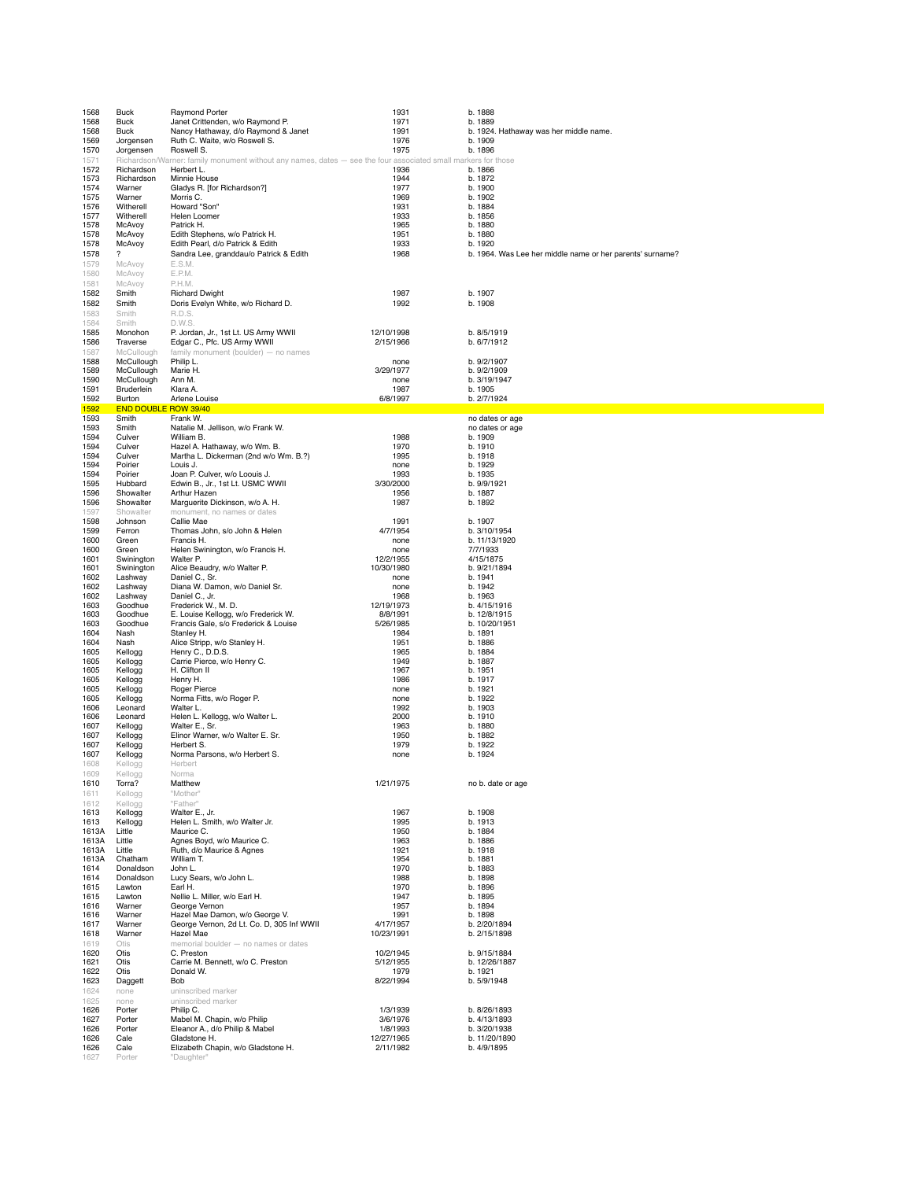| | | | | |
|---|---|---|---|---|
| 1568 | Buck | Raymond Porter | 1931 | b. 1888 |
| 1568 | Buck | Janet Crittenden, w/o Raymond P. | 1971 | b. 1889 |
| 1568 | Buck | Nancy Hathaway, d/o Raymond & Janet | 1991 | b. 1924. Hathaway was her middle name. |
| 1569 | Jorgensen | Ruth C. Waite, w/o Roswell S. | 1976 | b. 1909 |
| 1570 | Jorgensen | Roswell S. | 1975 | b. 1896 |
| 1571 | Richardson/Warner: family monument without any names, dates — see the four associated small markers for those | | | |
| 1572 | Richardson | Herbert L. | 1936 | b. 1866 |
| 1573 | Richardson | Minnie House | 1944 | b. 1872 |
| 1574 | Warner | Gladys R. [for Richardson?] | 1977 | b. 1900 |
| 1575 | Warner | Morris C. | 1969 | b. 1902 |
| 1576 | Witherell | Howard "Son" | 1931 | b. 1884 |
| 1577 | Witherell | Helen Loomer | 1933 | b. 1856 |
| 1578 | McAvoy | Patrick H. | 1965 | b. 1880 |
| 1578 | McAvoy | Edith Stephens, w/o Patrick H. | 1951 | b. 1880 |
| 1578 | McAvoy | Edith Pearl, d/o Patrick & Edith | 1933 | b. 1920 |
| 1578 | ? | Sandra Lee, granddau/o Patrick & Edith | 1968 | b. 1964. Was Lee her middle name or her parents' surname? |
| 1579 | McAvoy | E.S.M. | | |
| 1580 | McAvoy | E.P.M. | | |
| 1581 | McAvoy | P.H.M. | | |
| 1582 | Smith | Richard Dwight | 1987 | b. 1907 |
| 1582 | Smith | Doris Evelyn White, w/o Richard D. | 1992 | b. 1908 |
| 1583 | Smith | R.D.S. | | |
| 1584 | Smith | D.W.S. | | |
| 1585 | Monohon | P. Jordan, Jr., 1st Lt. US Army WWII | 12/10/1998 | b. 8/5/1919 |
| 1586 | Traverse | Edgar C., Pfc. US Army WWII | 2/15/1966 | b. 6/7/1912 |
| 1587 | McCullough | family monument (boulder) — no names | | |
| 1588 | McCullough | Philip L. | none | b. 9/2/1907 |
| 1589 | McCullough | Marie H. | 3/29/1977 | b. 9/2/1909 |
| 1590 | McCullough | Ann M. | none | b. 3/19/1947 |
| 1591 | Bruderlein | Klara A. | 1987 | b. 1905 |
| 1592 | Burton | Arlene Louise | 6/8/1997 | b. 2/7/1924 |
| 1592 | END DOUBLE ROW 39/40 | | | |
| 1593 | Smith | Frank W. | | no dates or age |
| 1593 | Smith | Natalie M. Jellison, w/o Frank W. | | no dates or age |
| 1594 | Culver | William B. | 1988 | b. 1909 |
| 1594 | Culver | Hazel A. Hathaway, w/o Wm. B. | 1970 | b. 1910 |
| 1594 | Culver | Martha L. Dickerman (2nd w/o Wm. B.?) | 1995 | b. 1918 |
| 1594 | Poirier | Louis J. | none | b. 1929 |
| 1594 | Poirier | Joan P. Culver, w/o Loouis J. | 1993 | b. 1935 |
| 1595 | Hubbard | Edwin B., Jr., 1st Lt. USMC WWII | 3/30/2000 | b. 9/9/1921 |
| 1596 | Showalter | Arthur Hazen | 1956 | b. 1887 |
| 1596 | Showalter | Marguerite Dickinson, w/o A. H. | 1987 | b. 1892 |
| 1597 | Showalter | monument, no names or dates | | |
| 1598 | Johnson | Callie Mae | 1991 | b. 1907 |
| 1599 | Ferron | Thomas John, s/o John & Helen | 4/7/1954 | b. 3/10/1954 |
| 1600 | Green | Francis H. | none | b. 11/13/1920 |
| 1600 | Green | Helen Swinington, w/o Francis H. | none | 7/7/1933 |
| 1601 | Swinington | Walter P. | 12/2/1955 | 4/15/1875 |
| 1601 | Swinington | Alice Beaudry, w/o Walter P. | 10/30/1980 | b. 9/21/1894 |
| 1602 | Lashway | Daniel C., Sr. | none | b. 1941 |
| 1602 | Lashway | Diana W. Damon, w/o Daniel Sr. | none | b. 1942 |
| 1602 | Lashway | Daniel C., Jr. | 1968 | b. 1963 |
| 1603 | Goodhue | Frederick W., M. D. | 12/19/1973 | b. 4/15/1916 |
| 1603 | Goodhue | E. Louise Kellogg, w/o Frederick W. | 8/8/1991 | b. 12/8/1915 |
| 1603 | Goodhue | Francis Gale, s/o Frederick & Louise | 5/26/1985 | b. 10/20/1951 |
| 1604 | Nash | Stanley H. | 1984 | b. 1891 |
| 1604 | Nash | Alice Stripp, w/o Stanley H. | 1951 | b. 1886 |
| 1605 | Kellogg | Henry C., D.D.S. | 1965 | b. 1884 |
| 1605 | Kellogg | Carrie Pierce, w/o Henry C. | 1949 | b. 1887 |
| 1605 | Kellogg | H. Clifton II | 1967 | b. 1951 |
| 1605 | Kellogg | Henry H. | 1986 | b. 1917 |
| 1605 | Kellogg | Roger Pierce | none | b. 1921 |
| 1605 | Kellogg | Norma Fitts, w/o Roger P. | none | b. 1922 |
| 1606 | Leonard | Walter L. | 1992 | b. 1903 |
| 1606 | Leonard | Helen L. Kellogg, w/o Walter L. | 2000 | b. 1910 |
| 1607 | Kellogg | Walter E., Sr. | 1963 | b. 1880 |
| 1607 | Kellogg | Elinor Warner, w/o Walter E. Sr. | 1950 | b. 1882 |
| 1607 | Kellogg | Herbert S. | 1979 | b. 1922 |
| 1607 | Kellogg | Norma Parsons, w/o Herbert S. | none | b. 1924 |
| 1608 | Kellogg | Herbert | | |
| 1609 | Kellogg | Norma | | |
| 1610 | Torra? | Matthew | 1/21/1975 | no b. date or age |
| 1611 | Kellogg | "Mother" | | |
| 1612 | Kellogg | "Father" | | |
| 1613 | Kellogg | Walter E., Jr. | 1967 | b. 1908 |
| 1613 | Kellogg | Helen L. Smith, w/o Walter Jr. | 1995 | b. 1913 |
| 1613A | Little | Maurice C. | 1950 | b. 1884 |
| 1613A | Little | Agnes Boyd, w/o Maurice C. | 1963 | b. 1886 |
| 1613A | Little | Ruth, d/o Maurice & Agnes | 1921 | b. 1918 |
| 1613A | Chatham | William T. | 1954 | b. 1881 |
| 1614 | Donaldson | John L. | 1970 | b. 1883 |
| 1614 | Donaldson | Lucy Sears, w/o John L. | 1988 | b. 1898 |
| 1615 | Lawton | Earl H. | 1970 | b. 1896 |
| 1615 | Lawton | Nellie L. Miller, w/o Earl H. | 1947 | b. 1895 |
| 1616 | Warner | George Vernon | 1957 | b. 1894 |
| 1616 | Warner | Hazel Mae Damon, w/o George V. | 1991 | b. 1898 |
| 1617 | Warner | George Vernon, 2d Lt. Co. D, 305 Inf WWII | 4/17/1957 | b. 2/20/1894 |
| 1618 | Warner | Hazel Mae | 10/23/1991 | b. 2/15/1898 |
| 1619 | Otis | memorial boulder — no names or dates | | |
| 1620 | Otis | C. Preston | 10/2/1945 | b. 9/15/1884 |
| 1621 | Otis | Carrie M. Bennett, w/o C. Preston | 5/12/1955 | b. 12/26/1887 |
| 1622 | Otis | Donald W. | 1979 | b. 1921 |
| 1623 | Daggett | Bob | 8/22/1994 | b. 5/9/1948 |
| 1624 | none | uninscribed marker | | |
| 1625 | none | uninscribed marker | | |
| 1626 | Porter | Philip C. | 1/3/1939 | b. 8/26/1893 |
| 1627 | Porter | Mabel M. Chapin, w/o Philip | 3/6/1976 | b. 4/13/1893 |
| 1626 | Porter | Eleanor A., d/o Philip & Mabel | 1/8/1993 | b. 3/20/1938 |
| 1626 | Cale | Gladstone H. | 12/27/1965 | b. 11/20/1890 |
| 1626 | Cale | Elizabeth Chapin, w/o Gladstone H. | 2/11/1982 | b. 4/9/1895 |
| 1627 | Porter | "Daughter" | | |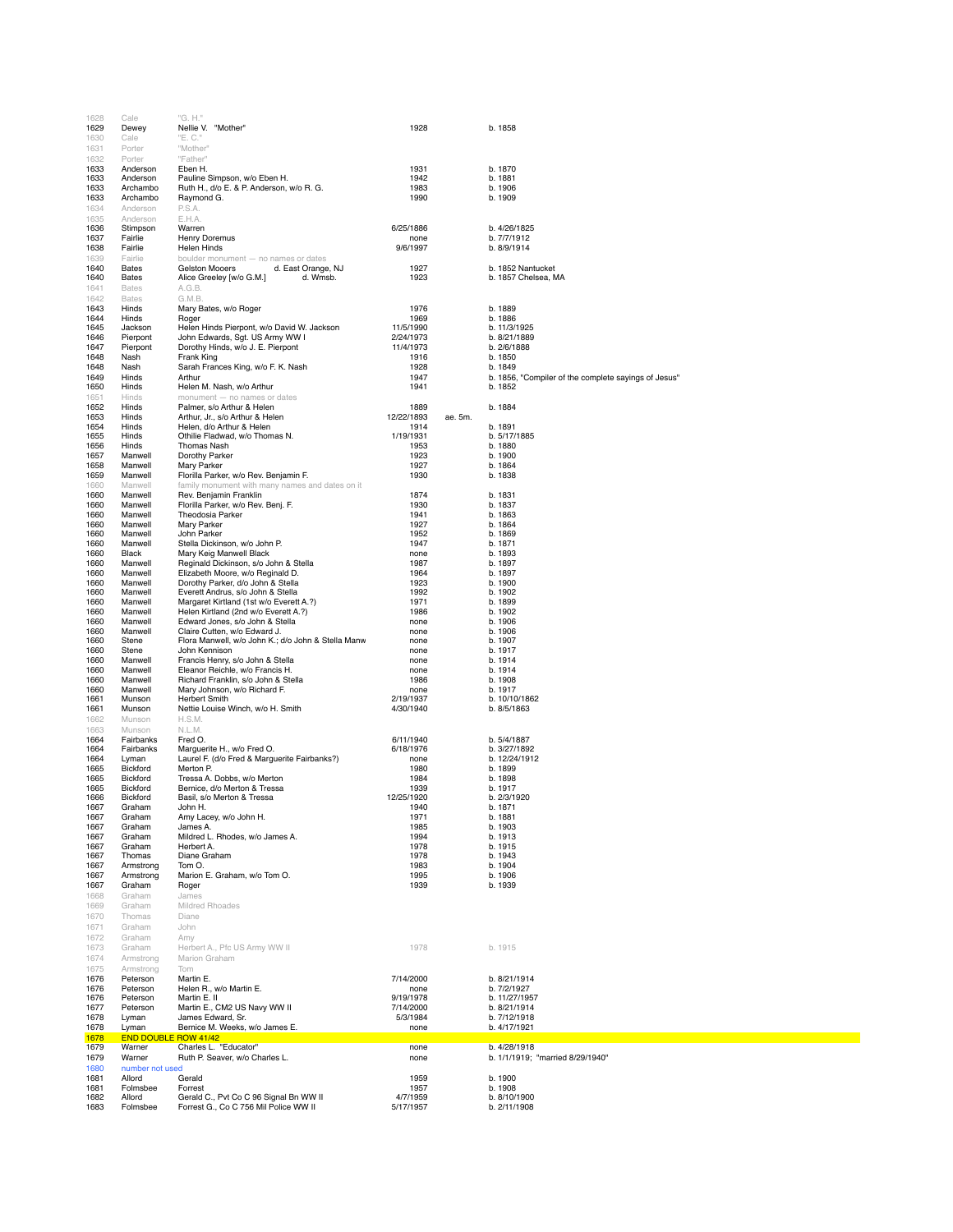| | | | | | |
|---|---|---|---|---|---|
| 1628 | Cale | "G. H." | | | |
| 1629 | Dewey | Nellie V. "Mother" | 1928 | | b. 1858 |
| 1630 | Cale | "E. C." | | | |
| 1631 | Porter | "Mother" | | | |
| 1632 | Porter | "Father" | | | |
| 1633 | Anderson | Eben H. | 1931 | | b. 1870 |
| 1633 | Anderson | Pauline Simpson, w/o Eben H. | 1942 | | b. 1881 |
| 1633 | Archambo | Ruth H., d/o E. & P. Anderson, w/o R. G. | 1983 | | b. 1906 |
| 1633 | Archambo | Raymond G. | 1990 | | b. 1909 |
| 1634 | Anderson | P.S.A. | | | |
| 1635 | Anderson | E.H.A. | | | |
| 1636 | Stimpson | Warren | 6/25/1886 | | b. 4/26/1825 |
| 1637 | Fairlie | Henry Doremus | none | | b. 7/7/1912 |
| 1638 | Fairlie | Helen Hinds | 9/6/1997 | | b. 8/9/1914 |
| 1639 | Fairlie | boulder monument — no names or dates | | | |
| 1640 | Bates | Gelston Mooers d. East Orange, NJ | 1927 | | b. 1852 Nantucket |
| 1640 | Bates | Alice Greeley [w/o G.M.] d. Wmsb. | 1923 | | b. 1857 Chelsea, MA |
| 1641 | Bates | A.G.B. | | | |
| 1642 | Bates | G.M.B. | | | |
| 1643 | Hinds | Mary Bates, w/o Roger | 1976 | | b. 1889 |
| 1644 | Hinds | Roger | 1969 | | b. 1886 |
| 1645 | Jackson | Helen Hinds Pierpont, w/o David W. Jackson | 11/5/1990 | | b. 11/3/1925 |
| 1646 | Pierpont | John Edwards, Sgt. US Army WW I | 2/24/1973 | | b. 8/21/1889 |
| 1647 | Pierpont | Dorothy Hinds, w/o J. E. Pierpont | 11/4/1973 | | b. 2/6/1888 |
| 1648 | Nash | Frank King | 1916 | | b. 1850 |
| 1648 | Nash | Sarah Frances King, w/o F. K. Nash | 1928 | | b. 1849 |
| 1649 | Hinds | Arthur | 1947 | | b. 1856, "Compiler of the complete sayings of Jesus" |
| 1650 | Hinds | Helen M. Nash, w/o Arthur | 1941 | | b. 1852 |
| 1651 | Hinds | monument — no names or dates | | | |
| 1652 | Hinds | Palmer, s/o Arthur & Helen | 1889 | | b. 1884 |
| 1653 | Hinds | Arthur, Jr., s/o Arthur & Helen | 12/22/1893 | ae. 5m. | |
| 1654 | Hinds | Helen, d/o Arthur & Helen | 1914 | | b. 1891 |
| 1655 | Hinds | Othilie Fladwad, w/o Thomas N. | 1/19/1931 | | b. 5/17/1885 |
| 1656 | Hinds | Thomas Nash | 1953 | | b. 1880 |
| 1657 | Manwell | Dorothy Parker | 1923 | | b. 1900 |
| 1658 | Manwell | Mary Parker | 1927 | | b. 1864 |
| 1659 | Manwell | Florilla Parker, w/o Rev. Benjamin F. | 1930 | | b. 1838 |
| 1660 | Manwell | family monument with many names and dates on it | | | |
| 1660 | Manwell | Rev. Benjamin Franklin | 1874 | | b. 1831 |
| 1660 | Manwell | Florilla Parker, w/o Rev. Benj. F. | 1930 | | b. 1837 |
| 1660 | Manwell | Theodosia Parker | 1941 | | b. 1863 |
| 1660 | Manwell | Mary Parker | 1927 | | b. 1864 |
| 1660 | Manwell | John Parker | 1952 | | b. 1869 |
| 1660 | Manwell | Stella Dickinson, w/o John P. | 1947 | | b. 1871 |
| 1660 | Black | Mary Keig Manwell Black | none | | b. 1893 |
| 1660 | Manwell | Reginald Dickinson, s/o John & Stella | 1987 | | b. 1897 |
| 1660 | Manwell | Elizabeth Moore, w/o Reginald D. | 1964 | | b. 1897 |
| 1660 | Manwell | Dorothy Parker, d/o John & Stella | 1923 | | b. 1900 |
| 1660 | Manwell | Everett Andrus, s/o John & Stella | 1992 | | b. 1902 |
| 1660 | Manwell | Margaret Kirtland (1st w/o Everett A.?) | 1971 | | b. 1899 |
| 1660 | Manwell | Helen Kirtland (2nd w/o Everett A.?) | 1986 | | b. 1902 |
| 1660 | Manwell | Edward Jones, s/o John & Stella | none | | b. 1906 |
| 1660 | Manwell | Claire Cutten, w/o Edward J. | none | | b. 1906 |
| 1660 | Stene | Flora Manwell, w/o John K.; d/o John & Stella Manw | none | | b. 1907 |
| 1660 | Stene | John Kennison | none | | b. 1917 |
| 1660 | Manwell | Francis Henry, s/o John & Stella | none | | b. 1914 |
| 1660 | Manwell | Eleanor Reichle, w/o Francis H. | none | | b. 1914 |
| 1660 | Manwell | Richard Franklin, s/o John & Stella | 1986 | | b. 1908 |
| 1660 | Manwell | Mary Johnson, w/o Richard F. | none | | b. 1917 |
| 1661 | Munson | Herbert Smith | 2/19/1937 | | b. 10/10/1862 |
| 1661 | Munson | Nettie Louise Winch, w/o H. Smith | 4/30/1940 | | b. 8/5/1863 |
| 1662 | Munson | H.S.M. | | | |
| 1663 | Munson | N.L.M. | | | |
| 1664 | Fairbanks | Fred O. | 6/11/1940 | | b. 5/4/1887 |
| 1664 | Fairbanks | Marguerite H., w/o Fred O. | 6/18/1976 | | b. 3/27/1892 |
| 1664 | Lyman | Laurel F. (d/o Fred & Marguerite Fairbanks?) | none | | b. 12/24/1912 |
| 1665 | Bickford | Merton P. | 1980 | | b. 1899 |
| 1665 | Bickford | Tressa A. Dobbs, w/o Merton | 1984 | | b. 1898 |
| 1665 | Bickford | Bernice, d/o Merton & Tressa | 1939 | | b. 1917 |
| 1666 | Bickford | Basil, s/o Merton & Tressa | 12/25/1920 | | b. 2/3/1920 |
| 1667 | Graham | John H. | 1940 | | b. 1871 |
| 1667 | Graham | Amy Lacey, w/o John H. | 1971 | | b. 1881 |
| 1667 | Graham | James A. | 1985 | | b. 1903 |
| 1667 | Graham | Mildred L. Rhodes, w/o James A. | 1994 | | b. 1913 |
| 1667 | Graham | Herbert A. | 1978 | | b. 1915 |
| 1667 | Thomas | Diane Graham | 1978 | | b. 1943 |
| 1667 | Armstrong | Tom O. | 1983 | | b. 1904 |
| 1667 | Armstrong | Marion E. Graham, w/o Tom O. | 1995 | | b. 1906 |
| 1667 | Graham | Roger | 1939 | | b. 1939 |
| 1668 | Graham | James | | | |
| 1669 | Graham | Mildred Rhoades | | | |
| 1670 | Thomas | Diane | | | |
| 1671 | Graham | John | | | |
| 1672 | Graham | Amy | | | |
| 1673 | Graham | Herbert A., Pfc US Army WW II | 1978 | | b. 1915 |
| 1674 | Armstrong | Marion Graham | | | |
| 1675 | Armstrong | Tom | | | |
| 1676 | Peterson | Martin E. | 7/14/2000 | | b. 8/21/1914 |
| 1676 | Peterson | Helen R., w/o Martin E. | none | | b. 7/2/1927 |
| 1676 | Peterson | Martin E. II | 9/19/1978 | | b. 11/27/1957 |
| 1677 | Peterson | Martin E., CM2 US Navy WW II | 7/14/2000 | | b. 8/21/1914 |
| 1678 | Lyman | James Edward, Sr. | 5/3/1984 | | b. 7/12/1918 |
| 1678 | Lyman | Bernice M. Weeks, w/o James E. | none | | b. 4/17/1921 |
| 1678 | END DOUBLE ROW 41/42 | | | | |
| 1679 | Warner | Charles L. "Educator" | none | | b. 4/28/1918 |
| 1679 | Warner | Ruth P. Seaver, w/o Charles L. | none | | b. 1/1/1919; "married 8/29/1940" |
| 1680 | number not used | | | | |
| 1681 | Allord | Gerald | 1959 | | b. 1900 |
| 1681 | Folmsbee | Forrest | 1957 | | b. 1908 |
| 1682 | Allord | Gerald C., Pvt Co C 96 Signal Bn WW II | 4/7/1959 | | b. 8/10/1900 |
| 1683 | Folmsbee | Forrest G., Co C 756 Mil Police WW II | 5/17/1957 | | b. 2/11/1908 |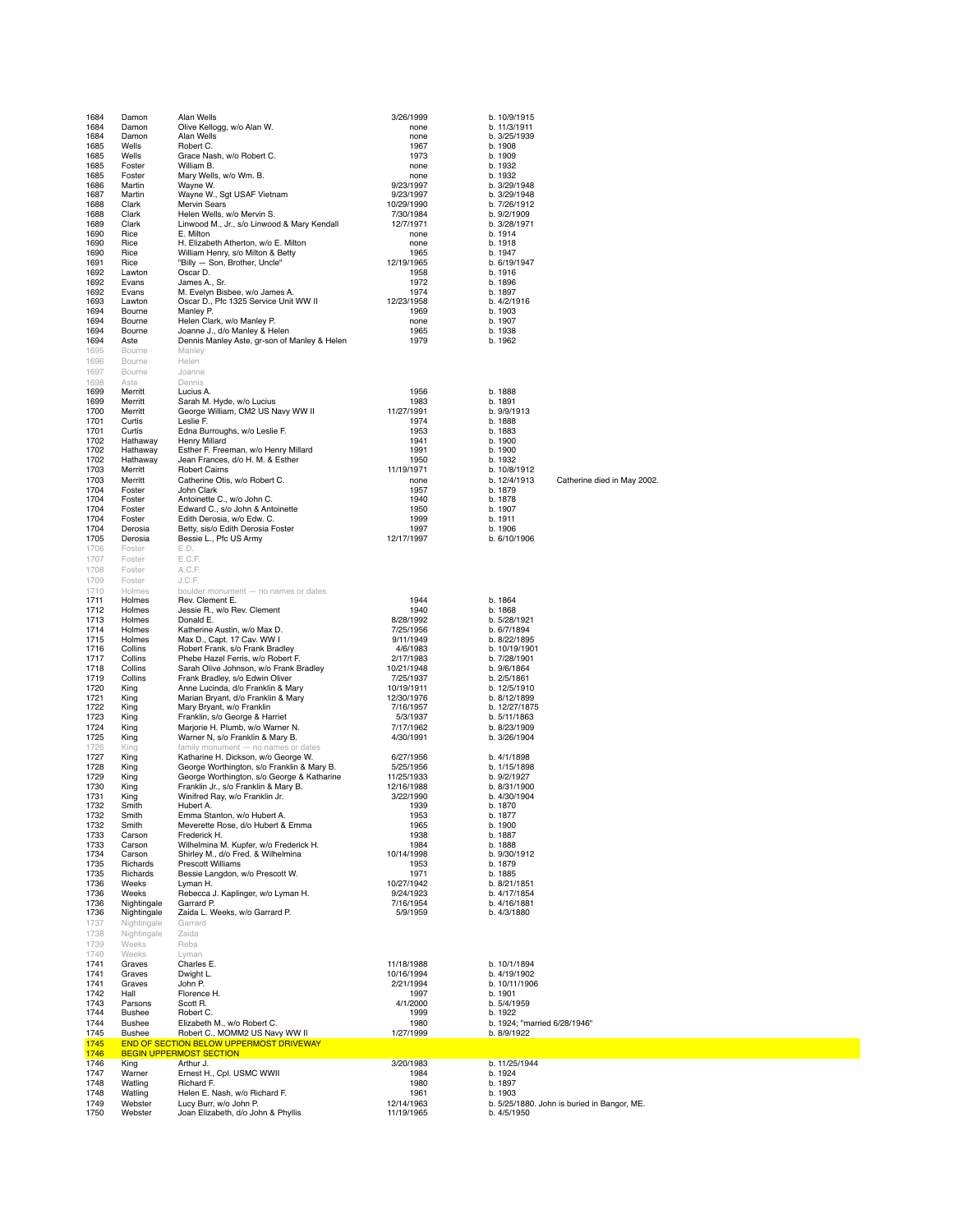| | | | | | |
|---|---|---|---|---|---|
| 1684 | Damon | Alan Wells | 3/26/1999 | b. 10/9/1915 | |
| 1684 | Damon | Olive Kellogg, w/o Alan W. | none | b. 11/3/1911 | |
| 1684 | Damon | Alan Wells | none | b. 3/25/1939 | |
| 1685 | Wells | Robert C. | 1967 | b. 1908 | |
| 1685 | Wells | Grace Nash, w/o Robert C. | 1973 | b. 1909 | |
| 1685 | Foster | William B. | none | b. 1932 | |
| 1685 | Foster | Mary Wells, w/o Wm. B. | none | b. 1932 | |
| 1686 | Martin | Wayne W. | 9/23/1997 | b. 3/29/1948 | |
| 1687 | Martin | Wayne W., Sgt USAF Vietnam | 9/23/1997 | b. 3/29/1948 | |
| 1688 | Clark | Mervin Sears | 10/29/1990 | b. 7/26/1912 | |
| 1688 | Clark | Helen Wells, w/o Mervin S. | 7/30/1984 | b. 9/2/1909 | |
| 1689 | Clark | Linwood M., Jr., s/o Linwood & Mary Kendall | 12/7/1971 | b. 3/28/1971 | |
| 1690 | Rice | E. Milton | none | b. 1914 | |
| 1690 | Rice | H. Elizabeth Atherton, w/o E. Milton | none | b. 1918 | |
| 1690 | Rice | William Henry, s/o Milton & Betty | 1965 | b. 1947 | |
| 1691 | Rice | "Billy — Son, Brother, Uncle" | 12/19/1965 | b. 6/19/1947 | |
| 1692 | Lawton | Oscar D. | 1958 | b. 1916 | |
| 1692 | Evans | James A., Sr. | 1972 | b. 1896 | |
| 1692 | Evans | M. Evelyn Bisbee, w/o James A. | 1974 | b. 1897 | |
| 1693 | Lawton | Oscar D., Pfc 1325 Service Unit WW II | 12/23/1958 | b. 4/2/1916 | |
| 1694 | Bourne | Manley P. | 1969 | b. 1903 | |
| 1694 | Bourne | Helen Clark, w/o Manley P. | none | b. 1907 | |
| 1694 | Bourne | Joanne J., d/o Manley & Helen | 1965 | b. 1938 | |
| 1694 | Aste | Dennis Manley Aste, gr-son of Manley & Helen | 1979 | b. 1962 | |
| 1695 | Bourne | Manley | | | |
| 1696 | Bourne | Helen | | | |
| 1697 | Bourne | Joanne | | | |
| 1698 | Aste | Dennis | | | |
| 1699 | Merritt | Lucius A. | 1956 | b. 1888 | |
| 1699 | Merritt | Sarah M. Hyde, w/o Lucius | 1983 | b. 1891 | |
| 1700 | Merritt | George William, CM2 US Navy WW II | 11/27/1991 | b. 9/9/1913 | |
| 1701 | Curtis | Leslie F. | 1974 | b. 1888 | |
| 1701 | Curtis | Edna Burroughs, w/o Leslie F. | 1953 | b. 1883 | |
| 1702 | Hathaway | Henry Millard | 1941 | b. 1900 | |
| 1702 | Hathaway | Esther F. Freeman, w/o Henry Millard | 1991 | b. 1900 | |
| 1702 | Hathaway | Jean Frances, d/o H. M. & Esther | 1950 | b. 1932 | |
| 1703 | Merritt | Robert Cairns | 11/19/1971 | b. 10/8/1912 | |
| 1703 | Merritt | Catherine Otis, w/o Robert C. | none | b. 12/4/1913 | Catherine died in May 2002. |
| 1704 | Foster | John Clark | 1957 | b. 1879 | |
| 1704 | Foster | Antoinette C., w/o John C. | 1940 | b. 1878 | |
| 1704 | Foster | Edward C., s/o John & Antoinette | 1950 | b. 1907 | |
| 1704 | Foster | Edith Derosia, w/o Edw. C. | 1999 | b. 1911 | |
| 1704 | Derosia | Betty, sis/o Edith Derosia Foster | 1997 | b. 1906 | |
| 1705 | Derosia | Bessie L., Pfc US Army | 12/17/1997 | b. 6/10/1906 | |
| 1706 | Foster | E.D. | | | |
| 1707 | Foster | E.C.F. | | | |
| 1708 | Foster | A.C.F. | | | |
| 1709 | Foster | J.C.F. | | | |
| 1710 | Holmes | boulder monument — no names or dates | | | |
| 1711 | Holmes | Rev. Clement E. | 1944 | b. 1864 | |
| 1712 | Holmes | Jessie R., w/o Rev. Clement | 1940 | b. 1868 | |
| 1713 | Holmes | Donald E. | 8/28/1992 | b. 5/28/1921 | |
| 1714 | Holmes | Katherine Austin, w/o Max D. | 7/25/1956 | b. 6/7/1894 | |
| 1715 | Holmes | Max D., Capt. 17 Cav. WW I | 9/11/1949 | b. 8/22/1895 | |
| 1716 | Collins | Robert Frank, s/o Frank Bradley | 4/6/1983 | b. 10/19/1901 | |
| 1717 | Collins | Phebe Hazel Ferris, w/o Robert F. | 2/17/1983 | b. 7/28/1901 | |
| 1718 | Collins | Sarah Olive Johnson, w/o Frank Bradley | 10/21/1948 | b. 9/6/1864 | |
| 1719 | Collins | Frank Bradley, s/o Edwin Oliver | 7/25/1937 | b. 2/5/1861 | |
| 1720 | King | Anne Lucinda, d/o Franklin & Mary | 10/19/1911 | b. 12/5/1910 | |
| 1721 | King | Marian Bryant, d/o Franklin & Mary | 12/30/1976 | b. 8/12/1899 | |
| 1722 | King | Mary Bryant, w/o Franklin | 7/16/1957 | b. 12/27/1875 | |
| 1723 | King | Franklin, s/o George & Harriet | 5/3/1937 | b. 5/11/1863 | |
| 1724 | King | Marjorie H. Plumb, w/o Warner N. | 7/17/1962 | b. 8/23/1909 | |
| 1725 | King | Warner N, s/o Franklin & Mary B. | 4/30/1991 | b. 3/26/1904 | |
| 1726 | King | family monument — no names or dates | | | |
| 1727 | King | Katharine H. Dickson, w/o George W. | 6/27/1956 | b. 4/1/1898 | |
| 1728 | King | George Worthington, s/o Franklin & Mary B. | 5/25/1956 | b. 1/15/1898 | |
| 1729 | King | George Worthington, s/o George & Katharine | 11/25/1933 | b. 9/2/1927 | |
| 1730 | King | Franklin Jr., s/o Franklin & Mary B. | 12/16/1988 | b. 8/31/1900 | |
| 1731 | King | Winifred Ray, w/o Franklin Jr. | 3/22/1990 | b. 4/30/1904 | |
| 1732 | Smith | Hubert A. | 1939 | b. 1870 | |
| 1732 | Smith | Emma Stanton, w/o Hubert A. | 1953 | b. 1877 | |
| 1732 | Smith | Meverette Rose, d/o Hubert & Emma | 1965 | b. 1900 | |
| 1733 | Carson | Frederick H. | 1938 | b. 1887 | |
| 1733 | Carson | Wilhelmina M. Kupfer, w/o Frederick H. | 1984 | b. 1888 | |
| 1734 | Carson | Shirley M., d/o Fred. & Wilhelmina | 10/14/1998 | b. 9/30/1912 | |
| 1735 | Richards | Prescott Williams | 1953 | b. 1879 | |
| 1735 | Richards | Bessie Langdon, w/o Prescott W. | 1971 | b. 1885 | |
| 1736 | Weeks | Lyman H. | 10/27/1942 | b. 8/21/1851 | |
| 1736 | Weeks | Rebecca J. Kaplinger, w/o Lyman H. | 9/24/1923 | b. 4/17/1854 | |
| 1736 | Nightingale | Garrard P. | 7/16/1954 | b. 4/16/1881 | |
| 1736 | Nightingale | Zaida L. Weeks, w/o Garrard P. | 5/9/1959 | b. 4/3/1880 | |
| 1737 | Nightingale | Garrard | | | |
| 1738 | Nightingale | Zaida | | | |
| 1739 | Weeks | Reba | | | |
| 1740 | Weeks | Lyman | | | |
| 1741 | Graves | Charles E. | 11/18/1988 | b. 10/1/1894 | |
| 1741 | Graves | Dwight L. | 10/16/1994 | b. 4/19/1902 | |
| 1741 | Graves | John P. | 2/21/1994 | b. 10/11/1906 | |
| 1742 | Hall | Florence H. | 1997 | b. 1901 | |
| 1743 | Parsons | Scott R. | 4/1/2000 | b. 5/4/1959 | |
| 1744 | Bushee | Robert C. | 1999 | b. 1922 | |
| 1744 | Bushee | Elizabeth M., w/o Robert C. | 1980 | b. 1924; "married 6/28/1946" | |
| 1745 | Bushee | Robert C., MOMM2 US Navy WW II | 1/27/1999 | b. 8/9/1922 | |
| 1745 | END OF SECTION BELOW UPPERMOST DRIVEWAY | | | | |
| 1746 | BEGIN UPPERMOST SECTION | | | | |
| 1746 | King | Arthur J. | 3/20/1983 | b. 11/25/1944 | |
| 1747 | Warner | Ernest H., Cpl. USMC WWII | 1984 | b. 1924 | |
| 1748 | Watling | Richard F. | 1980 | b. 1897 | |
| 1748 | Watling | Helen E. Nash, w/o Richard F. | 1961 | b. 1903 | |
| 1749 | Webster | Lucy Burr, w/o John P. | 12/14/1963 | b. 5/25/1880. John is buried in Bangor, ME. | |
| 1750 | Webster | Joan Elizabeth, d/o John & Phyllis | 11/19/1965 | b. 4/5/1950 | |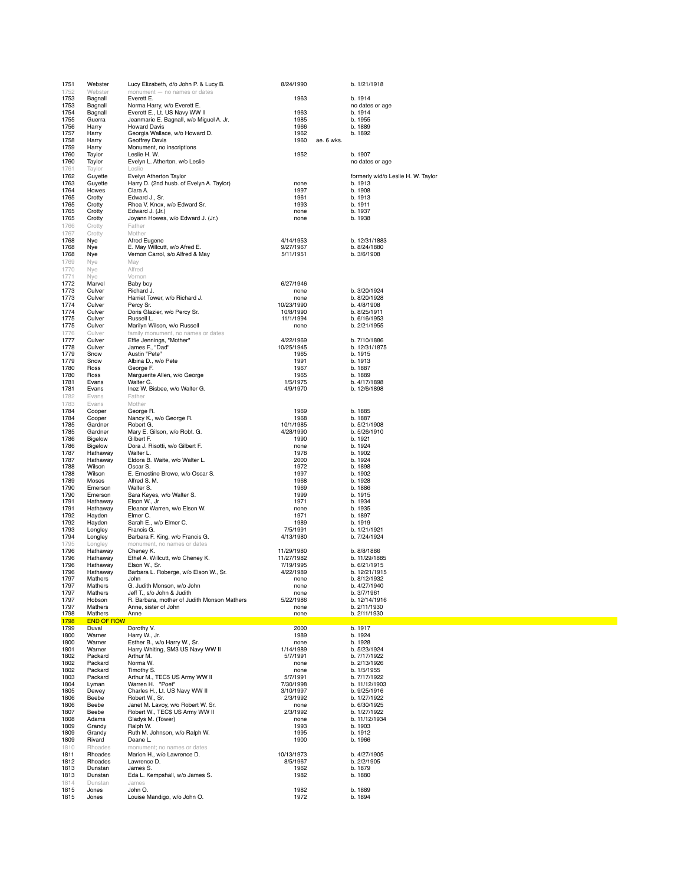| | | | | | |
|---|---|---|---|---|---|
| 1751 | Webster | Lucy Elizabeth, d/o John P. & Lucy B. | 8/24/1990 | | b. 1/21/1918 |
| 1752 | Webster | monument — no names or dates | | | |
| 1753 | Bagnall | Everett E. | 1963 | | b. 1914 |
| 1753 | Bagnall | Norma Harry, w/o Everett E. | | | no dates or age |
| 1754 | Bagnall | Everett E., Lt. US Navy WW II | 1963 | | b. 1914 |
| 1755 | Guerra | Jeanmarie E. Bagnall, w/o Miguel A. Jr. | 1985 | | b. 1955 |
| 1756 | Harry | Howard Davis | 1966 | | b. 1889 |
| 1757 | Harry | Georgia Wallace, w/o Howard D. | 1962 | | b. 1892 |
| 1758 | Harry | Geoffrey Davis | 1960 | ae. 6 wks. | |
| 1759 | Harry | Monument, no inscriptions | | | |
| 1760 | Taylor | Leslie H. W. | 1952 | | b. 1907 |
| 1760 | Taylor | Evelyn L. Atherton, w/o Leslie | | | no dates or age |
| 1761 | Taylor | Leslie | | | |
| 1762 | Guyette | Evelyn Atherton Taylor | | | formerly wid/o Leslie H. W. Taylor |
| 1763 | Guyette | Harry D. (2nd husb. of Evelyn A. Taylor) | none | | b. 1913 |
| 1764 | Howes | Clara A. | 1997 | | b. 1908 |
| 1765 | Crotty | Edward J., Sr. | 1961 | | b. 1913 |
| 1765 | Crotty | Rhea V. Knox, w/o Edward Sr. | 1993 | | b. 1911 |
| 1765 | Crotty | Edward J. (Jr.) | none | | b. 1937 |
| 1765 | Crotty | Joyann Howes, w/o Edward J. (Jr.) | none | | b. 1938 |
| 1766 | Crotty | Father | | | |
| 1767 | Crotty | Mother | | | |
| 1768 | Nye | Afred Eugene | 4/14/1953 | | b. 12/31/1883 |
| 1768 | Nye | E. May Willcutt, w/o Afred E. | 9/27/1967 | | b. 8/24/1880 |
| 1768 | Nye | Vernon Carrol, s/o Alfred & May | 5/11/1951 | | b. 3/6/1908 |
| 1769 | Nye | May | | | |
| 1770 | Nye | Alfred | | | |
| 1771 | Nye | Vernon | | | |
| 1772 | Marvel | Baby boy | 6/27/1946 | | |
| 1773 | Culver | Richard J. | none | | b. 3/20/1924 |
| 1773 | Culver | Harriet Tower, w/o Richard J. | none | | b. 8/20/1928 |
| 1774 | Culver | Percy Sr. | 10/23/1990 | | b. 4/8/1908 |
| 1774 | Culver | Doris Glazier, w/o Percy Sr. | 10/8/1990 | | b. 8/25/1911 |
| 1775 | Culver | Russell L. | 11/1/1994 | | b. 6/16/1953 |
| 1775 | Culver | Marilyn Wilson, w/o Russell | none | | b. 2/21/1955 |
| 1776 | Culver | family monument, no names or dates | | | |
| 1777 | Culver | Effie Jennings, "Mother" | 4/22/1969 | | b. 7/10/1886 |
| 1778 | Culver | James F., "Dad" | 10/25/1945 | | b. 12/31/1875 |
| 1779 | Snow | Austin "Pete" | 1965 | | b. 1915 |
| 1779 | Snow | Albina D., w/o Pete | 1991 | | b. 1913 |
| 1780 | Ross | George F. | 1967 | | b. 1887 |
| 1780 | Ross | Marguerite Allen, w/o George | 1965 | | b. 1889 |
| 1781 | Evans | Walter G. | 1/5/1975 | | b. 4/17/1898 |
| 1781 | Evans | Inez W. Bisbee, w/o Walter G. | 4/9/1970 | | b. 12/6/1898 |
| 1782 | Evans | Father | | | |
| 1783 | Evans | Mother | | | |
| 1784 | Cooper | George R. | 1969 | | b. 1885 |
| 1784 | Cooper | Nancy K., w/o George R. | 1968 | | b. 1887 |
| 1785 | Gardner | Robert G. | 10/1/1985 | | b. 5/21/1908 |
| 1785 | Gardner | Mary E. Gilson, w/o Robt. G. | 4/28/1990 | | b. 5/26/1910 |
| 1786 | Bigelow | Gilbert F. | 1990 | | b. 1921 |
| 1786 | Bigelow | Dora J. Risotti, w/o Gilbert F. | none | | b. 1924 |
| 1787 | Hathaway | Walter L. | 1978 | | b. 1902 |
| 1787 | Hathaway | Eldora B. Waite, w/o Walter L. | 2000 | | b. 1924 |
| 1788 | Wilson | Oscar S. | 1972 | | b. 1898 |
| 1788 | Wilson | E. Ernestine Browe, w/o Oscar S. | 1997 | | b. 1902 |
| 1789 | Moses | Alfred S. M. | 1968 | | b. 1928 |
| 1790 | Emerson | Walter S. | 1969 | | b. 1886 |
| 1790 | Emerson | Sara Keyes, w/o Walter S. | 1999 | | b. 1915 |
| 1791 | Hathaway | Elson W., Jr | 1971 | | b. 1934 |
| 1791 | Hathaway | Eleanor Warren, w/o Elson W. | none | | b. 1935 |
| 1792 | Hayden | Elmer C. | 1971 | | b. 1897 |
| 1792 | Hayden | Sarah E., w/o Elmer C. | 1989 | | b. 1919 |
| 1793 | Longley | Francis G. | 7/5/1991 | | b. 1/21/1921 |
| 1794 | Longley | Barbara F. King, w/o Francis G. | 4/13/1980 | | b. 7/24/1924 |
| 1795 | Longley | monument, no names or dates | | | |
| 1796 | Hathaway | Cheney K. | 11/29/1980 | | b. 8/8/1886 |
| 1796 | Hathaway | Ethel A. Willcutt, w/o Cheney K. | 11/27/1982 | | b. 11/29/1885 |
| 1796 | Hathaway | Elson W., Sr. | 7/19/1995 | | b. 6/21/1915 |
| 1796 | Hathaway | Barbara L. Roberge, w/o Elson W., Sr. | 4/22/1989 | | b. 12/21/1915 |
| 1797 | Mathers | John | none | | b. 8/12/1932 |
| 1797 | Mathers | G. Judith Monson, w/o John | none | | b. 4/27/1940 |
| 1797 | Mathers | Jeff T., s/o John & Judith | none | | b. 3/7/1961 |
| 1797 | Hobson | R. Barbara, mother of Judith Monson Mathers | 5/22/1986 | | b. 12/14/1916 |
| 1797 | Mathers | Anne, sister of John | none | | b. 2/11/1930 |
| 1798 | Mathers | Anne | none | | b. 2/11/1930 |
| 1798 | END OF ROW | | | | |
| 1799 | Duval | Dorothy V. | 2000 | | b. 1917 |
| 1800 | Warner | Harry W., Jr. | 1989 | | b. 1924 |
| 1800 | Warner | Esther B., w/o Harry W., Sr. | none | | b. 1928 |
| 1801 | Warner | Harry Whiting, SM3 US Navy WW II | 1/14/1989 | | b. 5/23/1924 |
| 1802 | Packard | Arthur M. | 5/7/1991 | | b. 7/17/1922 |
| 1802 | Packard | Norma W. | none | | b. 2/13/1926 |
| 1802 | Packard | Timothy S. | none | | b. 1/5/1955 |
| 1803 | Packard | Arthur M., TEC5 US Army WW II | 5/7/1991 | | b. 7/17/1922 |
| 1804 | Lyman | Warren H. "Poet" | 7/30/1998 | | b. 11/12/1903 |
| 1805 | Dewey | Charles H., Lt. US Navy WW II | 3/10/1997 | | b. 9/25/1916 |
| 1806 | Beebe | Robert W., Sr. | 2/3/1992 | | b. 1/27/1922 |
| 1806 | Beebe | Janet M. Lavoy, w/o Robert W. Sr. | none | | b. 6/30/1925 |
| 1807 | Beebe | Robert W., TEC$ US Army WW II | 2/3/1992 | | b. 1/27/1922 |
| 1808 | Adams | Gladys M. (Tower) | none | | b. 11/12/1934 |
| 1809 | Grandy | Ralph W. | 1993 | | b. 1903 |
| 1809 | Grandy | Ruth M. Johnson, w/o Ralph W. | 1995 | | b. 1912 |
| 1809 | Rivard | Deane L. | 1900 | | b. 1966 |
| 1810 | Rhoades | monument; no names or dates | | | |
| 1811 | Rhoades | Marion H., w/o Lawrence D. | 10/13/1973 | | b. 4/27/1905 |
| 1812 | Rhoades | Lawrence D. | 8/5/1967 | | b. 2/2/1905 |
| 1813 | Dunstan | James S. | 1962 | | b. 1879 |
| 1813 | Dunstan | Eda L. Kempshall, w/o James S. | 1982 | | b. 1880 |
| 1814 | Dunstan | James | | | |
| 1815 | Jones | John O. | 1982 | | b. 1889 |
| 1815 | Jones | Louise Mandigo, w/o John O. | 1972 | | b. 1894 |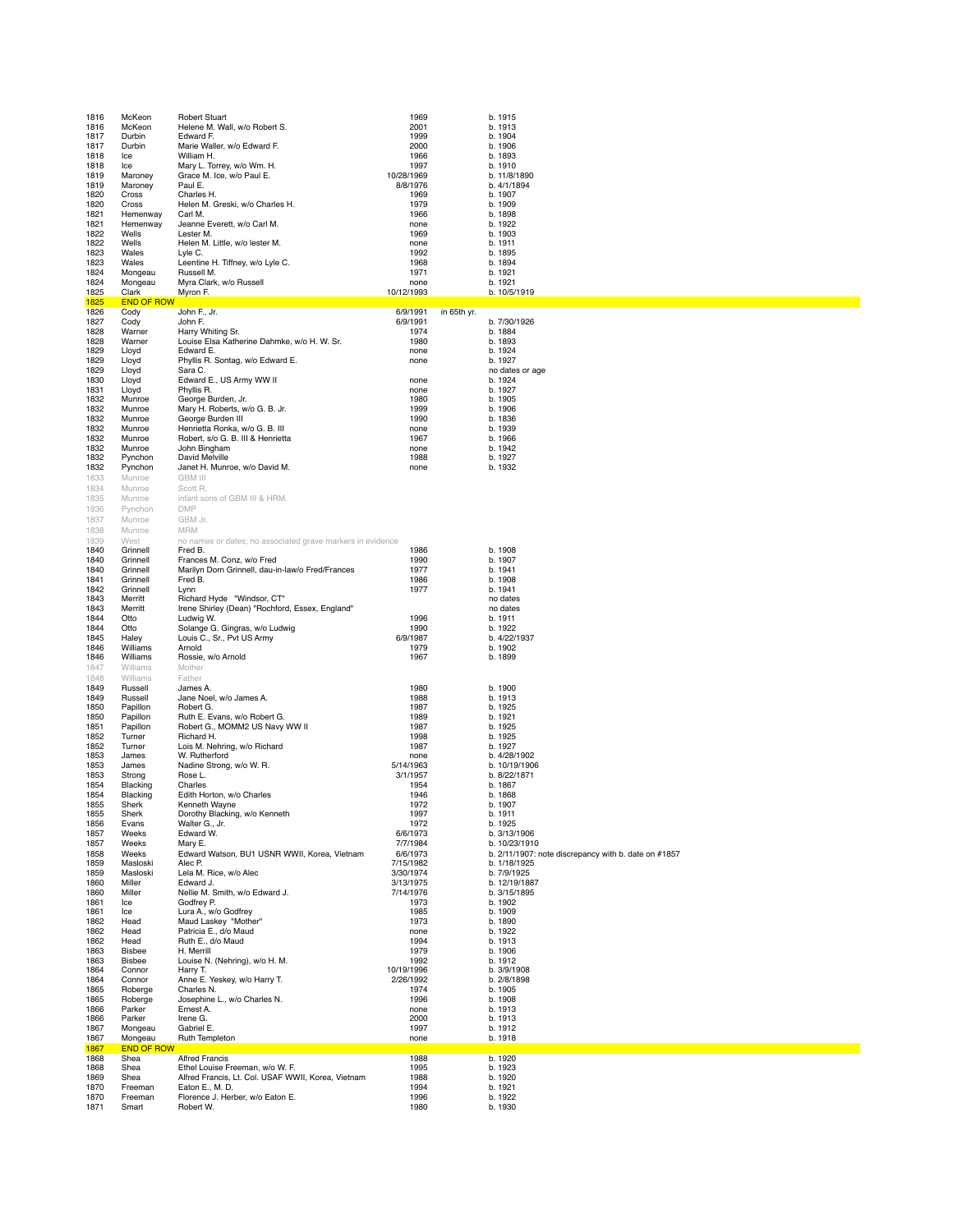| | | | | | |
|---|---|---|---|---|---|
| 1816 | McKeon | Robert Stuart | 1969 | | b. 1915 |
| 1816 | McKeon | Helene M. Wall, w/o Robert S. | 2001 | | b. 1913 |
| 1817 | Durbin | Edward F. | 1999 | | b. 1904 |
| 1817 | Durbin | Marie Waller, w/o Edward F. | 2000 | | b. 1906 |
| 1818 | Ice | William H. | 1966 | | b. 1893 |
| 1818 | Ice | Mary L. Torrey, w/o Wm. H. | 1997 | | b. 1910 |
| 1819 | Maroney | Grace M. Ice, w/o Paul E. | 10/28/1969 | | b. 11/8/1890 |
| 1819 | Maroney | Paul E. | 8/8/1976 | | b. 4/1/1894 |
| 1820 | Cross | Charles H. | 1969 | | b. 1907 |
| 1820 | Cross | Helen M. Greski, w/o Charles H. | 1979 | | b. 1909 |
| 1821 | Hemenway | Carl M. | 1966 | | b. 1898 |
| 1821 | Hemenway | Jeanne Everett, w/o Carl M. | none | | b. 1922 |
| 1822 | Wells | Lester M. | 1969 | | b. 1903 |
| 1822 | Wells | Helen M. Little, w/o lester M. | none | | b. 1911 |
| 1823 | Wales | Lyle C. | 1992 | | b. 1895 |
| 1823 | Wales | Leentine H. Tiffney, w/o Lyle C. | 1968 | | b. 1894 |
| 1824 | Mongeau | Russell M. | 1971 | | b. 1921 |
| 1824 | Mongeau | Myra Clark, w/o Russell | none | | b. 1921 |
| 1825 | Clark | Myron F. | 10/12/1993 | | b. 10/5/1919 |
| 1825 | END OF ROW | | | | |
| 1826 | Cody | John F., Jr. | 6/9/1991 | in 65th yr. | |
| 1827 | Cody | John F. | 6/9/1991 | | b. 7/30/1926 |
| 1828 | Warner | Harry Whiting Sr. | 1974 | | b. 1884 |
| 1828 | Warner | Louise Elsa Katherine Dahmke, w/o H. W. Sr. | 1980 | | b. 1893 |
| 1829 | Lloyd | Edward E. | none | | b. 1924 |
| 1829 | Lloyd | Phyllis R. Sontag, w/o Edward E. | none | | b. 1927 |
| 1829 | Lloyd | Sara C. | | | no dates or age |
| 1830 | Lloyd | Edward E., US Army WW II | none | | b. 1924 |
| 1831 | Lloyd | Phyllis R. | none | | b. 1927 |
| 1832 | Munroe | George Burden, Jr. | 1980 | | b. 1905 |
| 1832 | Munroe | Mary H. Roberts, w/o G. B. Jr. | 1999 | | b. 1906 |
| 1832 | Munroe | George Burden III | 1990 | | b. 1836 |
| 1832 | Munroe | Henrietta Ronka, w/o G. B. III | none | | b. 1939 |
| 1832 | Munroe | Robert, s/o G. B. III & Henrietta | 1967 | | b. 1966 |
| 1832 | Munroe | John Bingham | none | | b. 1942 |
| 1832 | Pynchon | David Melville | 1988 | | b. 1927 |
| 1832 | Pynchon | Janet H. Munroe, w/o David M. | none | | b. 1932 |
| 1833 | Munroe | GBM III | | | |
| 1834 | Munroe | Scott R. | | | |
| 1835 | Munroe | infant sons of GBM III & HRM. | | | |
| 1836 | Pynchon | DMP | | | |
| 1837 | Munroe | GBM Jr. | | | |
| 1838 | Munroe | MRM | | | |
| 1839 | West | no names or dates; no associated grave markers in evidence | | | |
| 1840 | Grinnell | Fred B. | 1986 | | b. 1908 |
| 1840 | Grinnell | Frances M. Conz, w/o Fred | 1990 | | b. 1907 |
| 1840 | Grinnell | Marilyn Dorn Grinnell, dau-in-law/o Fred/Frances | 1977 | | b. 1941 |
| 1841 | Grinnell | Fred B. | 1986 | | b. 1908 |
| 1842 | Grinnell | Lynn | 1977 | | b. 1941 |
| 1843 | Merritt | Richard Hyde "Windsor, CT" | | | no dates |
| 1843 | Merritt | Irene Shirley (Dean) "Rochford, Essex, England" | | | no dates |
| 1844 | Otto | Ludwig W. | 1996 | | b. 1911 |
| 1844 | Otto | Solange G. Gingras, w/o Ludwig | 1990 | | b. 1922 |
| 1845 | Haley | Louis C., Sr., Pvt US Army | 6/9/1987 | | b. 4/22/1937 |
| 1846 | Williams | Arnold | 1979 | | b. 1902 |
| 1846 | Williams | Rossie, w/o Arnold | 1967 | | b. 1899 |
| 1847 | Williams | Mother | | | |
| 1848 | Williams | Father | | | |
| 1849 | Russell | James A. | 1980 | | b. 1900 |
| 1849 | Russell | Jane Noel, w/o James A. | 1988 | | b. 1913 |
| 1850 | Papillon | Robert G. | 1987 | | b. 1925 |
| 1850 | Papillon | Ruth E. Evans, w/o Robert G. | 1989 | | b. 1921 |
| 1851 | Papillon | Robert G., MOMM2 US Navy WW II | 1987 | | b. 1925 |
| 1852 | Turner | Richard H. | 1998 | | b. 1925 |
| 1852 | Turner | Lois M. Nehring, w/o Richard | 1987 | | b. 1927 |
| 1853 | James | W. Rutherford | none | | b. 4/28/1902 |
| 1853 | James | Nadine Strong, w/o W. R. | 5/14/1963 | | b. 10/19/1906 |
| 1853 | Strong | Rose L. | 3/1/1957 | | b. 8/22/1871 |
| 1854 | Blacking | Charles | 1954 | | b. 1867 |
| 1854 | Blacking | Edith Horton, w/o Charles | 1946 | | b. 1868 |
| 1855 | Sherk | Kenneth Wayne | 1972 | | b. 1907 |
| 1855 | Sherk | Dorothy Blacking, w/o Kenneth | 1997 | | b. 1911 |
| 1856 | Evans | Walter G., Jr. | 1972 | | b. 1925 |
| 1857 | Weeks | Edward W. | 6/6/1973 | | b. 3/13/1906 |
| 1857 | Weeks | Mary E. | 7/7/1984 | | b. 10/23/1910 |
| 1858 | Weeks | Edward Watson, BU1 USNR WWII, Korea, Vietnam | 6/6/1973 | | b. 2/11/1907: note discrepancy with b. date on #1857 |
| 1859 | Masloski | Alec P. | 7/15/1982 | | b. 1/18/1925 |
| 1859 | Masloski | Lela M. Rice, w/o Alec | 3/30/1974 | | b. 7/9/1925 |
| 1860 | Miller | Edward J. | 3/13/1975 | | b. 12/19/1887 |
| 1860 | Miller | Nellie M. Smith, w/o Edward J. | 7/14/1976 | | b. 3/15/1895 |
| 1861 | Ice | Godfrey P. | 1973 | | b. 1902 |
| 1861 | Ice | Lura A., w/o Godfrey | 1985 | | b. 1909 |
| 1862 | Head | Maud Laskey "Mother" | 1973 | | b. 1890 |
| 1862 | Head | Patricia E., d/o Maud | none | | b. 1922 |
| 1862 | Head | Ruth E., d/o Maud | 1994 | | b. 1913 |
| 1863 | Bisbee | H. Merrill | 1979 | | b. 1906 |
| 1863 | Bisbee | Louise N. (Nehring), w/o H. M. | 1992 | | b. 1912 |
| 1864 | Connor | Harry T. | 10/19/1996 | | b. 3/9/1908 |
| 1864 | Connor | Anne E. Yeskey, w/o Harry T. | 2/26/1992 | | b. 2/8/1898 |
| 1865 | Roberge | Charles N. | 1974 | | b. 1905 |
| 1865 | Roberge | Josephine L., w/o Charles N. | 1996 | | b. 1908 |
| 1866 | Parker | Ernest A. | none | | b. 1913 |
| 1866 | Parker | Irene G. | 2000 | | b. 1913 |
| 1867 | Mongeau | Gabriel E. | 1997 | | b. 1912 |
| 1867 | Mongeau | Ruth Templeton | none | | b. 1918 |
| 1867 | END OF ROW | | | | |
| 1868 | Shea | Alfred Francis | 1988 | | b. 1920 |
| 1868 | Shea | Ethel Louise Freeman, w/o W. F. | 1995 | | b. 1923 |
| 1869 | Shea | Alfred Francis, Lt. Col. USAF WWII, Korea, Vietnam | 1988 | | b. 1920 |
| 1870 | Freeman | Eaton E., M. D. | 1994 | | b. 1921 |
| 1870 | Freeman | Florence J. Herber, w/o Eaton E. | 1996 | | b. 1922 |
| 1871 | Smart | Robert W. | 1980 | | b. 1930 |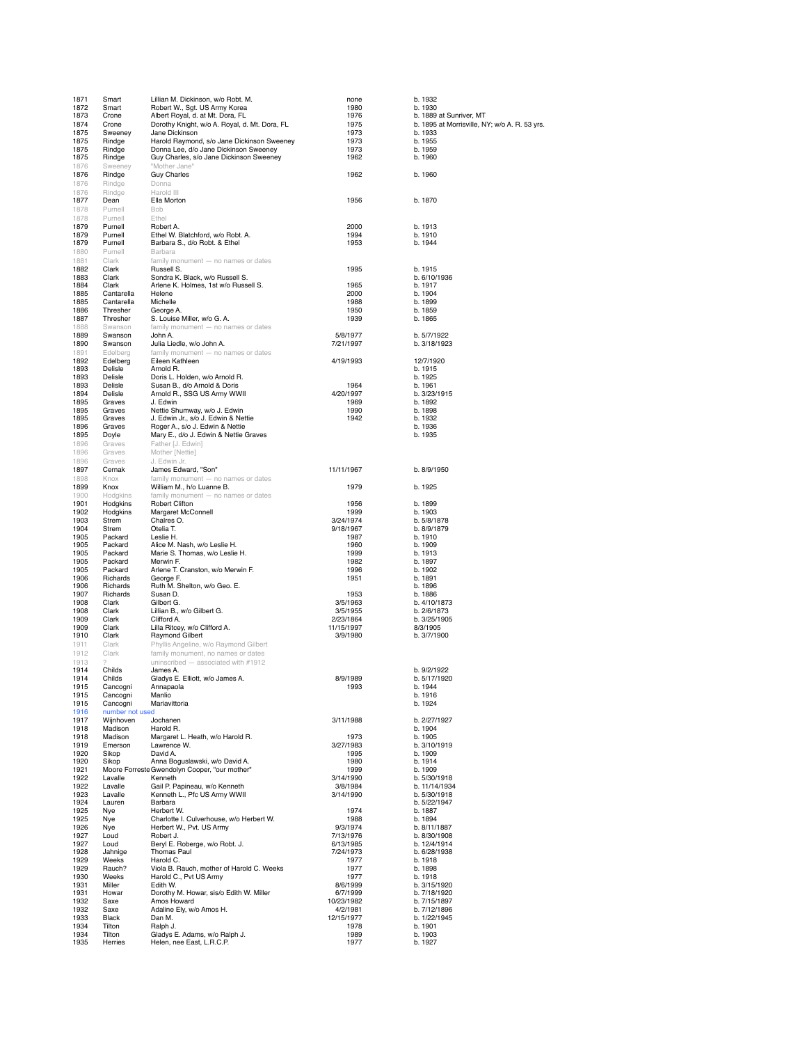| | | | | |
|---|---|---|---|---|
| 1871 | Smart | Lillian M. Dickinson, w/o Robt. M. | none | b. 1932 |
| 1872 | Smart | Robert W., Sgt. US Army Korea | 1980 | b. 1930 |
| 1873 | Crone | Albert Royal, d. at Mt. Dora, FL | 1976 | b. 1889 at Sunriver, MT |
| 1874 | Crone | Dorothy Knight, w/o A. Royal, d. Mt. Dora, FL | 1975 | b. 1895 at Morrisville, NY; w/o A. R. 53 yrs. |
| 1875 | Sweeney | Jane Dickinson | 1973 | b. 1933 |
| 1875 | Rindge | Harold Raymond, s/o Jane Dickinson Sweeney | 1973 | b. 1955 |
| 1875 | Rindge | Donna Lee, d/o Jane Dickinson Sweeney | 1973 | b. 1959 |
| 1875 | Rindge | Guy Charles, s/o Jane Dickinson Sweeney | 1962 | b. 1960 |
| 1876 | Sweeney | "Mother Jane" | | |
| 1876 | Rindge | Guy Charles | 1962 | b. 1960 |
| 1876 | Rindge | Donna | | |
| 1876 | Rindge | Harold III | | |
| 1877 | Dean | Ella Morton | 1956 | b. 1870 |
| 1878 | Purnell | Bob | | |
| 1878 | Purnell | Ethel | | |
| 1879 | Purnell | Robert A. | 2000 | b. 1913 |
| 1879 | Purnell | Ethel W. Blatchford, w/o Robt. A. | 1994 | b. 1910 |
| 1879 | Purnell | Barbara S., d/o Robt. & Ethel | 1953 | b. 1944 |
| 1880 | Purnell | Barbara | | |
| 1881 | Clark | family monument — no names or dates | | |
| 1882 | Clark | Russell S. | 1995 | b. 1915 |
| 1883 | Clark | Sondra K. Black, w/o Russell S. | | b. 6/10/1936 |
| 1884 | Clark | Arlene K. Holmes, 1st w/o Russell S. | 1965 | b. 1917 |
| 1885 | Cantarella | Helene | 2000 | b. 1904 |
| 1885 | Cantarella | Michelle | 1988 | b. 1899 |
| 1886 | Thresher | George A. | 1950 | b. 1859 |
| 1887 | Thresher | S. Louise Miller, w/o G. A. | 1939 | b. 1865 |
| 1888 | Swanson | family monument — no names or dates | | |
| 1889 | Swanson | John A. | 5/8/1977 | b. 5/7/1922 |
| 1890 | Swanson | Julia Liedle, w/o John A. | 7/21/1997 | b. 3/18/1923 |
| 1891 | Edelberg | family monument — no names or dates | | |
| 1892 | Edelberg | Eileen Kathleen | 4/19/1993 | 12/7/1920 |
| 1893 | Delisle | Arnold R. | | b. 1915 |
| 1893 | Delisle | Doris L. Holden, w/o Arnold R. | | b. 1925 |
| 1893 | Delisle | Susan B., d/o Arnold & Doris | 1964 | b. 1961 |
| 1894 | Delisle | Arnold R., SSG US Army WWII | 4/20/1997 | b. 3/23/1915 |
| 1895 | Graves | J. Edwin | 1969 | b. 1892 |
| 1895 | Graves | Nettie Shumway, w/o J. Edwin | 1990 | b. 1898 |
| 1895 | Graves | J. Edwin Jr., s/o J. Edwin & Nettie | 1942 | b. 1932 |
| 1896 | Graves | Roger A., s/o J. Edwin & Nettie | | b. 1936 |
| 1895 | Doyle | Mary E., d/o J. Edwin & Nettie Graves | | b. 1935 |
| 1896 | Graves | Father [J. Edwin] | | |
| 1896 | Graves | Mother [Nettie] | | |
| 1896 | Graves | J. Edwin Jr. | | |
| 1897 | Cernak | James Edward, "Son" | 11/11/1967 | b. 8/9/1950 |
| 1898 | Knox | family monument — no names or dates | | |
| 1899 | Knox | William M., h/o Luanne B. | 1979 | b. 1925 |
| 1900 | Hodgkins | family monument — no names or dates | | |
| 1901 | Hodgkins | Robert Clifton | 1956 | b. 1899 |
| 1902 | Hodgkins | Margaret McConnell | 1999 | b. 1903 |
| 1903 | Strem | Chalres O. | 3/24/1974 | b. 5/8/1878 |
| 1904 | Strem | Otelia T. | 9/18/1967 | b. 8/9/1879 |
| 1905 | Packard | Leslie H. | 1987 | b. 1910 |
| 1905 | Packard | Alice M. Nash, w/o Leslie H. | 1960 | b. 1909 |
| 1905 | Packard | Marie S. Thomas, w/o Leslie H. | 1999 | b. 1913 |
| 1905 | Packard | Merwin F. | 1982 | b. 1897 |
| 1905 | Packard | Arlene T. Cranston, w/o Merwin F. | 1996 | b. 1902 |
| 1906 | Richards | George F. | 1951 | b. 1891 |
| 1906 | Richards | Ruth M. Shelton, w/o Geo. E. | | b. 1896 |
| 1907 | Richards | Susan D. | 1953 | b. 1886 |
| 1908 | Clark | Gilbert G. | 3/5/1963 | b. 4/10/1873 |
| 1908 | Clark | Lillian B., w/o Gilbert G. | 3/5/1955 | b. 2/6/1873 |
| 1909 | Clark | Clifford A. | 2/23/1864 | b. 3/25/1905 |
| 1909 | Clark | Lilla Ritcey, w/o Clifford A. | 11/15/1997 | 8/3/1905 |
| 1910 | Clark | Raymond Gilbert | 3/9/1980 | b. 3/7/1900 |
| 1911 | Clark | Phyllis Angeline, w/o Raymond Gilbert | | |
| 1912 | Clark | family monument, no names or dates | | |
| 1913 | ? | uninscribed — associated with #1912 | | |
| 1914 | Childs | James A. | | b. 9/2/1922 |
| 1914 | Childs | Gladys E. Elliott, w/o James A. | 8/9/1989 | b. 5/17/1920 |
| 1915 | Cancogni | Annapaola | 1993 | b. 1944 |
| 1915 | Cancogni | Manlio | | b. 1916 |
| 1915 | Cancogni | Mariavittoria | | b. 1924 |
| 1916 | number not used | | | |
| 1917 | Wijnhoven | Jochanen | 3/11/1988 | b. 2/27/1927 |
| 1918 | Madison | Harold R. | | b. 1904 |
| 1918 | Madison | Margaret L. Heath, w/o Harold R. | 1973 | b. 1905 |
| 1919 | Emerson | Lawrence W. | 3/27/1983 | b. 3/10/1919 |
| 1920 | Sikop | David A. | 1995 | b. 1909 |
| 1920 | Sikop | Anna Boguslawski, w/o David A. | 1980 | b. 1914 |
| 1921 | Moore Forreste | Gwendolyn Cooper, "our mother" | 1999 | b. 1909 |
| 1922 | Lavalle | Kenneth | 3/14/1990 | b. 5/30/1918 |
| 1922 | Lavalle | Gail P. Papineau, w/o Kenneth | 3/8/1984 | b. 11/14/1934 |
| 1923 | Lavalle | Kenneth L., Pfc US Army WWII | 3/14/1990 | b. 5/30/1918 |
| 1924 | Lauren | Barbara | | b. 5/22/1947 |
| 1925 | Nye | Herbert W. | 1974 | b. 1887 |
| 1925 | Nye | Charlotte I. Culverhouse, w/o Herbert W. | 1988 | b. 1894 |
| 1926 | Nye | Herbert W., Pvt. US Army | 9/3/1974 | b. 8/11/1887 |
| 1927 | Loud | Robert J. | 7/13/1976 | b. 8/30/1908 |
| 1927 | Loud | Beryl E. Roberge, w/o Robt. J. | 6/13/1985 | b. 12/4/1914 |
| 1928 | Jahnige | Thomas Paul | 7/24/1973 | b. 6/28/1938 |
| 1929 | Weeks | Harold C. | 1977 | b. 1918 |
| 1929 | Rauch? | Viola B. Rauch, mother of Harold C. Weeks | 1977 | b. 1898 |
| 1930 | Weeks | Harold C., Pvt US Army | 1977 | b. 1918 |
| 1931 | Miller | Edith W. | 8/6/1999 | b. 3/15/1920 |
| 1931 | Howar | Dorothy M. Howar, sis/o Edith W. Miller | 6/7/1999 | b. 7/18/1920 |
| 1932 | Saxe | Amos Howard | 10/23/1982 | b. 7/15/1897 |
| 1932 | Saxe | Adaline Ely, w/o Amos H. | 4/2/1981 | b. 7/12/1896 |
| 1933 | Black | Dan M. | 12/15/1977 | b. 1/22/1945 |
| 1934 | Tilton | Ralph J. | 1978 | b. 1901 |
| 1934 | Tilton | Gladys E. Adams, w/o Ralph J. | 1989 | b. 1903 |
| 1935 | Herries | Helen, nee East, L.R.C.P. | 1977 | b. 1927 |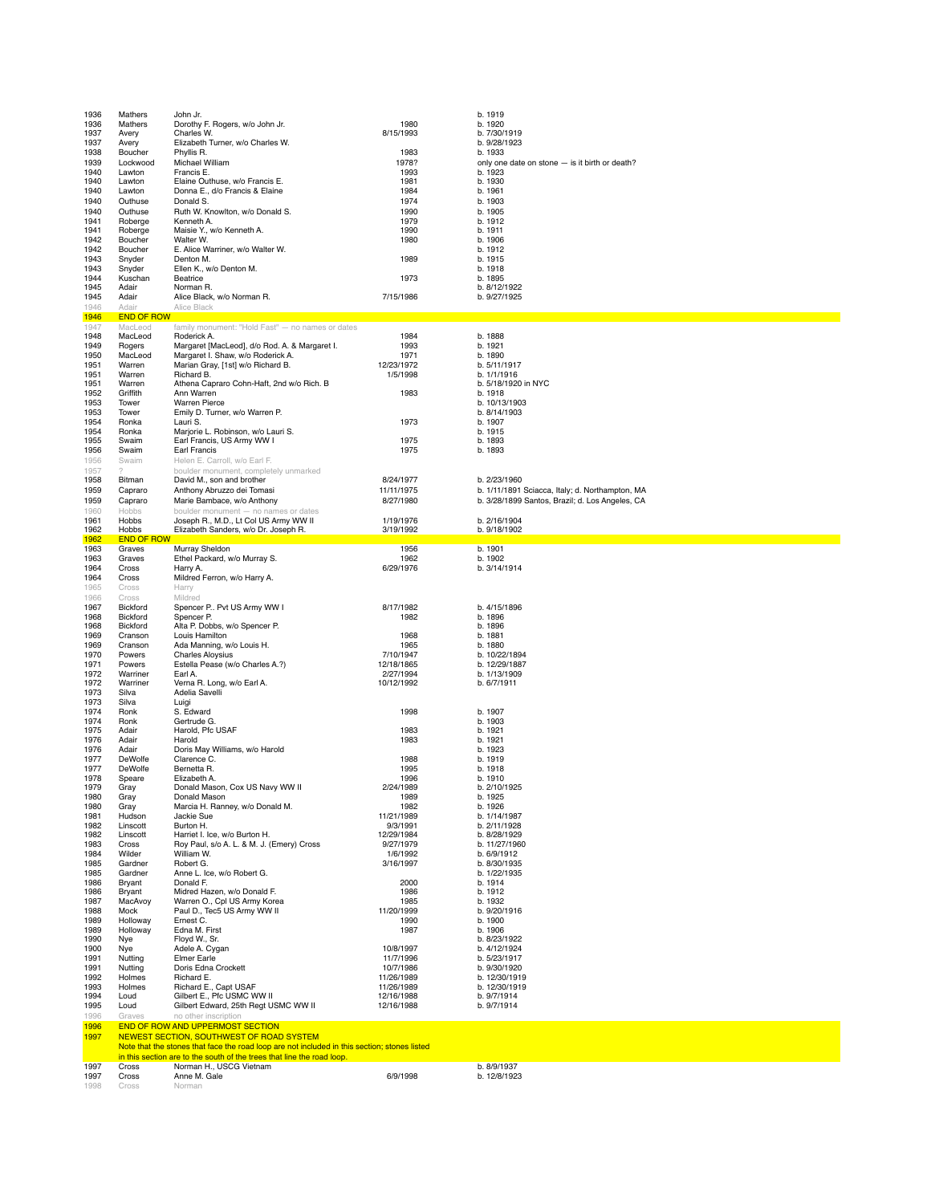| | | | | |
|---|---|---|---|---|
| 1936 | Mathers | John Jr. | | b. 1919 |
| 1936 | Mathers | Dorothy F. Rogers, w/o John Jr. | 1980 | b. 1920 |
| 1937 | Avery | Charles W. | 8/15/1993 | b. 7/30/1919 |
| 1937 | Avery | Elizabeth Turner, w/o Charles W. | | b. 9/28/1923 |
| 1938 | Boucher | Phyllis R. | 1983 | b. 1933 |
| 1939 | Lockwood | Michael William | 1978? | only one date on stone — is it birth or death? |
| 1940 | Lawton | Francis E. | 1993 | b. 1923 |
| 1940 | Lawton | Elaine Outhuse, w/o Francis E. | 1981 | b. 1930 |
| 1940 | Lawton | Donna E., d/o Francis & Elaine | 1984 | b. 1961 |
| 1940 | Outhuse | Donald S. | 1974 | b. 1903 |
| 1940 | Outhuse | Ruth W. Knowlton, w/o Donald S. | 1990 | b. 1905 |
| 1941 | Roberge | Kenneth A. | 1979 | b. 1912 |
| 1941 | Roberge | Maisie Y., w/o Kenneth A. | 1990 | b. 1911 |
| 1942 | Boucher | Walter W. | 1980 | b. 1906 |
| 1942 | Boucher | E. Alice Warriner, w/o Walter W. | | b. 1912 |
| 1943 | Snyder | Denton M. | 1989 | b. 1915 |
| 1943 | Snyder | Ellen K., w/o Denton M. | | b. 1918 |
| 1944 | Kuschan | Beatrice | 1973 | b. 1895 |
| 1945 | Adair | Norman R. | | b. 8/12/1922 |
| 1945 | Adair | Alice Black, w/o Norman R. | 7/15/1986 | b. 9/27/1925 |
| 1946 | Adair | Alice Black | | |
| 1946 | END OF ROW | | | |
| 1947 | MacLeod | family monument: "Hold Fast" — no names or dates | | |
| 1948 | MacLeod | Roderick A. | 1984 | b. 1888 |
| 1949 | Rogers | Margaret [MacLeod], d/o Rod. A. & Margaret I. | 1993 | b. 1921 |
| 1950 | MacLeod | Margaret I. Shaw, w/o Roderick A. | 1971 | b. 1890 |
| 1951 | Warren | Marian Gray, [1st] w/o Richard B. | 12/23/1972 | b. 5/11/1917 |
| 1951 | Warren | Richard B. | 1/5/1998 | b. 1/1/1916 |
| 1951 | Warren | Athena Capraro Cohn-Haft, 2nd w/o Rich. B | | b. 5/18/1920 in NYC |
| 1952 | Griffith | Ann Warren | 1983 | b. 1918 |
| 1953 | Tower | Warren Pierce | | b. 10/13/1903 |
| 1953 | Tower | Emily D. Turner, w/o Warren P. | | b. 8/14/1903 |
| 1954 | Ronka | Lauri S. | 1973 | b. 1907 |
| 1954 | Ronka | Marjorie L. Robinson, w/o Lauri S. | | b. 1915 |
| 1955 | Swaim | Earl Francis, US Army WW I | 1975 | b. 1893 |
| 1956 | Swaim | Earl Francis | 1975 | b. 1893 |
| 1956 | Swaim | Helen E. Carroll, w/o Earl F. | | |
| 1957 | ? | boulder monument, completely unmarked | | |
| 1958 | Bitman | David M., son and brother | 8/24/1977 | b. 2/23/1960 |
| 1959 | Capraro | Anthony Abruzzo dei Tomasi | 11/11/1975 | b. 1/11/1891 Sciacca, Italy; d. Northampton, MA |
| 1959 | Capraro | Marie Bambace, w/o Anthony | 8/27/1980 | b. 3/28/1899 Santos, Brazil; d. Los Angeles, CA |
| 1960 | Hobbs | boulder monument — no names or dates | | |
| 1961 | Hobbs | Joseph R., M.D., Lt Col US Army WW II | 1/19/1976 | b. 2/16/1904 |
| 1962 | Hobbs | Elizabeth Sanders, w/o Dr. Joseph R. | 3/19/1992 | b. 9/18/1902 |
| 1962 | END OF ROW | | | |
| 1963 | Graves | Murray Sheldon | 1956 | b. 1901 |
| 1963 | Graves | Ethel Packard, w/o Murray S. | 1962 | b. 1902 |
| 1964 | Cross | Harry A. | 6/29/1976 | b. 3/14/1914 |
| 1964 | Cross | Mildred Ferron, w/o Harry A. | | |
| 1965 | Cross | Harry | | |
| 1966 | Cross | Mildred | | |
| 1967 | Bickford | Spencer P., Pvt US Army WW I | 8/17/1982 | b. 4/15/1896 |
| 1968 | Bickford | Spencer P. | 1982 | b. 1896 |
| 1968 | Bickford | Alta P. Dobbs, w/o Spencer P. | | b. 1896 |
| 1969 | Cranson | Louis Hamilton | 1968 | b. 1881 |
| 1969 | Cranson | Ada Manning, w/o Louis H. | 1965 | b. 1880 |
| 1970 | Powers | Charles Aloysius | 7/10/1947 | b. 10/22/1894 |
| 1971 | Powers | Estella Pease (w/o Charles A.?) | 12/18/1865 | b. 12/29/1887 |
| 1972 | Warriner | Earl A. | 2/27/1994 | b. 1/13/1909 |
| 1972 | Warriner | Verna R. Long, w/o Earl A. | 10/12/1992 | b. 6/7/1911 |
| 1973 | Silva | Adelia Savelli | | |
| 1973 | Silva | Luigi | | |
| 1974 | Ronk | S. Edward | 1998 | b. 1907 |
| 1974 | Ronk | Gertrude G. | | b. 1903 |
| 1975 | Adair | Harold, Pfc USAF | 1983 | b. 1921 |
| 1976 | Adair | Harold | 1983 | b. 1921 |
| 1976 | Adair | Doris May Williams, w/o Harold | | b. 1923 |
| 1977 | DeWolfe | Clarence C. | 1988 | b. 1919 |
| 1977 | DeWolfe | Bernetta R. | 1995 | b. 1918 |
| 1978 | Speare | Elizabeth A. | 1996 | b. 1910 |
| 1979 | Gray | Donald Mason, Cox US Navy WW II | 2/24/1989 | b. 2/10/1925 |
| 1980 | Gray | Donald Mason | 1989 | b. 1925 |
| 1980 | Gray | Marcia H. Ranney, w/o Donald M. | 1982 | b. 1926 |
| 1981 | Hudson | Jackie Sue | 11/21/1989 | b. 1/14/1987 |
| 1982 | Linscott | Burton H. | 9/3/1991 | b. 2/11/1928 |
| 1982 | Linscott | Harriet I. Ice, w/o Burton H. | 12/29/1984 | b. 8/28/1929 |
| 1983 | Cross | Roy Paul, s/o A. L. & M. J. (Emery) Cross | 9/27/1979 | b. 11/27/1960 |
| 1984 | Wilder | William W. | 1/6/1992 | b. 6/9/1912 |
| 1985 | Gardner | Robert G. | 3/16/1997 | b. 8/30/1935 |
| 1985 | Gardner | Anne L. Ice, w/o Robert G. | | b. 1/22/1935 |
| 1986 | Bryant | Donald F. | 2000 | b. 1914 |
| 1986 | Bryant | Midred Hazen, w/o Donald F. | 1986 | b. 1912 |
| 1987 | MacAvoy | Warren O., Cpl US Army Korea | 1985 | b. 1932 |
| 1988 | Mock | Paul D., Tec5 US Army WW II | 11/20/1999 | b. 9/20/1916 |
| 1989 | Holloway | Ernest C. | 1990 | b. 1900 |
| 1989 | Holloway | Edna M. First | 1987 | b. 1906 |
| 1990 | Nye | Floyd W., Sr. | | b. 8/23/1922 |
| 1900 | Nye | Adele A. Cygan | 10/8/1997 | b. 4/12/1924 |
| 1991 | Nutting | Elmer Earle | 11/7/1996 | b. 5/23/1917 |
| 1991 | Nutting | Doris Edna Crockett | 10/7/1986 | b. 9/30/1920 |
| 1992 | Holmes | Richard E. | 11/26/1989 | b. 12/30/1919 |
| 1993 | Holmes | Richard E., Capt USAF | 11/26/1989 | b. 12/30/1919 |
| 1994 | Loud | Gilbert E., Pfc USMC WW II | 12/16/1988 | b. 9/7/1914 |
| 1995 | Loud | Gilbert Edward, 25th Regt USMC WW II | 12/16/1988 | b. 9/7/1914 |
| 1996 | Graves | no other inscription | | |
| 1996 | END OF ROW AND UPPERMOST SECTION | | | |
| 1997 | NEWEST SECTION, SOUTHWEST OF ROAD SYSTEM | | | |
| | Note that the stones that face the road loop are not included in this section; stones listed in this section are to the south of the trees that line the road loop. | | | |
| 1997 | Cross | Norman H., USCG Vietnam | | b. 8/9/1937 |
| 1997 | Cross | Anne M. Gale | 6/9/1998 | b. 12/8/1923 |
| 1998 | Cross | Norman | | |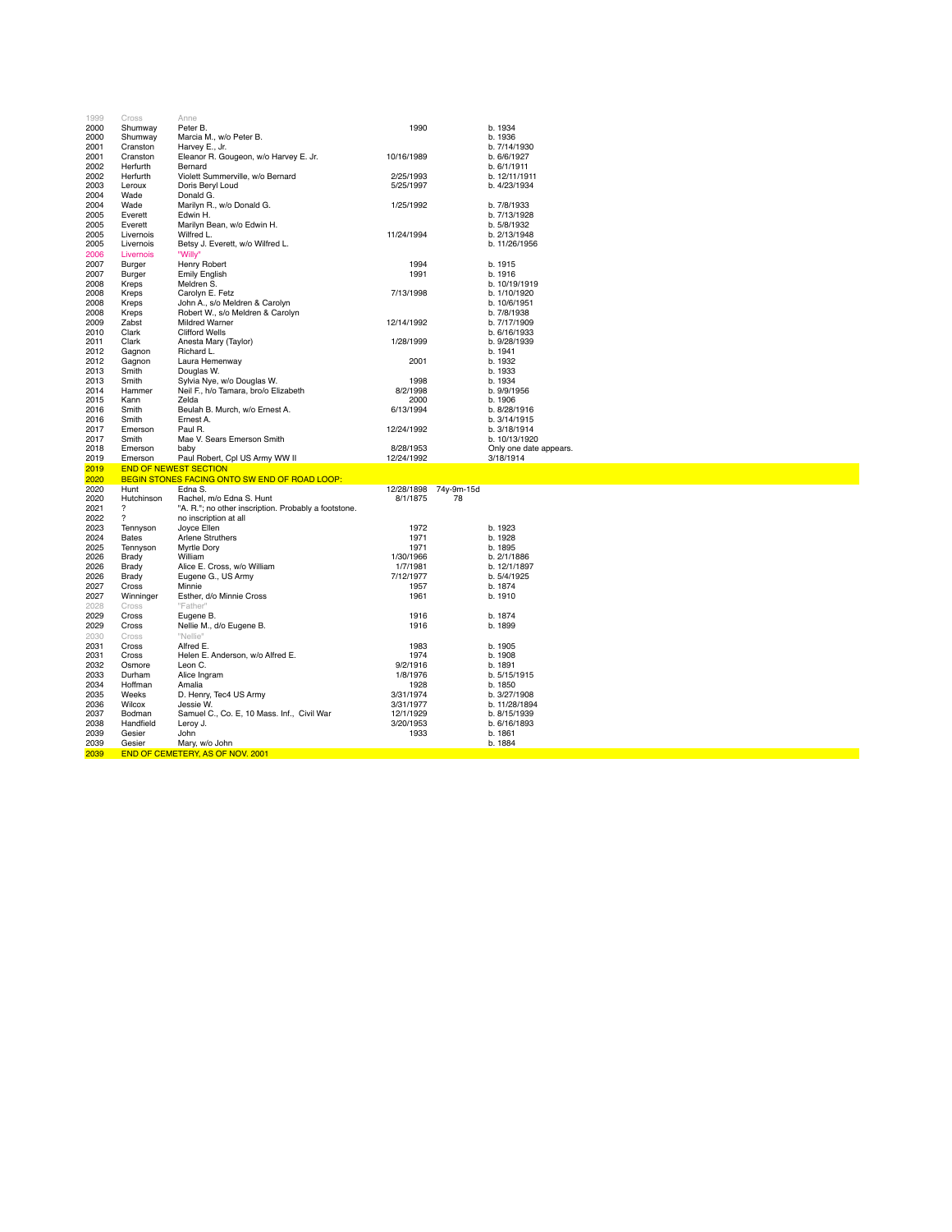| | | | | | |
|---|---|---|---|---|---|
| 1999 | Cross | Anne | | | |
| 2000 | Shumway | Peter B. | 1990 | | b. 1934 |
| 2000 | Shumway | Marcia M., w/o Peter B. | | | b. 1936 |
| 2001 | Cranston | Harvey E., Jr. | | | b. 7/14/1930 |
| 2001 | Cranston | Eleanor R. Gougeon, w/o Harvey E. Jr. | 10/16/1989 | | b. 6/6/1927 |
| 2002 | Herfurth | Bernard | | | b. 6/1/1911 |
| 2002 | Herfurth | Violett Summerville, w/o Bernard | 2/25/1993 | | b. 12/11/1911 |
| 2003 | Leroux | Doris Beryl Loud | 5/25/1997 | | b. 4/23/1934 |
| 2004 | Wade | Donald G. | | | |
| 2004 | Wade | Marilyn R., w/o Donald G. | 1/25/1992 | | b. 7/8/1933 |
| 2005 | Everett | Edwin H. | | | b. 7/13/1928 |
| 2005 | Everett | Marilyn Bean, w/o Edwin H. | | | b. 5/8/1932 |
| 2005 | Livernois | Wilfred L. | 11/24/1994 | | b. 2/13/1948 |
| 2005 | Livernois | Betsy J. Everett, w/o Wilfred L. | | | b. 11/26/1956 |
| 2006 | Livernois | "Willy" | | | |
| 2007 | Burger | Henry Robert | 1994 | | b. 1915 |
| 2007 | Burger | Emily English | 1991 | | b. 1916 |
| 2008 | Kreps | Meldren S. | | | b. 10/19/1919 |
| 2008 | Kreps | Carolyn E. Fetz | 7/13/1998 | | b. 1/10/1920 |
| 2008 | Kreps | John A., s/o Meldren & Carolyn | | | b. 10/6/1951 |
| 2008 | Kreps | Robert W., s/o Meldren & Carolyn | | | b. 7/8/1938 |
| 2009 | Zabst | Mildred Warner | 12/14/1992 | | b. 7/17/1909 |
| 2010 | Clark | Clifford Wells | | | b. 6/16/1933 |
| 2011 | Clark | Anesta Mary (Taylor) | 1/28/1999 | | b. 9/28/1939 |
| 2012 | Gagnon | Richard L. | | | b. 1941 |
| 2012 | Gagnon | Laura Hemenway | 2001 | | b. 1932 |
| 2013 | Smith | Douglas W. | | | b. 1933 |
| 2013 | Smith | Sylvia Nye, w/o Douglas W. | 1998 | | b. 1934 |
| 2014 | Hammer | Neil F., h/o Tamara, bro/o Elizabeth | 8/2/1998 | | b. 9/9/1956 |
| 2015 | Kann | Zelda | 2000 | | b. 1906 |
| 2016 | Smith | Beulah B. Murch, w/o Ernest A. | 6/13/1994 | | b. 8/28/1916 |
| 2016 | Smith | Ernest A. | | | b. 3/14/1915 |
| 2017 | Emerson | Paul R. | 12/24/1992 | | b. 3/18/1914 |
| 2017 | Smith | Mae V. Sears Emerson Smith | | | b. 10/13/1920 |
| 2018 | Emerson | baby | 8/28/1953 | | Only one date appears. |
| 2019 | Emerson | Paul Robert, Cpl US Army WW II | 12/24/1992 | | 3/18/1914 |
| 2019 | END OF NEWEST SECTION | | | | |
| 2020 | BEGIN STONES FACING ONTO SW END OF ROAD LOOP: | | | | |
| 2020 | Hunt | Edna S. | 12/28/1898 | 74y-9m-15d | |
| 2020 | Hutchinson | Rachel, m/o Edna S. Hunt | 8/1/1875 | 78 | |
| 2021 | ? | "A. R."; no other inscription. Probably a footstone. | | | |
| 2022 | ? | no inscription at all | | | |
| 2023 | Tennyson | Joyce Ellen | 1972 | | b. 1923 |
| 2024 | Bates | Arlene Struthers | 1971 | | b. 1928 |
| 2025 | Tennyson | Myrtle Dory | 1971 | | b. 1895 |
| 2026 | Brady | William | 1/30/1966 | | b. 2/1/1886 |
| 2026 | Brady | Alice E. Cross, w/o William | 1/7/1981 | | b. 12/1/1897 |
| 2026 | Brady | Eugene G., US Army | 7/12/1977 | | b. 5/4/1925 |
| 2027 | Cross | Minnie | 1957 | | b. 1874 |
| 2027 | Winninger | Esther, d/o Minnie Cross | 1961 | | b. 1910 |
| 2028 | Cross | "Father" | | | |
| 2029 | Cross | Eugene B. | 1916 | | b. 1874 |
| 2029 | Cross | Nellie M., d/o Eugene B. | 1916 | | b. 1899 |
| 2030 | Cross | "Nellie" | | | |
| 2031 | Cross | Alfred E. | 1983 | | b. 1905 |
| 2031 | Cross | Helen E. Anderson, w/o Alfred E. | 1974 | | b. 1908 |
| 2032 | Osmore | Leon C. | 9/2/1916 | | b. 1891 |
| 2033 | Durham | Alice Ingram | 1/8/1976 | | b. 5/15/1915 |
| 2034 | Hoffman | Amalia | 1928 | | b. 1850 |
| 2035 | Weeks | D. Henry, Tec4 US Army | 3/31/1974 | | b. 3/27/1908 |
| 2036 | Wilcox | Jessie W. | 3/31/1977 | | b. 11/28/1894 |
| 2037 | Bodman | Samuel C., Co. E, 10 Mass. Inf., Civil War | 12/1/1929 | | b. 8/15/1939 |
| 2038 | Handfield | Leroy J. | 3/20/1953 | | b. 6/16/1893 |
| 2039 | Gesier | John | 1933 | | b. 1861 |
| 2039 | Gesier | Mary, w/o John | | | b. 1884 |
| 2039 | END OF CEMETERY, AS OF NOV. 2001 | | | | |